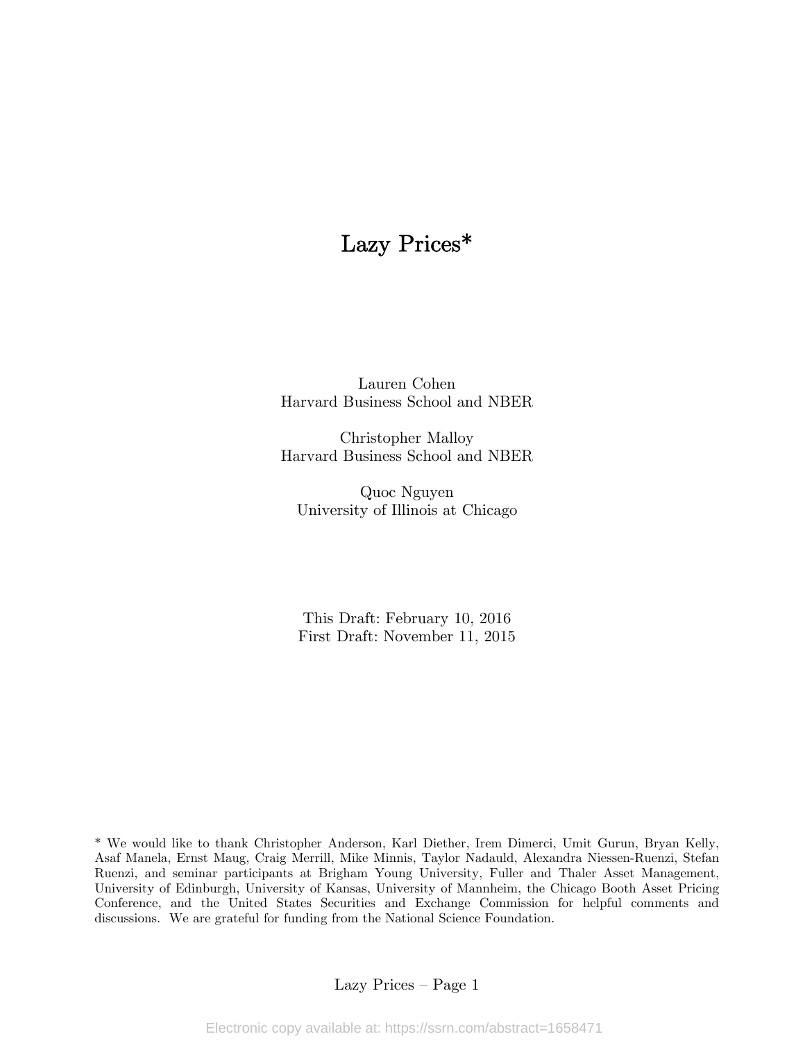# Lazy Prices*

Lauren Cohen
Harvard Business School and NBER

Christopher Malloy
Harvard Business School and NBER

Quoc Nguyen
University of Illinois at Chicago

This Draft: February 10, 2016
First Draft: November 11, 2015

* We would like to thank Christopher Anderson, Karl Diether, Irem Dimerci, Umit Gurun, Bryan Kelly, Asaf Manela, Ernst Maug, Craig Merrill, Mike Minnis, Taylor Nadauld, Alexandra Niessen-Ruenzi, Stefan Ruenzi, and seminar participants at Brigham Young University, Fuller and Thaler Asset Management, University of Edinburgh, University of Kansas, University of Mannheim, the Chicago Booth Asset Pricing Conference, and the United States Securities and Exchange Commission for helpful comments and discussions. We are grateful for funding from the National Science Foundation.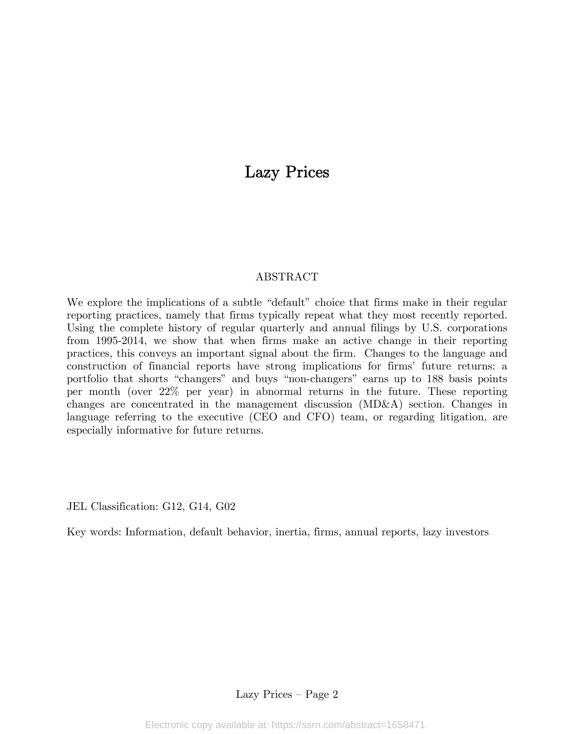# Lazy Prices

## ABSTRACT

We explore the implications of a subtle "default" choice that firms make in their regular reporting practices, namely that firms typically repeat what they most recently reported. Using the complete history of regular quarterly and annual filings by U.S. corporations from 1995-2014, we show that when firms make an active change in their reporting practices, this conveys an important signal about the firm. Changes to the language and construction of financial reports have strong implications for firms' future returns: a portfolio that shorts "changers" and buys "non-changers" earns up to 188 basis points per month (over 22% per year) in abnormal returns in the future. These reporting changes are concentrated in the management discussion (MD&A) section. Changes in language referring to the executive (CEO and CFO) team, or regarding litigation, are especially informative for future returns.

JEL Classification: G12, G14, G02

Key words: Information, default behavior, inertia, firms, annual reports, lazy investors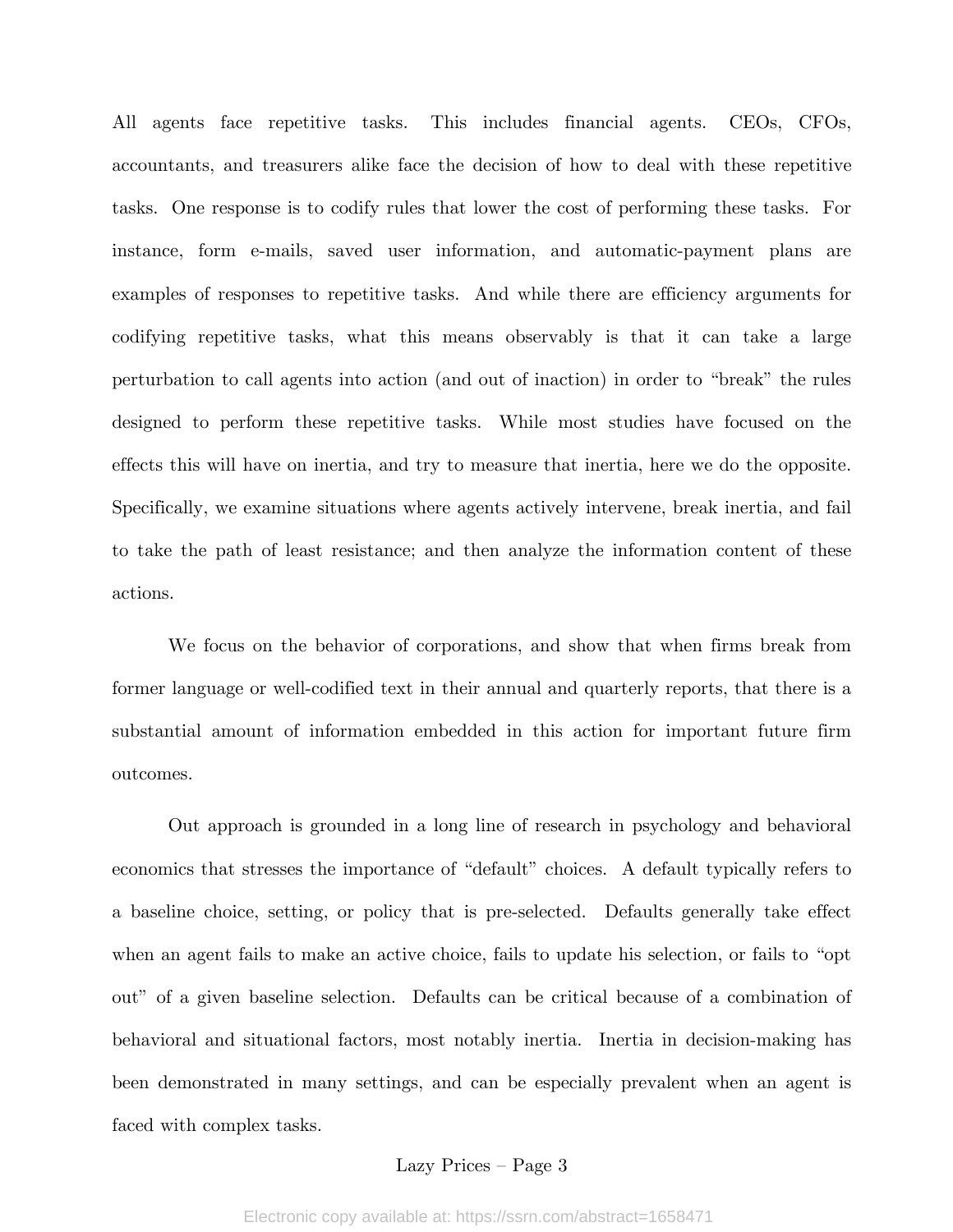All agents face repetitive tasks. This includes financial agents. CEOs, CFOs, accountants, and treasurers alike face the decision of how to deal with these repetitive tasks. One response is to codify rules that lower the cost of performing these tasks. For instance, form e-mails, saved user information, and automatic-payment plans are examples of responses to repetitive tasks. And while there are efficiency arguments for codifying repetitive tasks, what this means observably is that it can take a large perturbation to call agents into action (and out of inaction) in order to "break" the rules designed to perform these repetitive tasks. While most studies have focused on the effects this will have on inertia, and try to measure that inertia, here we do the opposite. Specifically, we examine situations where agents actively intervene, break inertia, and fail to take the path of least resistance; and then analyze the information content of these actions.

We focus on the behavior of corporations, and show that when firms break from former language or well-codified text in their annual and quarterly reports, that there is a substantial amount of information embedded in this action for important future firm outcomes.

Out approach is grounded in a long line of research in psychology and behavioral economics that stresses the importance of "default" choices. A default typically refers to a baseline choice, setting, or policy that is pre-selected. Defaults generally take effect when an agent fails to make an active choice, fails to update his selection, or fails to "opt out" of a given baseline selection. Defaults can be critical because of a combination of behavioral and situational factors, most notably inertia. Inertia in decision-making has been demonstrated in many settings, and can be especially prevalent when an agent is faced with complex tasks.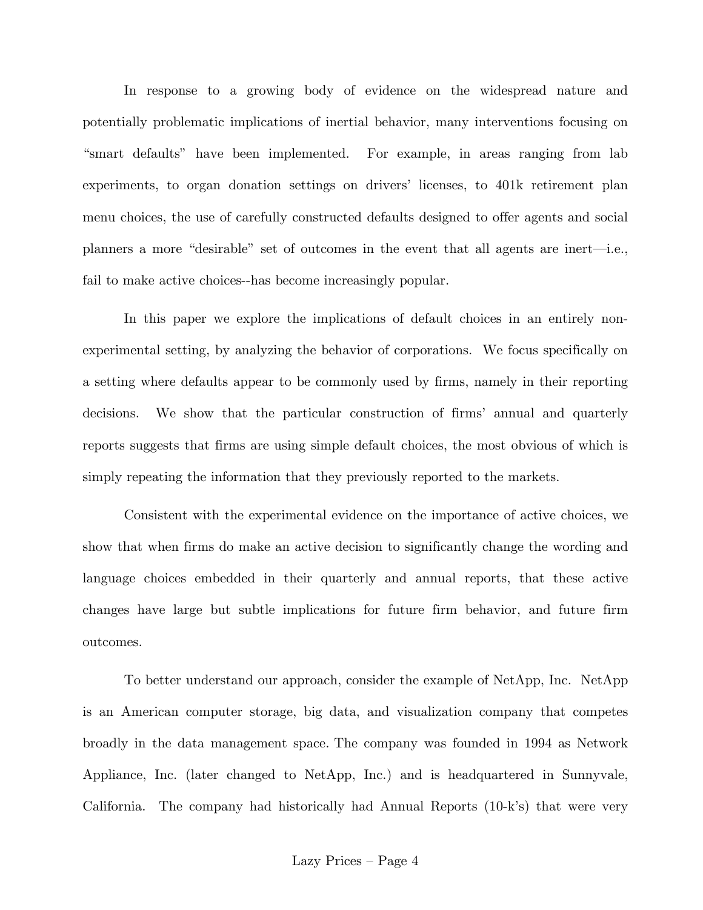In response to a growing body of evidence on the widespread nature and potentially problematic implications of inertial behavior, many interventions focusing on "smart defaults" have been implemented. For example, in areas ranging from lab experiments, to organ donation settings on drivers' licenses, to 401k retirement plan menu choices, the use of carefully constructed defaults designed to offer agents and social planners a more "desirable" set of outcomes in the event that all agents are inert—i.e., fail to make active choices--has become increasingly popular.

In this paper we explore the implications of default choices in an entirely non-experimental setting, by analyzing the behavior of corporations. We focus specifically on a setting where defaults appear to be commonly used by firms, namely in their reporting decisions. We show that the particular construction of firms' annual and quarterly reports suggests that firms are using simple default choices, the most obvious of which is simply repeating the information that they previously reported to the markets.

Consistent with the experimental evidence on the importance of active choices, we show that when firms do make an active decision to significantly change the wording and language choices embedded in their quarterly and annual reports, that these active changes have large but subtle implications for future firm behavior, and future firm outcomes.

To better understand our approach, consider the example of NetApp, Inc. NetApp is an American computer storage, big data, and visualization company that competes broadly in the data management space. The company was founded in 1994 as Network Appliance, Inc. (later changed to NetApp, Inc.) and is headquartered in Sunnyvale, California. The company had historically had Annual Reports (10-k's) that were very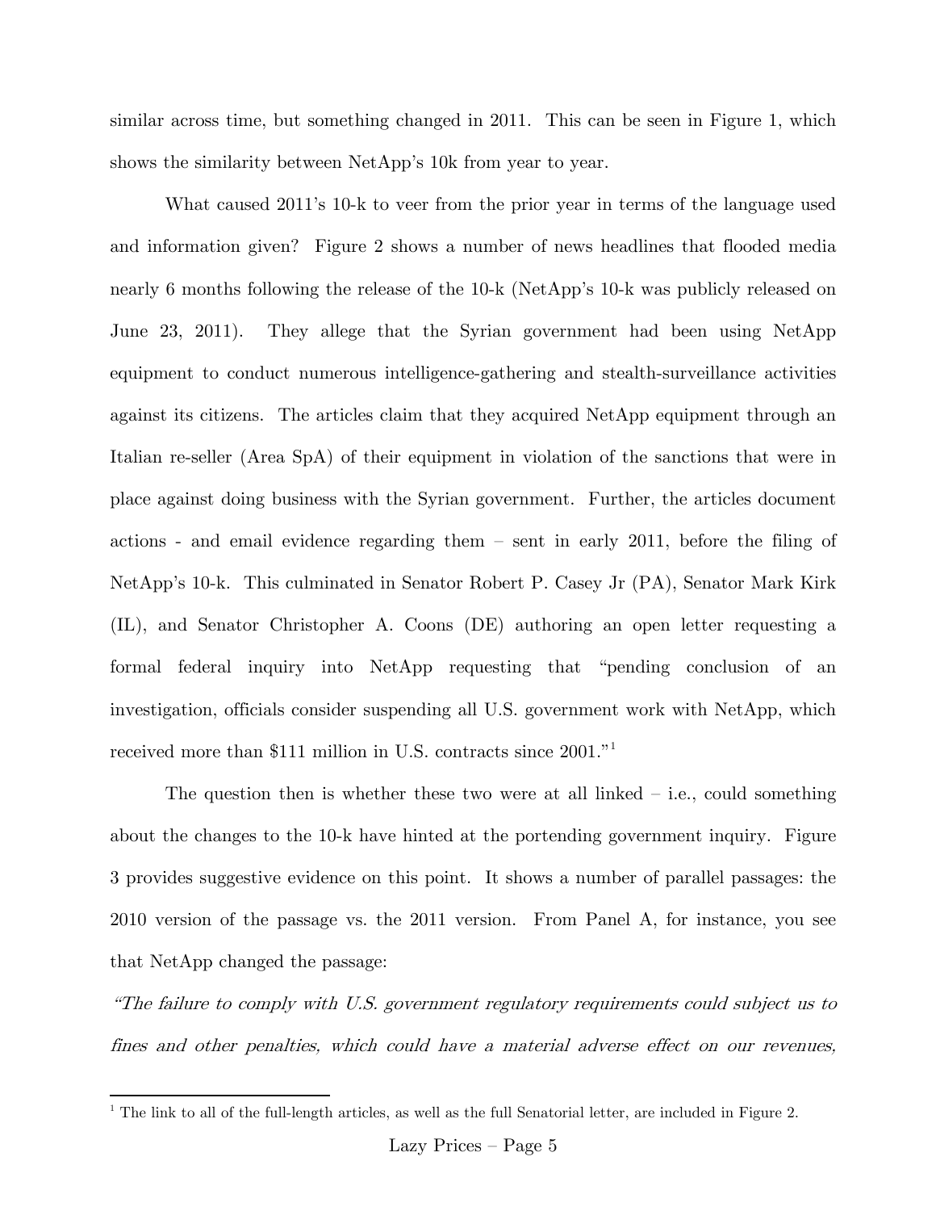similar across time, but something changed in 2011. This can be seen in Figure 1, which shows the similarity between NetApp's 10k from year to year.

What caused 2011's 10-k to veer from the prior year in terms of the language used and information given? Figure 2 shows a number of news headlines that flooded media nearly 6 months following the release of the 10-k (NetApp's 10-k was publicly released on June 23, 2011). They allege that the Syrian government had been using NetApp equipment to conduct numerous intelligence-gathering and stealth-surveillance activities against its citizens. The articles claim that they acquired NetApp equipment through an Italian re-seller (Area SpA) of their equipment in violation of the sanctions that were in place against doing business with the Syrian government. Further, the articles document actions - and email evidence regarding them – sent in early 2011, before the filing of NetApp's 10-k. This culminated in Senator Robert P. Casey Jr (PA), Senator Mark Kirk (IL), and Senator Christopher A. Coons (DE) authoring an open letter requesting a formal federal inquiry into NetApp requesting that "pending conclusion of an investigation, officials consider suspending all U.S. government work with NetApp, which received more than $111 million in U.S. contracts since 2001."[1]

The question then is whether these two were at all linked – i.e., could something about the changes to the 10-k have hinted at the portending government inquiry. Figure 3 provides suggestive evidence on this point. It shows a number of parallel passages: the 2010 version of the passage vs. the 2011 version. From Panel A, for instance, you see that NetApp changed the passage:

*"The failure to comply with U.S. government regulatory requirements could subject us to fines and other penalties, which could have a material adverse effect on our revenues,*

[1] The link to all of the full-length articles, as well as the full Senatorial letter, are included in Figure 2.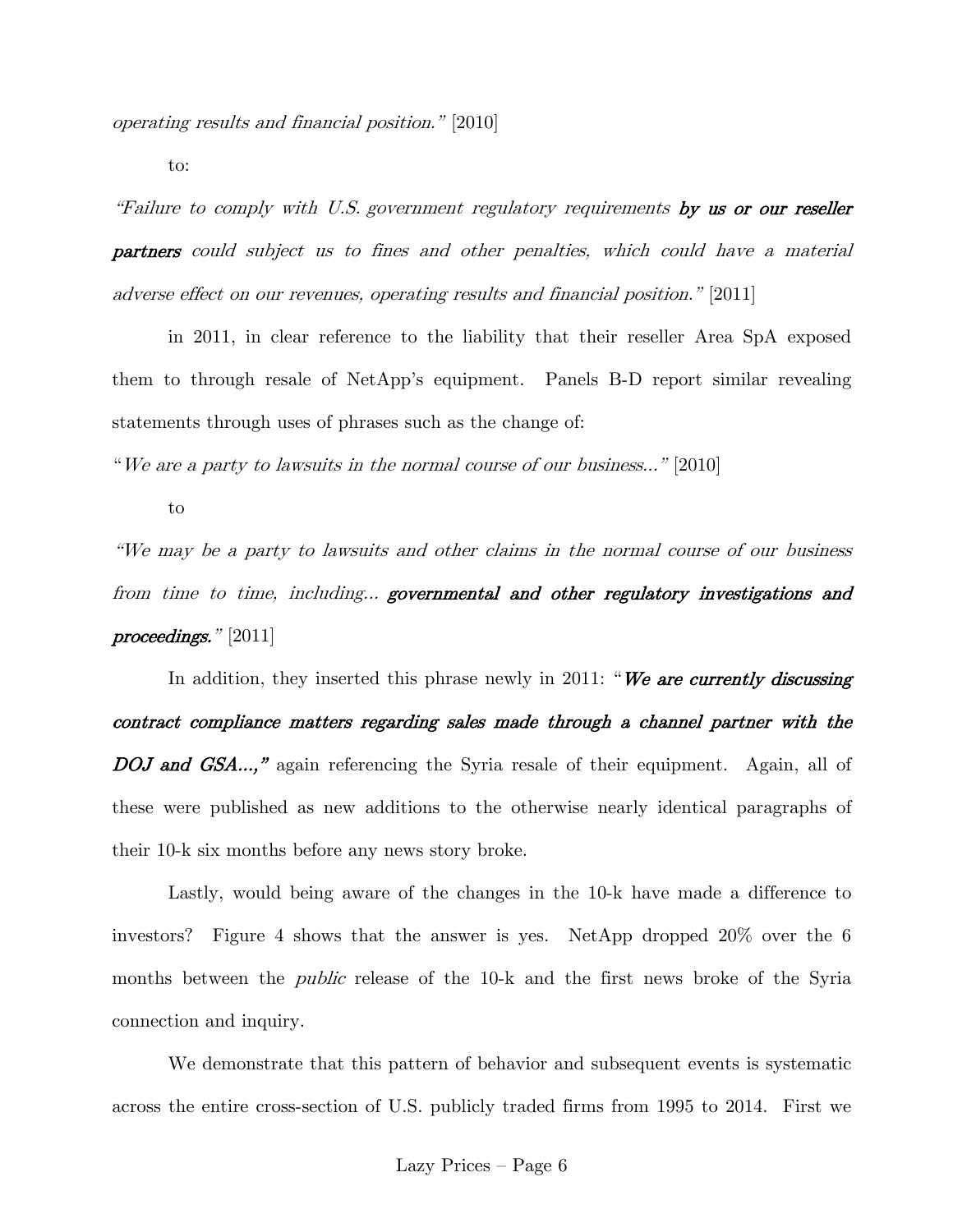*operating results and financial position."* [2010]

to:

*"Failure to comply with U.S. government regulatory requirements* ***by us or our reseller partners*** *could subject us to fines and other penalties, which could have a material adverse effect on our revenues, operating results and financial position."* [2011]

in 2011, in clear reference to the liability that their reseller Area SpA exposed them to through resale of NetApp's equipment. Panels B-D report similar revealing statements through uses of phrases such as the change of:

"*We are a party to lawsuits in the normal course of our business..."* [2010]

to

*"We may be a party to lawsuits and other claims in the normal course of our business from time to time, including...* ***governmental and other regulatory investigations and proceedings.****"* [2011]

In addition, they inserted this phrase newly in 2011: "***We are currently discussing contract compliance matters regarding sales made through a channel partner with the DOJ and GSA...,"*** again referencing the Syria resale of their equipment. Again, all of these were published as new additions to the otherwise nearly identical paragraphs of their 10-k six months before any news story broke.

Lastly, would being aware of the changes in the 10-k have made a difference to investors? Figure 4 shows that the answer is yes. NetApp dropped 20% over the 6 months between the *public* release of the 10-k and the first news broke of the Syria connection and inquiry.

We demonstrate that this pattern of behavior and subsequent events is systematic across the entire cross-section of U.S. publicly traded firms from 1995 to 2014. First we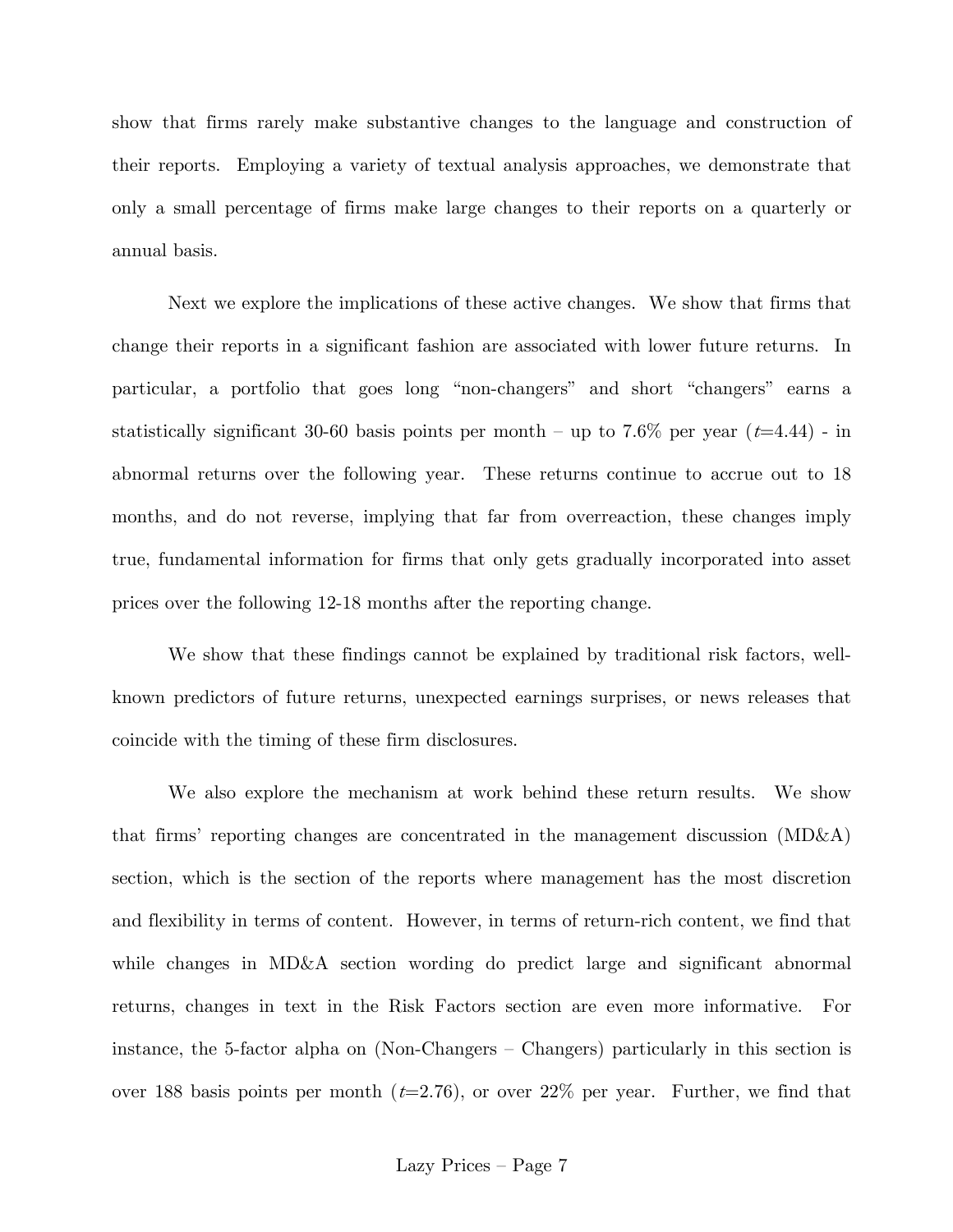show that firms rarely make substantive changes to the language and construction of their reports. Employing a variety of textual analysis approaches, we demonstrate that only a small percentage of firms make large changes to their reports on a quarterly or annual basis.

Next we explore the implications of these active changes. We show that firms that change their reports in a significant fashion are associated with lower future returns. In particular, a portfolio that goes long "non-changers" and short "changers" earns a statistically significant 30-60 basis points per month – up to 7.6% per year ($t$=4.44) - in abnormal returns over the following year. These returns continue to accrue out to 18 months, and do not reverse, implying that far from overreaction, these changes imply true, fundamental information for firms that only gets gradually incorporated into asset prices over the following 12-18 months after the reporting change.

We show that these findings cannot be explained by traditional risk factors, well-known predictors of future returns, unexpected earnings surprises, or news releases that coincide with the timing of these firm disclosures.

We also explore the mechanism at work behind these return results. We show that firms' reporting changes are concentrated in the management discussion (MD&A) section, which is the section of the reports where management has the most discretion and flexibility in terms of content. However, in terms of return-rich content, we find that while changes in MD&A section wording do predict large and significant abnormal returns, changes in text in the Risk Factors section are even more informative. For instance, the 5-factor alpha on (Non-Changers – Changers) particularly in this section is over 188 basis points per month ($t$=2.76), or over 22% per year. Further, we find that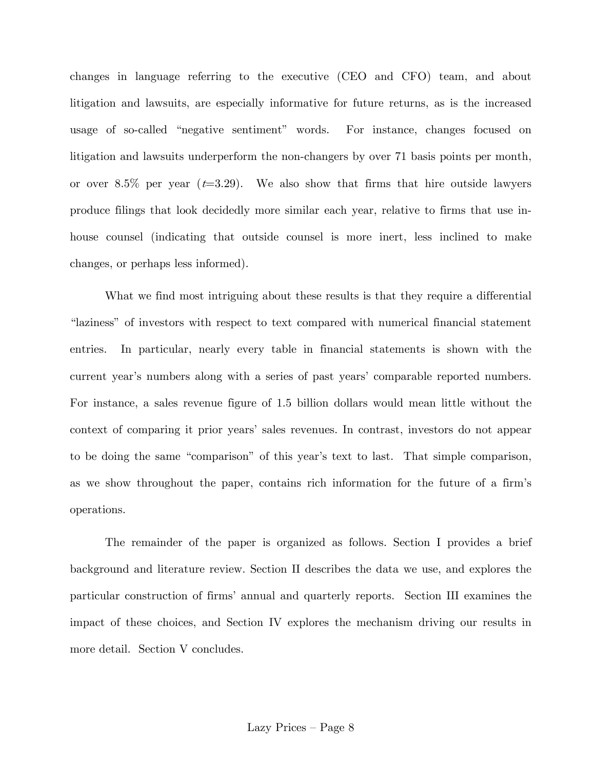changes in language referring to the executive (CEO and CFO) team, and about litigation and lawsuits, are especially informative for future returns, as is the increased usage of so-called "negative sentiment" words. For instance, changes focused on litigation and lawsuits underperform the non-changers by over 71 basis points per month, or over 8.5% per year ($t$=3.29). We also show that firms that hire outside lawyers produce filings that look decidedly more similar each year, relative to firms that use in-house counsel (indicating that outside counsel is more inert, less inclined to make changes, or perhaps less informed).

What we find most intriguing about these results is that they require a differential "laziness" of investors with respect to text compared with numerical financial statement entries. In particular, nearly every table in financial statements is shown with the current year's numbers along with a series of past years' comparable reported numbers. For instance, a sales revenue figure of 1.5 billion dollars would mean little without the context of comparing it prior years' sales revenues. In contrast, investors do not appear to be doing the same "comparison" of this year's text to last. That simple comparison, as we show throughout the paper, contains rich information for the future of a firm's operations.

The remainder of the paper is organized as follows. Section I provides a brief background and literature review. Section II describes the data we use, and explores the particular construction of firms' annual and quarterly reports. Section III examines the impact of these choices, and Section IV explores the mechanism driving our results in more detail. Section V concludes.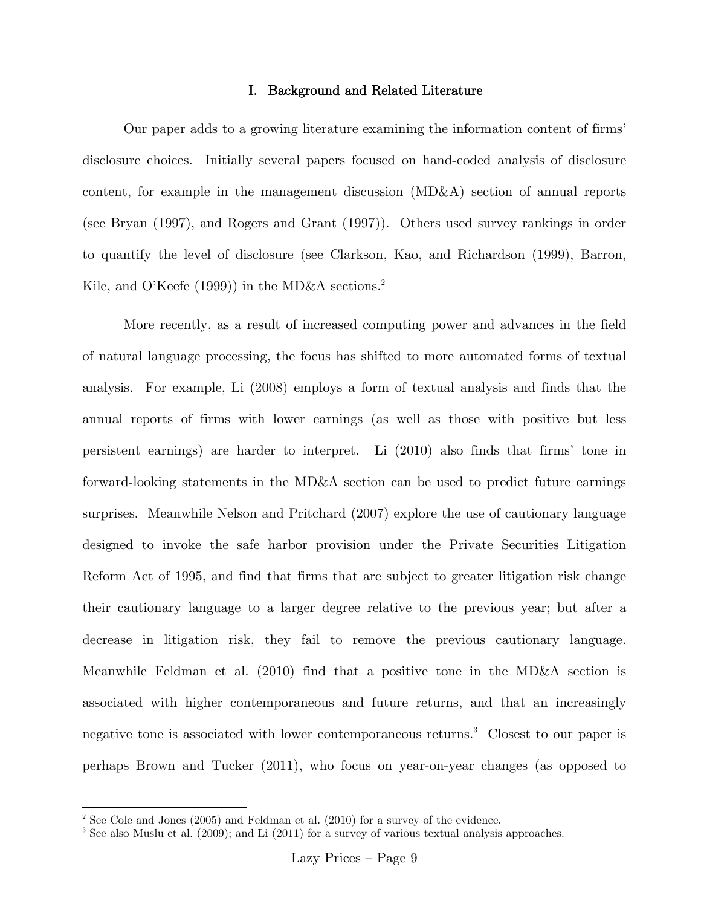## I. Background and Related Literature

Our paper adds to a growing literature examining the information content of firms' disclosure choices. Initially several papers focused on hand-coded analysis of disclosure content, for example in the management discussion (MD&A) section of annual reports (see Bryan (1997), and Rogers and Grant (1997)). Others used survey rankings in order to quantify the level of disclosure (see Clarkson, Kao, and Richardson (1999), Barron, Kile, and O'Keefe (1999)) in the MD&A sections.[2]

More recently, as a result of increased computing power and advances in the field of natural language processing, the focus has shifted to more automated forms of textual analysis. For example, Li (2008) employs a form of textual analysis and finds that the annual reports of firms with lower earnings (as well as those with positive but less persistent earnings) are harder to interpret. Li (2010) also finds that firms' tone in forward-looking statements in the MD&A section can be used to predict future earnings surprises. Meanwhile Nelson and Pritchard (2007) explore the use of cautionary language designed to invoke the safe harbor provision under the Private Securities Litigation Reform Act of 1995, and find that firms that are subject to greater litigation risk change their cautionary language to a larger degree relative to the previous year; but after a decrease in litigation risk, they fail to remove the previous cautionary language. Meanwhile Feldman et al. (2010) find that a positive tone in the MD&A section is associated with higher contemporaneous and future returns, and that an increasingly negative tone is associated with lower contemporaneous returns.[3] Closest to our paper is perhaps Brown and Tucker (2011), who focus on year-on-year changes (as opposed to

---

[2] See Cole and Jones (2005) and Feldman et al. (2010) for a survey of the evidence.

[3] See also Muslu et al. (2009); and Li (2011) for a survey of various textual analysis approaches.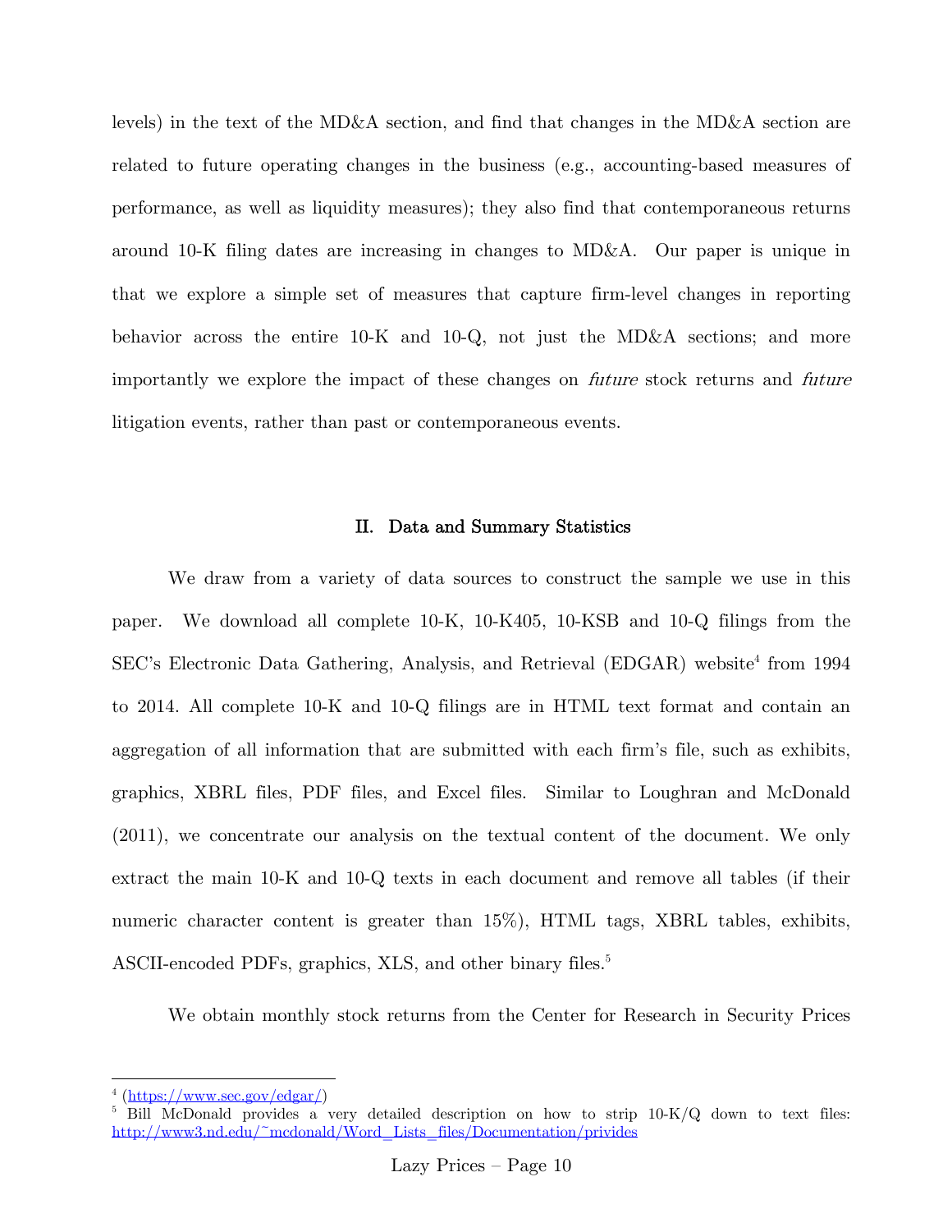levels) in the text of the MD&A section, and find that changes in the MD&A section are related to future operating changes in the business (e.g., accounting-based measures of performance, as well as liquidity measures); they also find that contemporaneous returns around 10-K filing dates are increasing in changes to MD&A. Our paper is unique in that we explore a simple set of measures that capture firm-level changes in reporting behavior across the entire 10-K and 10-Q, not just the MD&A sections; and more importantly we explore the impact of these changes on *future* stock returns and *future* litigation events, rather than past or contemporaneous events.

## II. Data and Summary Statistics

We draw from a variety of data sources to construct the sample we use in this paper. We download all complete 10-K, 10-K405, 10-KSB and 10-Q filings from the SEC's Electronic Data Gathering, Analysis, and Retrieval (EDGAR) website[4] from 1994 to 2014. All complete 10-K and 10-Q filings are in HTML text format and contain an aggregation of all information that are submitted with each firm's file, such as exhibits, graphics, XBRL files, PDF files, and Excel files. Similar to Loughran and McDonald (2011), we concentrate our analysis on the textual content of the document. We only extract the main 10-K and 10-Q texts in each document and remove all tables (if their numeric character content is greater than 15%), HTML tags, XBRL tables, exhibits, ASCII-encoded PDFs, graphics, XLS, and other binary files.[5]

We obtain monthly stock returns from the Center for Research in Security Prices

---

[4] (https://www.sec.gov/edgar/)

[5] Bill McDonald provides a very detailed description on how to strip 10-K/Q down to text files: http://www3.nd.edu/~mcdonald/Word_Lists_files/Documentation/privides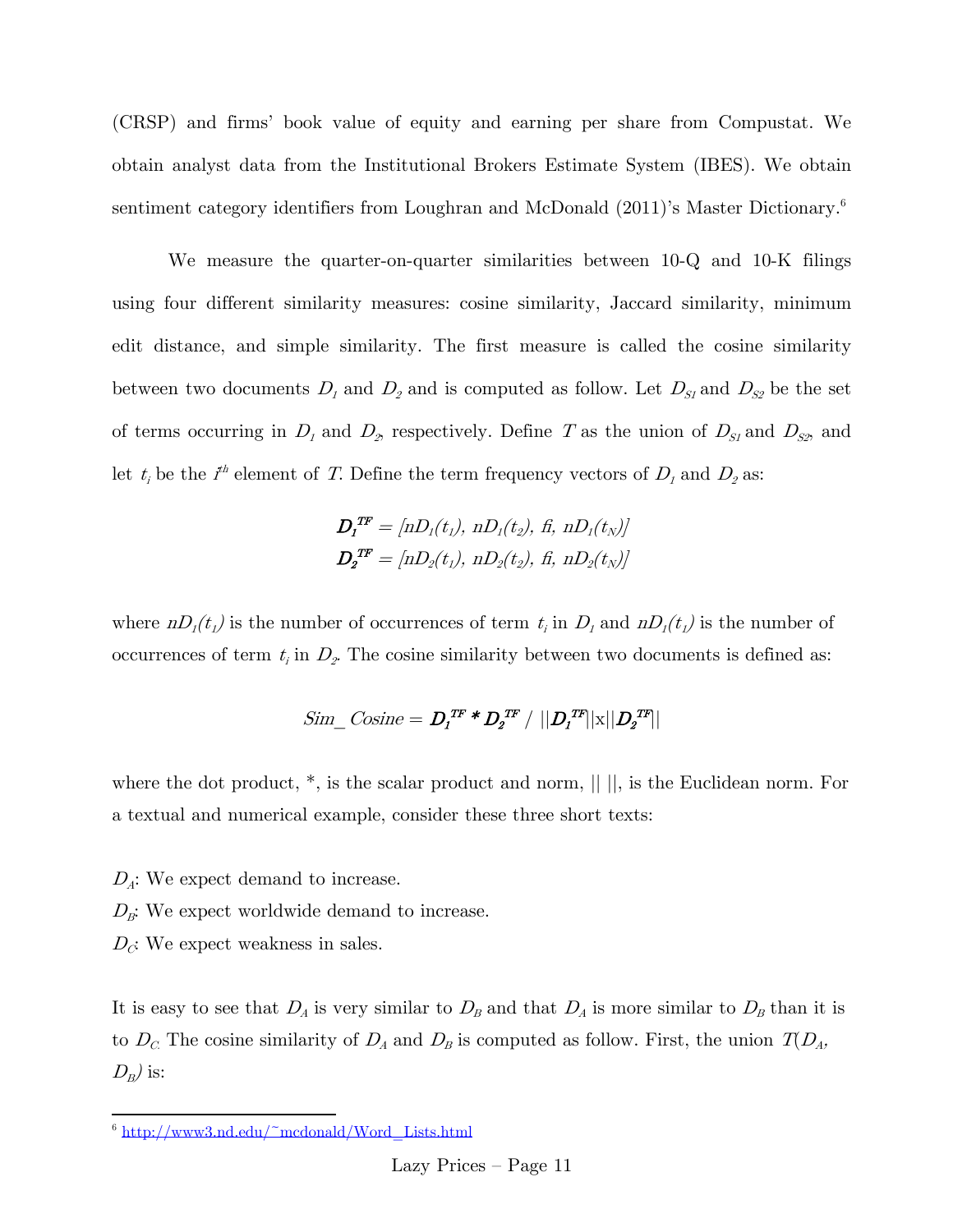(CRSP) and firms' book value of equity and earning per share from Compustat. We obtain analyst data from the Institutional Brokers Estimate System (IBES). We obtain sentiment category identifiers from Loughran and McDonald (2011)'s Master Dictionary.[6]

We measure the quarter-on-quarter similarities between 10-Q and 10-K filings using four different similarity measures: cosine similarity, Jaccard similarity, minimum edit distance, and simple similarity. The first measure is called the cosine similarity between two documents $D_1$ and $D_2$ and is computed as follow. Let $D_{S1}$ and $D_{S2}$ be the set of terms occurring in $D_1$ and $D_2$, respectively. Define $T$ as the union of $D_{S1}$ and $D_{S2}$, and let $t_i$ be the $i^{th}$ element of $T$. Define the term frequency vectors of $D_1$ and $D_2$ as:

$$\boldsymbol{D_1^{TF}} = [nD_1(t_1),\ nD_1(t_2),\ \ldots,\ nD_1(t_N)]$$
$$\boldsymbol{D_2^{TF}} = [nD_2(t_1),\ nD_2(t_2),\ \ldots,\ nD_2(t_N)]$$

where $nD_1(t_1)$ is the number of occurrences of term $t_i$ in $D_1$ and $nD_1(t_1)$ is the number of occurrences of term $t_i$ in $D_2$. The cosine similarity between two documents is defined as:

$$Sim\_\ Cosine = \boldsymbol{D_1^{TF}} * \boldsymbol{D_2^{TF}} \ / \ ||\boldsymbol{D_1^{TF}}|| \text{x} ||\boldsymbol{D_2^{TF}}||$$

where the dot product, *, is the scalar product and norm, || ||, is the Euclidean norm. For a textual and numerical example, consider these three short texts:

$D_A$: We expect demand to increase.
$D_B$: We expect worldwide demand to increase.
$D_C$: We expect weakness in sales.

It is easy to see that $D_A$ is very similar to $D_B$ and that $D_A$ is more similar to $D_B$ than it is to $D_C$. The cosine similarity of $D_A$ and $D_B$ is computed as follow. First, the union $T(D_A, D_B)$ is:

[6] http://www3.nd.edu/~mcdonald/Word_Lists.html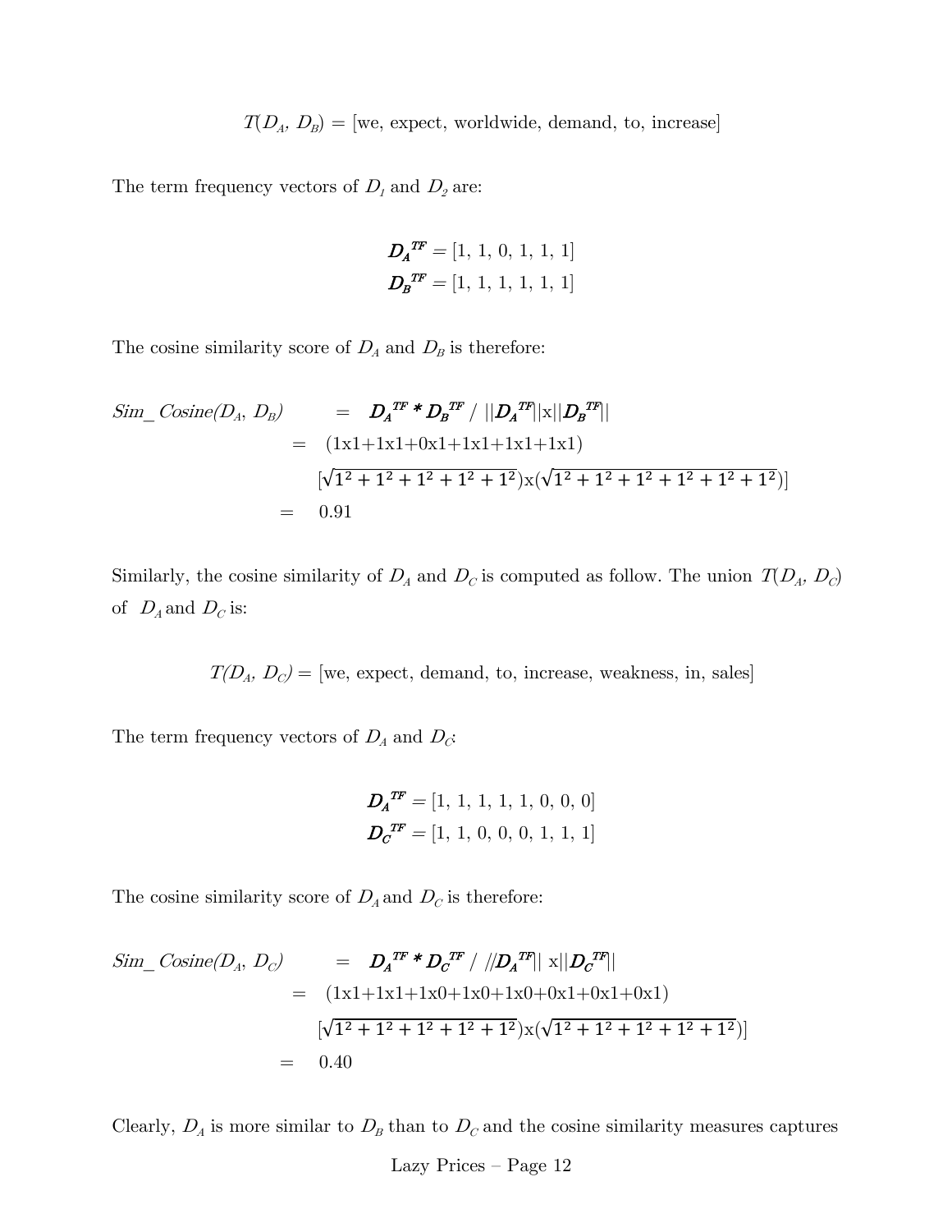$$T(D_A, D_B) = [\text{we, expect, worldwide, demand, to, increase}]$$

The term frequency vectors of $D_1$ and $D_2$ are:

$$\boldsymbol{D_A}^{\boldsymbol{TF}} = [1, 1, 0, 1, 1, 1]$$
$$\boldsymbol{D_B}^{\boldsymbol{TF}} = [1, 1, 1, 1, 1, 1]$$

The cosine similarity score of $D_A$ and $D_B$ is therefore:

$$
\begin{aligned}
Sim\_Cosine(D_A, D_B) &= \boldsymbol{D_A}^{\boldsymbol{TF}} * \boldsymbol{D_B}^{\boldsymbol{TF}} \,/\, ||\boldsymbol{D_A}^{\boldsymbol{TF}}|| \text{x} ||\boldsymbol{D_B}^{\boldsymbol{TF}}|| \\
&= \frac{(1\text{x}1+1\text{x}1+0\text{x}1+1\text{x}1+1\text{x}1+1\text{x}1)}{[\sqrt{1^2+1^2+1^2+1^2+1^2})\text{x}(\sqrt{1^2+1^2+1^2+1^2+1^2+1^2})]} \\
&= 0.91
\end{aligned}
$$

Similarly, the cosine similarity of $D_A$ and $D_C$ is computed as follow. The union $T(D_A, D_C)$ of $D_A$ and $D_C$ is:

$$T(D_A, D_C) = [\text{we, expect, demand, to, increase, weakness, in, sales}]$$

The term frequency vectors of $D_A$ and $D_C$:

$$\boldsymbol{D_A}^{\boldsymbol{TF}} = [1, 1, 1, 1, 1, 0, 0, 0]$$
$$\boldsymbol{D_C}^{\boldsymbol{TF}} = [1, 1, 0, 0, 0, 1, 1, 1]$$

The cosine similarity score of $D_A$ and $D_C$ is therefore:

$$
\begin{aligned}
Sim\_Cosine(D_A, D_C) &= \boldsymbol{D_A}^{\boldsymbol{TF}} * \boldsymbol{D_C}^{\boldsymbol{TF}} \,/\, //\boldsymbol{D_A}^{\boldsymbol{TF}}|| \text{ x} ||\boldsymbol{D_C}^{\boldsymbol{TF}}|| \\
&= \frac{(1\text{x}1+1\text{x}1+1\text{x}0+1\text{x}0+1\text{x}0+0\text{x}1+0\text{x}1+0\text{x}1)}{[\sqrt{1^2+1^2+1^2+1^2+1^2})\text{x}(\sqrt{1^2+1^2+1^2+1^2+1^2})]} \\
&= 0.40
\end{aligned}
$$

Clearly, $D_A$ is more similar to $D_B$ than to $D_C$ and the cosine similarity measures captures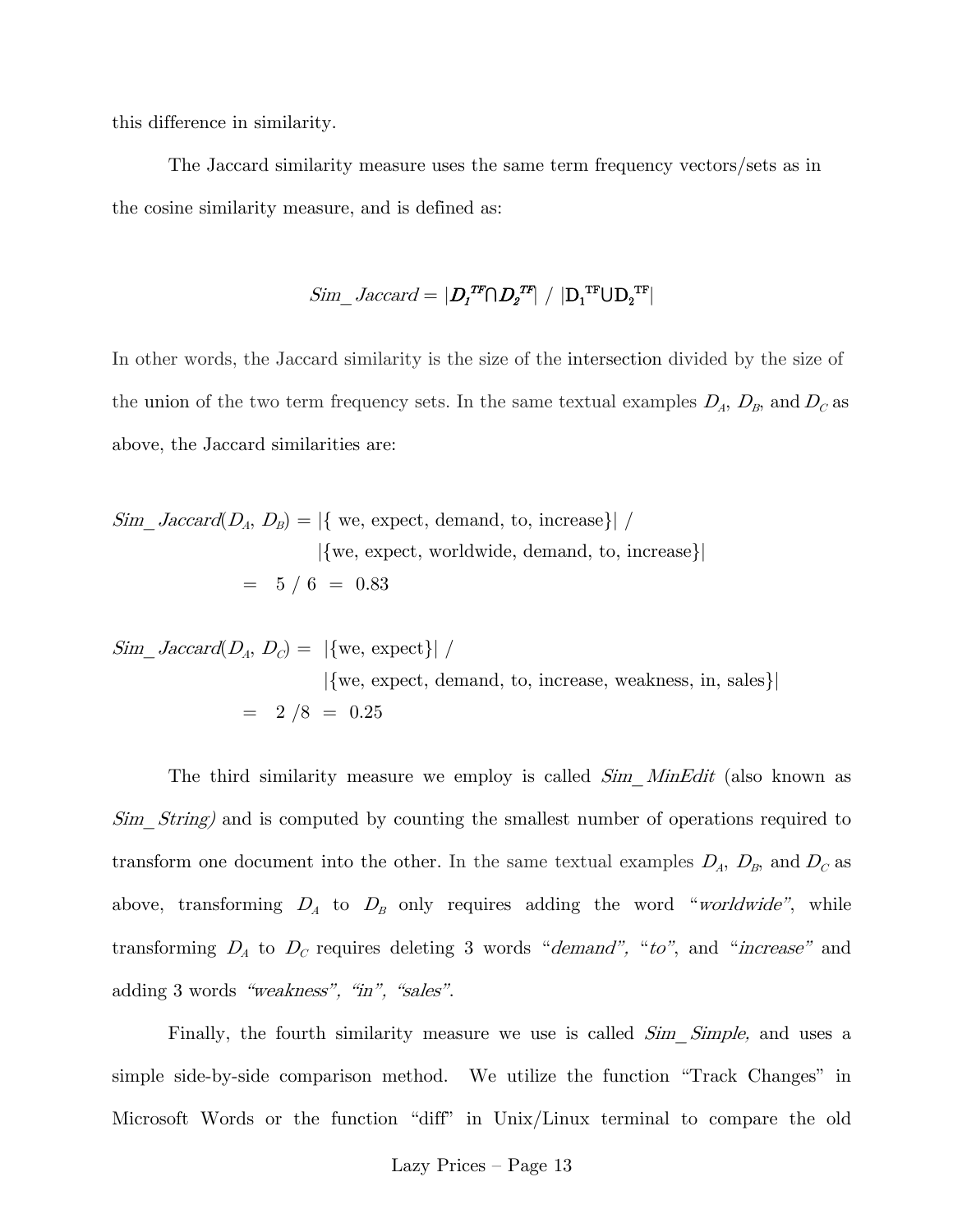this difference in similarity.

The Jaccard similarity measure uses the same term frequency vectors/sets as in the cosine similarity measure, and is defined as:

$$Sim\_Jaccard = |D_1^{TF} \cap D_2^{TF}| \ / \ |D_1^{TF} \cup D_2^{TF}|$$

In other words, the Jaccard similarity is the size of the intersection divided by the size of the union of the two term frequency sets. In the same textual examples $D_A$, $D_B$, and $D_C$ as above, the Jaccard similarities are:

$$\begin{aligned} Sim\_Jaccard(D_A, D_B) &= |\{\text{we, expect, demand, to, increase}\}| \ / \\ &\quad\ |\{\text{we, expect, worldwide, demand, to, increase}\}| \\ &= 5 / 6 = 0.83 \end{aligned}$$

$$\begin{aligned} Sim\_Jaccard(D_A, D_C) &= |\{\text{we, expect}\}| \ / \\ &\quad\ |\{\text{we, expect, demand, to, increase, weakness, in, sales}\}| \\ &= 2 / 8 = 0.25 \end{aligned}$$

The third similarity measure we employ is called *Sim_MinEdit* (also known as *Sim_String)* and is computed by counting the smallest number of operations required to transform one document into the other. In the same textual examples $D_A$, $D_B$, and $D_C$ as above, transforming $D_A$ to $D_B$ only requires adding the word "*worldwide*", while transforming $D_A$ to $D_C$ requires deleting 3 words "*demand*", "*to*", and "*increase*" and adding 3 words "*weakness*", "*in*", "*sales*".

Finally, the fourth similarity measure we use is called *Sim_Simple,* and uses a simple side-by-side comparison method. We utilize the function "Track Changes" in Microsoft Words or the function "diff" in Unix/Linux terminal to compare the old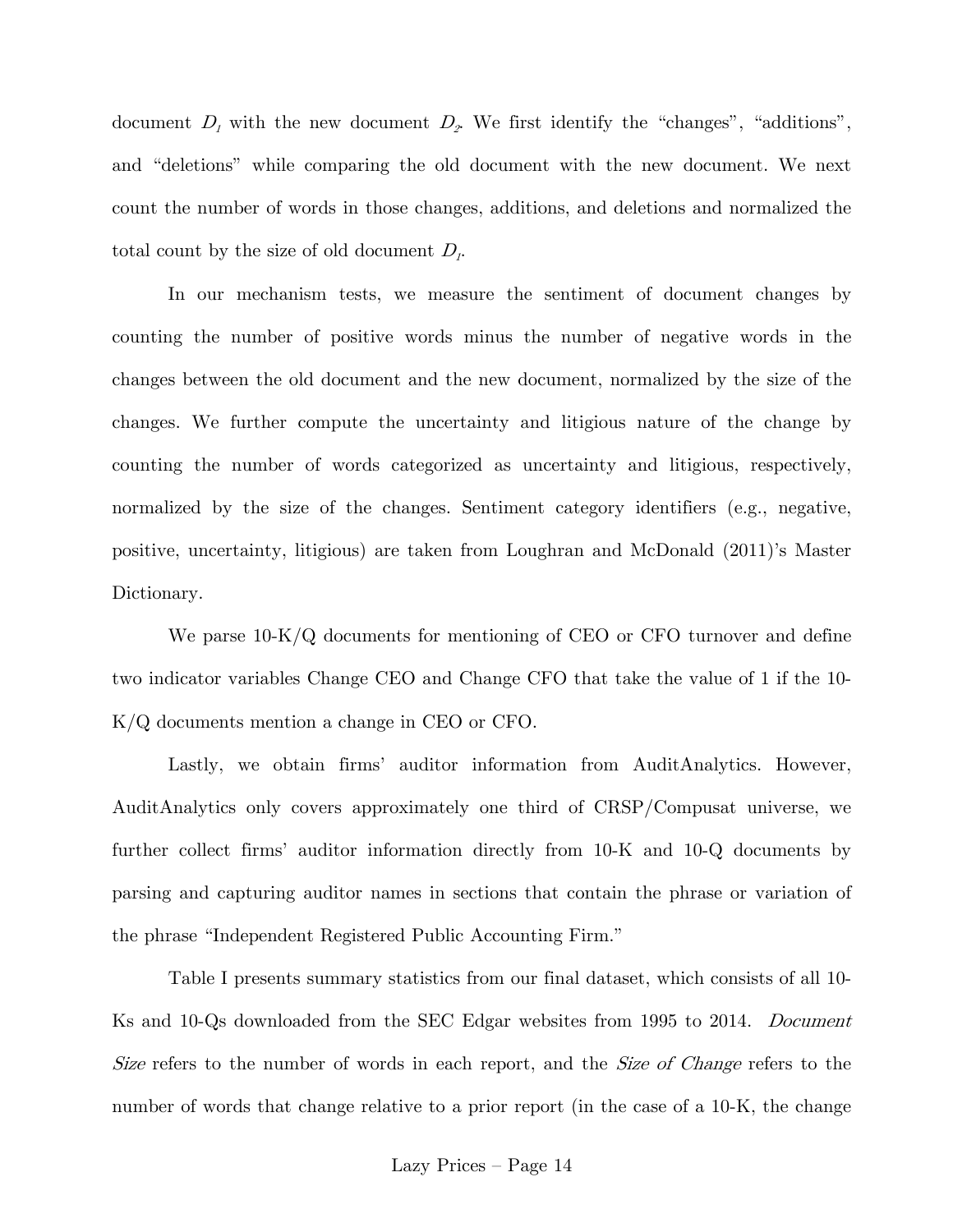document $D_1$ with the new document $D_2$. We first identify the "changes", "additions", and "deletions" while comparing the old document with the new document. We next count the number of words in those changes, additions, and deletions and normalized the total count by the size of old document $D_1$.

In our mechanism tests, we measure the sentiment of document changes by counting the number of positive words minus the number of negative words in the changes between the old document and the new document, normalized by the size of the changes. We further compute the uncertainty and litigious nature of the change by counting the number of words categorized as uncertainty and litigious, respectively, normalized by the size of the changes. Sentiment category identifiers (e.g., negative, positive, uncertainty, litigious) are taken from Loughran and McDonald (2011)'s Master Dictionary.

We parse 10-K/Q documents for mentioning of CEO or CFO turnover and define two indicator variables Change CEO and Change CFO that take the value of 1 if the 10-K/Q documents mention a change in CEO or CFO.

Lastly, we obtain firms' auditor information from AuditAnalytics. However, AuditAnalytics only covers approximately one third of CRSP/Compusat universe, we further collect firms' auditor information directly from 10-K and 10-Q documents by parsing and capturing auditor names in sections that contain the phrase or variation of the phrase "Independent Registered Public Accounting Firm."

Table I presents summary statistics from our final dataset, which consists of all 10-Ks and 10-Qs downloaded from the SEC Edgar websites from 1995 to 2014. *Document Size* refers to the number of words in each report, and the *Size of Change* refers to the number of words that change relative to a prior report (in the case of a 10-K, the change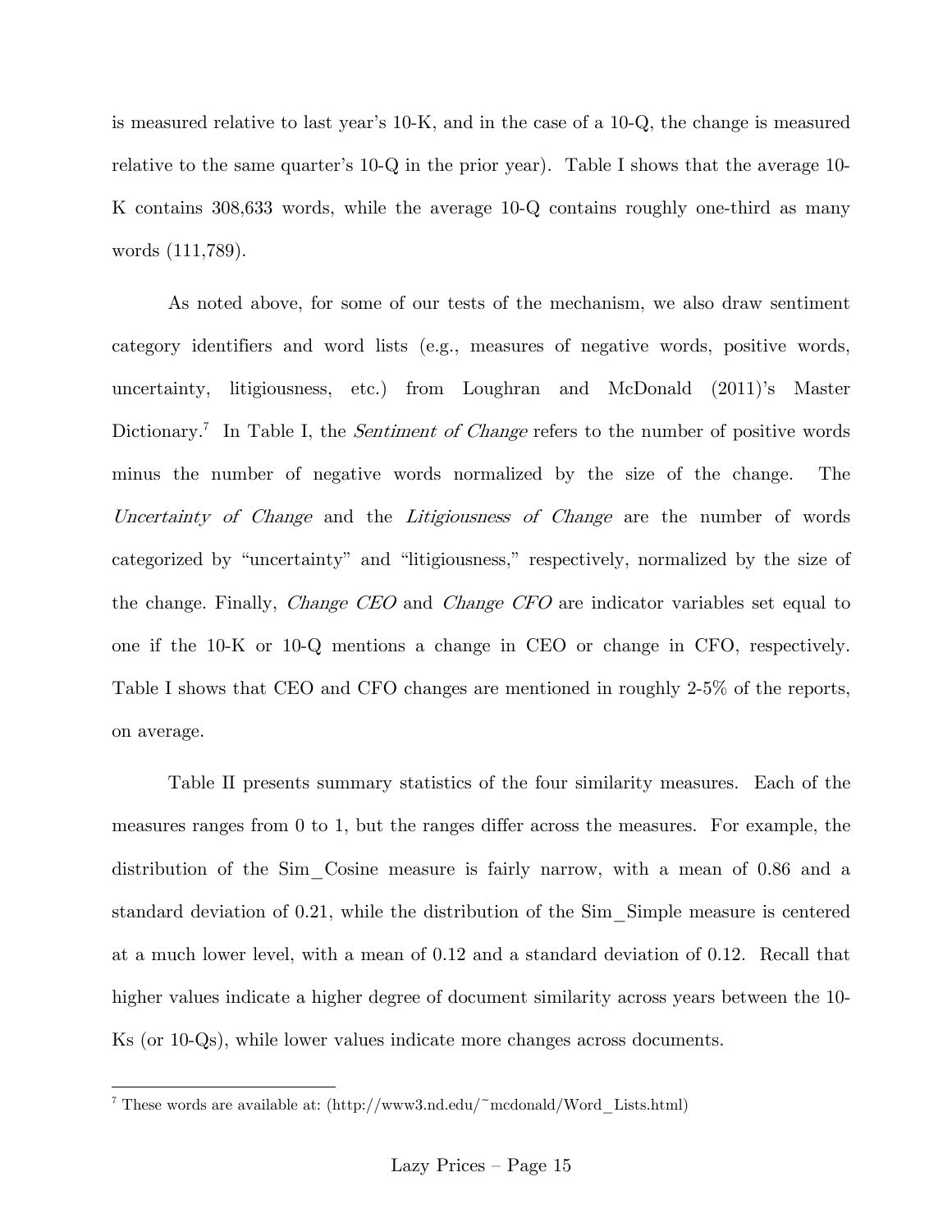is measured relative to last year's 10-K, and in the case of a 10-Q, the change is measured relative to the same quarter's 10-Q in the prior year). Table I shows that the average 10-K contains 308,633 words, while the average 10-Q contains roughly one-third as many words (111,789).

As noted above, for some of our tests of the mechanism, we also draw sentiment category identifiers and word lists (e.g., measures of negative words, positive words, uncertainty, litigiousness, etc.) from Loughran and McDonald (2011)'s Master Dictionary.[7] In Table I, the *Sentiment of Change* refers to the number of positive words minus the number of negative words normalized by the size of the change. The *Uncertainty of Change* and the *Litigiousness of Change* are the number of words categorized by "uncertainty" and "litigiousness," respectively, normalized by the size of the change. Finally, *Change CEO* and *Change CFO* are indicator variables set equal to one if the 10-K or 10-Q mentions a change in CEO or change in CFO, respectively. Table I shows that CEO and CFO changes are mentioned in roughly 2-5% of the reports, on average.

Table II presents summary statistics of the four similarity measures. Each of the measures ranges from 0 to 1, but the ranges differ across the measures. For example, the distribution of the Sim_Cosine measure is fairly narrow, with a mean of 0.86 and a standard deviation of 0.21, while the distribution of the Sim_Simple measure is centered at a much lower level, with a mean of 0.12 and a standard deviation of 0.12. Recall that higher values indicate a higher degree of document similarity across years between the 10-Ks (or 10-Qs), while lower values indicate more changes across documents.

[7] These words are available at: (http://www3.nd.edu/~mcdonald/Word_Lists.html)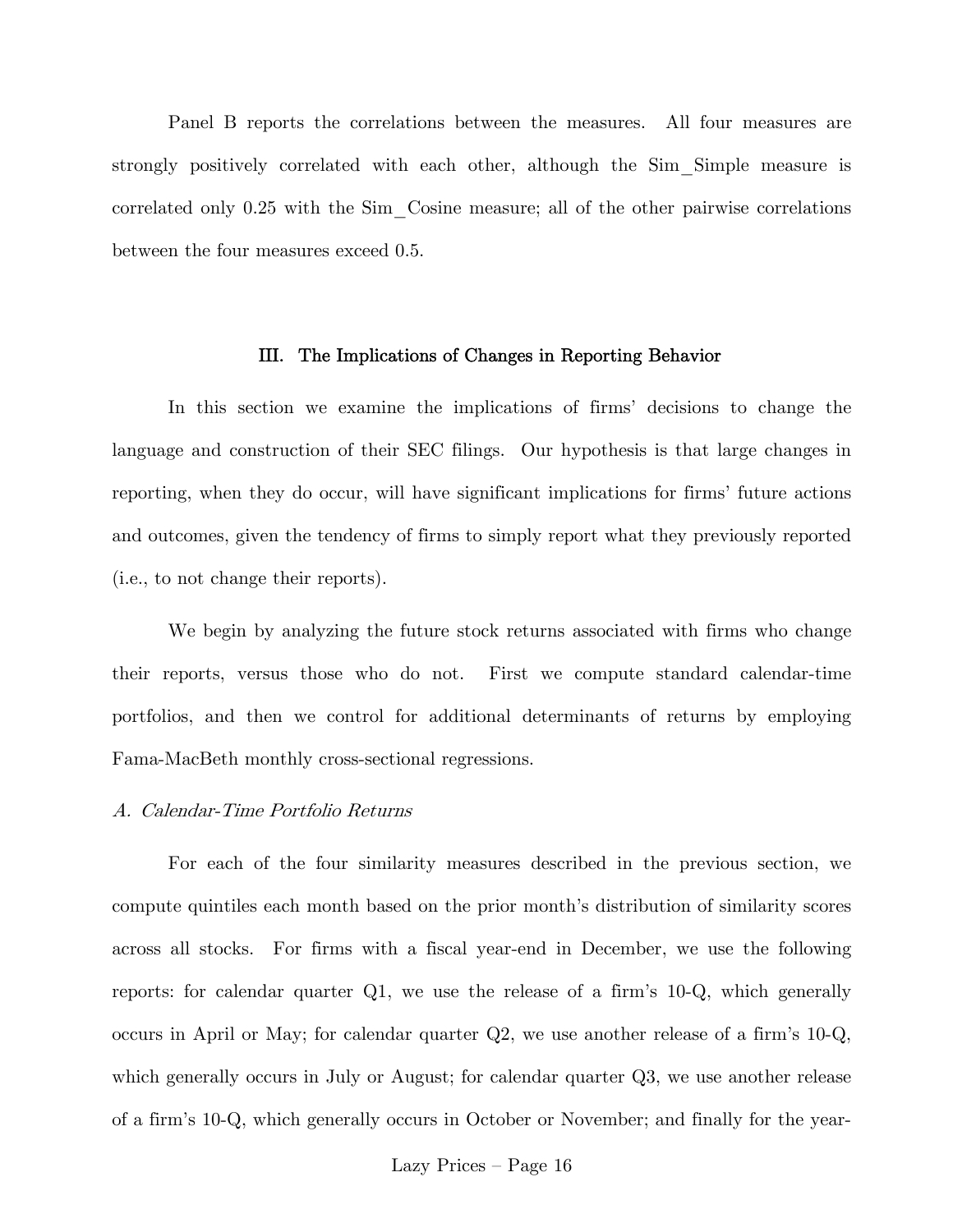Panel B reports the correlations between the measures. All four measures are strongly positively correlated with each other, although the Sim_Simple measure is correlated only 0.25 with the Sim_Cosine measure; all of the other pairwise correlations between the four measures exceed 0.5.

## III. The Implications of Changes in Reporting Behavior

In this section we examine the implications of firms' decisions to change the language and construction of their SEC filings. Our hypothesis is that large changes in reporting, when they do occur, will have significant implications for firms' future actions and outcomes, given the tendency of firms to simply report what they previously reported (i.e., to not change their reports).

We begin by analyzing the future stock returns associated with firms who change their reports, versus those who do not. First we compute standard calendar-time portfolios, and then we control for additional determinants of returns by employing Fama-MacBeth monthly cross-sectional regressions.

### *A. Calendar-Time Portfolio Returns*

For each of the four similarity measures described in the previous section, we compute quintiles each month based on the prior month's distribution of similarity scores across all stocks. For firms with a fiscal year-end in December, we use the following reports: for calendar quarter Q1, we use the release of a firm's 10-Q, which generally occurs in April or May; for calendar quarter Q2, we use another release of a firm's 10-Q, which generally occurs in July or August; for calendar quarter Q3, we use another release of a firm's 10-Q, which generally occurs in October or November; and finally for the year-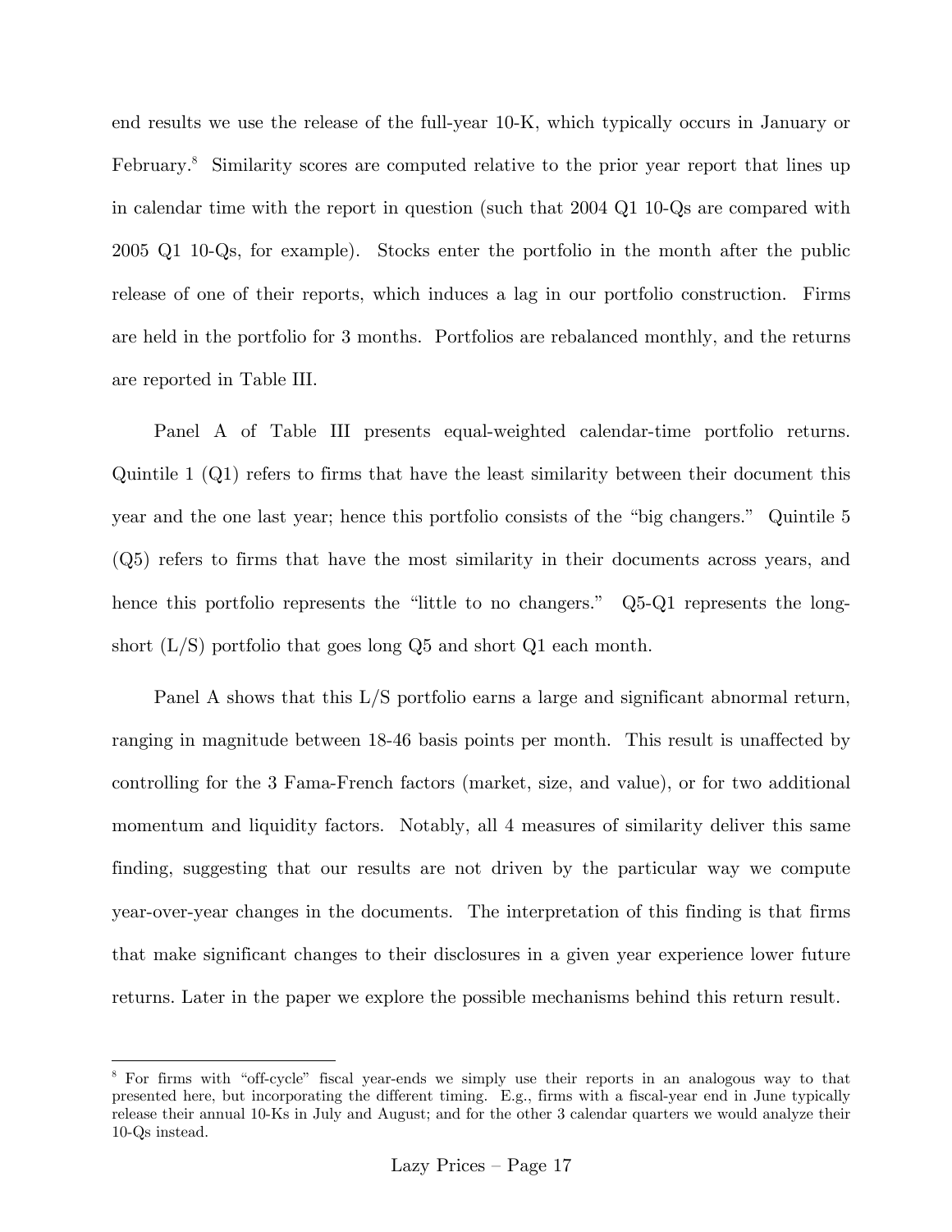end results we use the release of the full-year 10-K, which typically occurs in January or February.[8] Similarity scores are computed relative to the prior year report that lines up in calendar time with the report in question (such that 2004 Q1 10-Qs are compared with 2005 Q1 10-Qs, for example). Stocks enter the portfolio in the month after the public release of one of their reports, which induces a lag in our portfolio construction. Firms are held in the portfolio for 3 months. Portfolios are rebalanced monthly, and the returns are reported in Table III.

Panel A of Table III presents equal-weighted calendar-time portfolio returns. Quintile 1 (Q1) refers to firms that have the least similarity between their document this year and the one last year; hence this portfolio consists of the "big changers." Quintile 5 (Q5) refers to firms that have the most similarity in their documents across years, and hence this portfolio represents the "little to no changers." Q5-Q1 represents the long-short (L/S) portfolio that goes long Q5 and short Q1 each month.

Panel A shows that this L/S portfolio earns a large and significant abnormal return, ranging in magnitude between 18-46 basis points per month. This result is unaffected by controlling for the 3 Fama-French factors (market, size, and value), or for two additional momentum and liquidity factors. Notably, all 4 measures of similarity deliver this same finding, suggesting that our results are not driven by the particular way we compute year-over-year changes in the documents. The interpretation of this finding is that firms that make significant changes to their disclosures in a given year experience lower future returns. Later in the paper we explore the possible mechanisms behind this return result.

---

[8] For firms with "off-cycle" fiscal year-ends we simply use their reports in an analogous way to that presented here, but incorporating the different timing. E.g., firms with a fiscal-year end in June typically release their annual 10-Ks in July and August; and for the other 3 calendar quarters we would analyze their 10-Qs instead.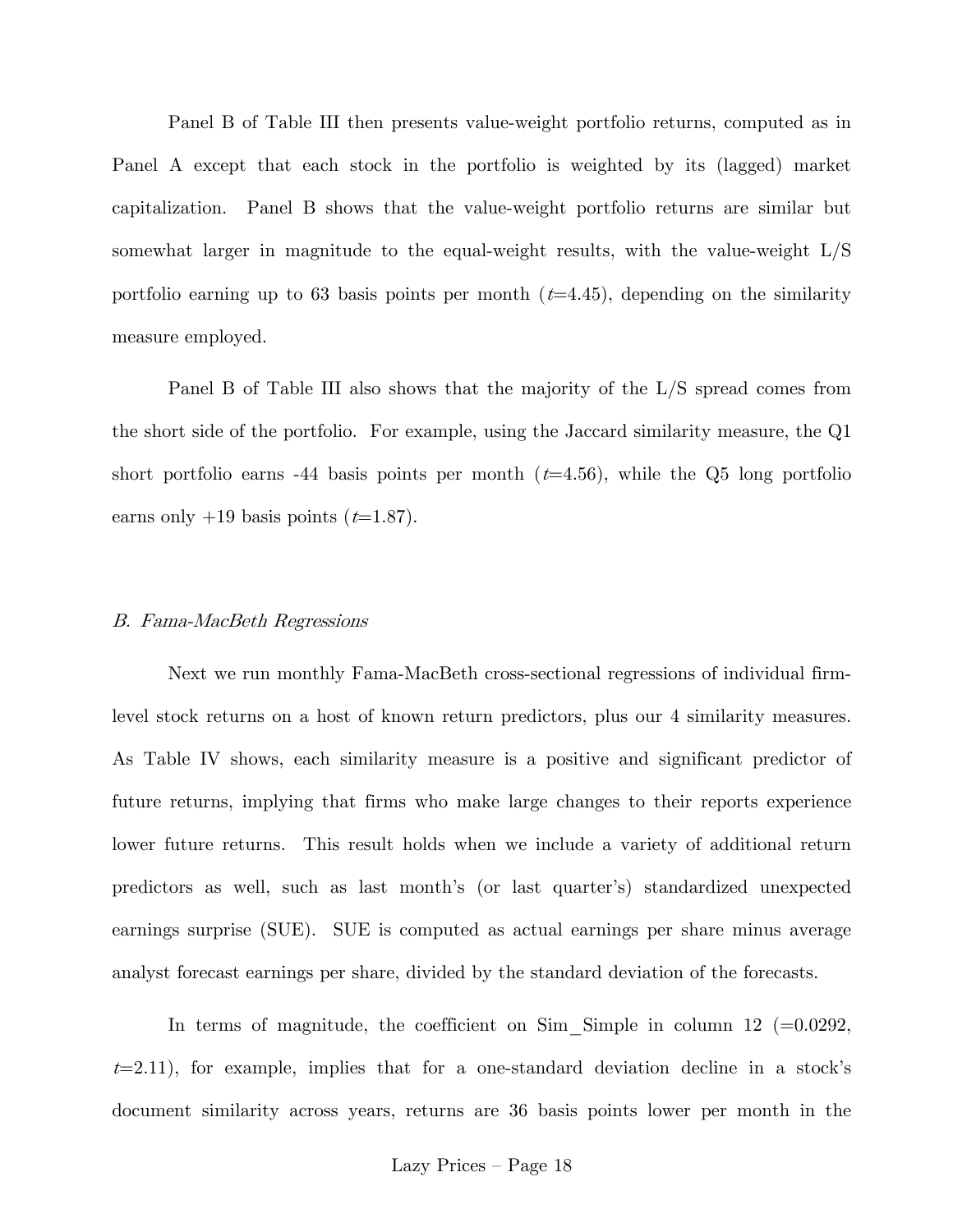Panel B of Table III then presents value-weight portfolio returns, computed as in Panel A except that each stock in the portfolio is weighted by its (lagged) market capitalization. Panel B shows that the value-weight portfolio returns are similar but somewhat larger in magnitude to the equal-weight results, with the value-weight L/S portfolio earning up to 63 basis points per month ($t$=4.45), depending on the similarity measure employed.

Panel B of Table III also shows that the majority of the L/S spread comes from the short side of the portfolio. For example, using the Jaccard similarity measure, the Q1 short portfolio earns -44 basis points per month ($t$=4.56), while the Q5 long portfolio earns only +19 basis points ($t$=1.87).

### *B. Fama-MacBeth Regressions*

Next we run monthly Fama-MacBeth cross-sectional regressions of individual firm-level stock returns on a host of known return predictors, plus our 4 similarity measures. As Table IV shows, each similarity measure is a positive and significant predictor of future returns, implying that firms who make large changes to their reports experience lower future returns. This result holds when we include a variety of additional return predictors as well, such as last month's (or last quarter's) standardized unexpected earnings surprise (SUE). SUE is computed as actual earnings per share minus average analyst forecast earnings per share, divided by the standard deviation of the forecasts.

In terms of magnitude, the coefficient on Sim_Simple in column 12 (=0.0292, $t$=2.11), for example, implies that for a one-standard deviation decline in a stock's document similarity across years, returns are 36 basis points lower per month in the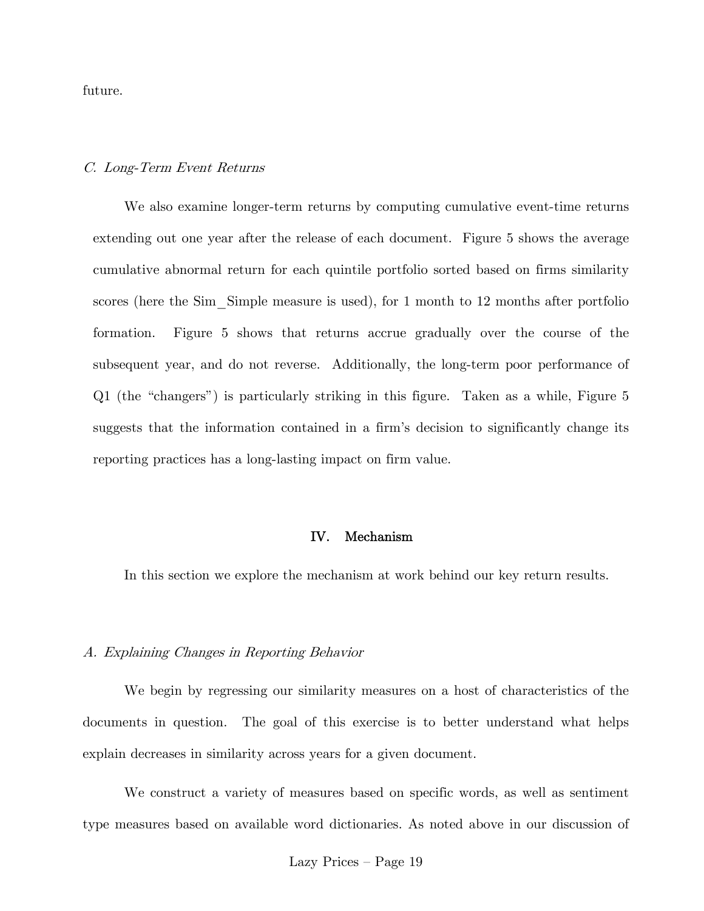future.

*C. Long-Term Event Returns*

We also examine longer-term returns by computing cumulative event-time returns extending out one year after the release of each document. Figure 5 shows the average cumulative abnormal return for each quintile portfolio sorted based on firms similarity scores (here the Sim_Simple measure is used), for 1 month to 12 months after portfolio formation. Figure 5 shows that returns accrue gradually over the course of the subsequent year, and do not reverse. Additionally, the long-term poor performance of Q1 (the "changers") is particularly striking in this figure. Taken as a while, Figure 5 suggests that the information contained in a firm's decision to significantly change its reporting practices has a long-lasting impact on firm value.

## IV. Mechanism

In this section we explore the mechanism at work behind our key return results.

*A. Explaining Changes in Reporting Behavior*

We begin by regressing our similarity measures on a host of characteristics of the documents in question. The goal of this exercise is to better understand what helps explain decreases in similarity across years for a given document.

We construct a variety of measures based on specific words, as well as sentiment type measures based on available word dictionaries. As noted above in our discussion of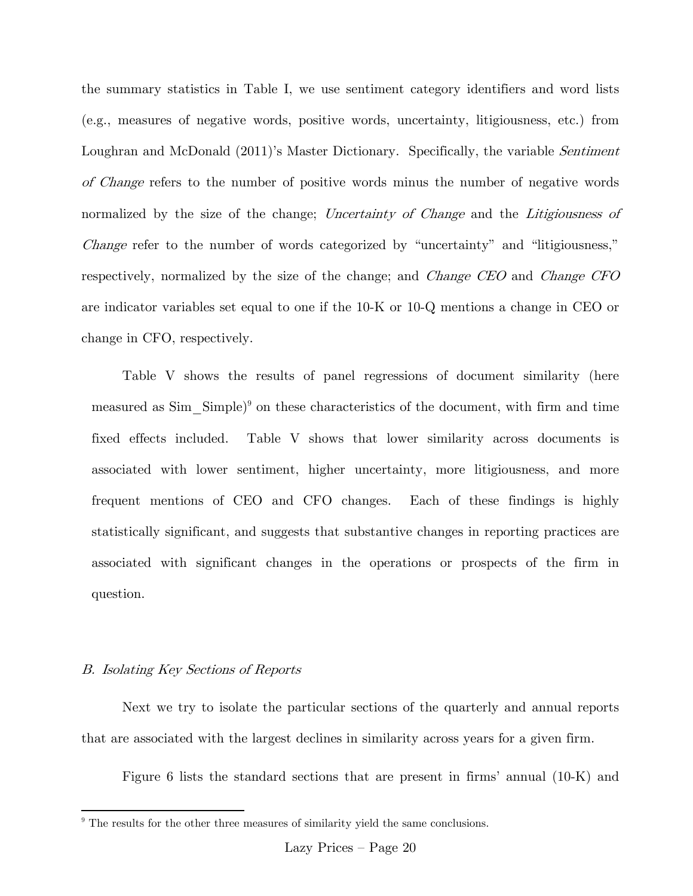the summary statistics in Table I, we use sentiment category identifiers and word lists (e.g., measures of negative words, positive words, uncertainty, litigiousness, etc.) from Loughran and McDonald (2011)'s Master Dictionary. Specifically, the variable *Sentiment of Change* refers to the number of positive words minus the number of negative words normalized by the size of the change; *Uncertainty of Change* and the *Litigiousness of Change* refer to the number of words categorized by "uncertainty" and "litigiousness," respectively, normalized by the size of the change; and *Change CEO* and *Change CFO* are indicator variables set equal to one if the 10-K or 10-Q mentions a change in CEO or change in CFO, respectively.

Table V shows the results of panel regressions of document similarity (here measured as Sim_Simple)[9] on these characteristics of the document, with firm and time fixed effects included. Table V shows that lower similarity across documents is associated with lower sentiment, higher uncertainty, more litigiousness, and more frequent mentions of CEO and CFO changes. Each of these findings is highly statistically significant, and suggests that substantive changes in reporting practices are associated with significant changes in the operations or prospects of the firm in question.

### *B. Isolating Key Sections of Reports*

Next we try to isolate the particular sections of the quarterly and annual reports that are associated with the largest declines in similarity across years for a given firm.

Figure 6 lists the standard sections that are present in firms' annual (10-K) and

[9] The results for the other three measures of similarity yield the same conclusions.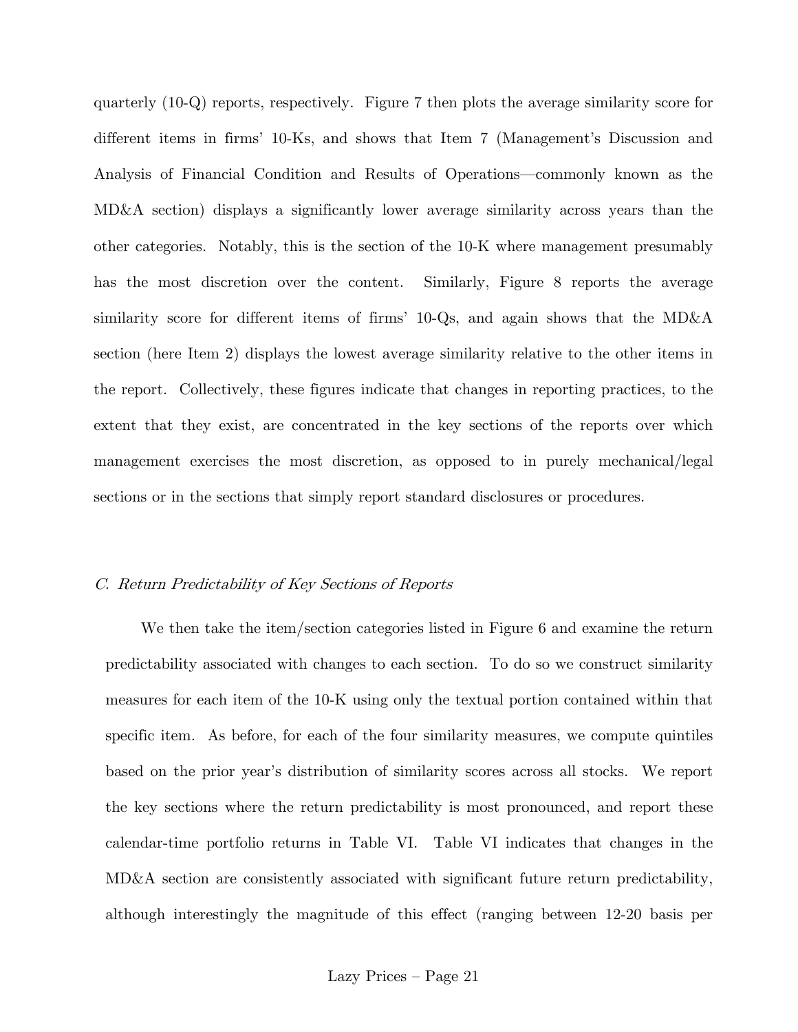quarterly (10-Q) reports, respectively. Figure 7 then plots the average similarity score for different items in firms' 10-Ks, and shows that Item 7 (Management's Discussion and Analysis of Financial Condition and Results of Operations—commonly known as the MD&A section) displays a significantly lower average similarity across years than the other categories. Notably, this is the section of the 10-K where management presumably has the most discretion over the content. Similarly, Figure 8 reports the average similarity score for different items of firms' 10-Qs, and again shows that the MD&A section (here Item 2) displays the lowest average similarity relative to the other items in the report. Collectively, these figures indicate that changes in reporting practices, to the extent that they exist, are concentrated in the key sections of the reports over which management exercises the most discretion, as opposed to in purely mechanical/legal sections or in the sections that simply report standard disclosures or procedures.

### *C. Return Predictability of Key Sections of Reports*

We then take the item/section categories listed in Figure 6 and examine the return predictability associated with changes to each section. To do so we construct similarity measures for each item of the 10-K using only the textual portion contained within that specific item. As before, for each of the four similarity measures, we compute quintiles based on the prior year's distribution of similarity scores across all stocks. We report the key sections where the return predictability is most pronounced, and report these calendar-time portfolio returns in Table VI. Table VI indicates that changes in the MD&A section are consistently associated with significant future return predictability, although interestingly the magnitude of this effect (ranging between 12-20 basis per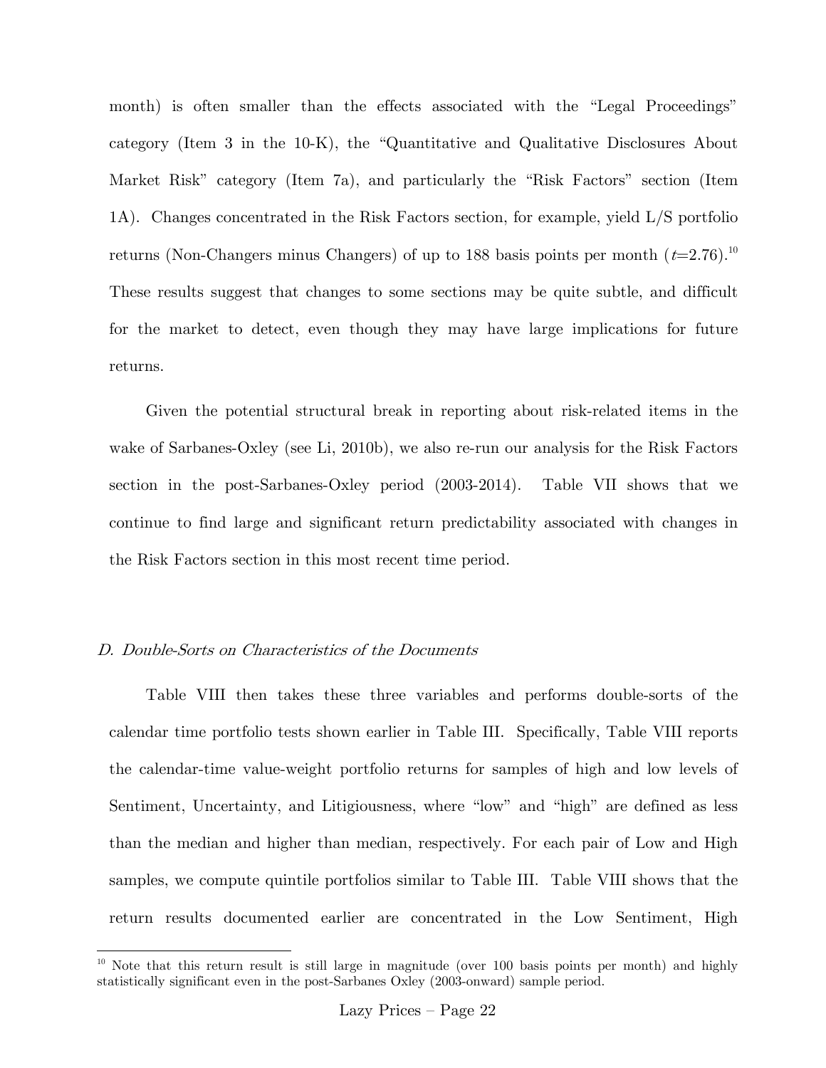month) is often smaller than the effects associated with the "Legal Proceedings" category (Item 3 in the 10-K), the "Quantitative and Qualitative Disclosures About Market Risk" category (Item 7a), and particularly the "Risk Factors" section (Item 1A). Changes concentrated in the Risk Factors section, for example, yield L/S portfolio returns (Non-Changers minus Changers) of up to 188 basis points per month ($t$=2.76).[10] These results suggest that changes to some sections may be quite subtle, and difficult for the market to detect, even though they may have large implications for future returns.

Given the potential structural break in reporting about risk-related items in the wake of Sarbanes-Oxley (see Li, 2010b), we also re-run our analysis for the Risk Factors section in the post-Sarbanes-Oxley period (2003-2014). Table VII shows that we continue to find large and significant return predictability associated with changes in the Risk Factors section in this most recent time period.

### *D. Double-Sorts on Characteristics of the Documents*

Table VIII then takes these three variables and performs double-sorts of the calendar time portfolio tests shown earlier in Table III. Specifically, Table VIII reports the calendar-time value-weight portfolio returns for samples of high and low levels of Sentiment, Uncertainty, and Litigiousness, where "low" and "high" are defined as less than the median and higher than median, respectively. For each pair of Low and High samples, we compute quintile portfolios similar to Table III. Table VIII shows that the return results documented earlier are concentrated in the Low Sentiment, High

---

[10] Note that this return result is still large in magnitude (over 100 basis points per month) and highly statistically significant even in the post-Sarbanes Oxley (2003-onward) sample period.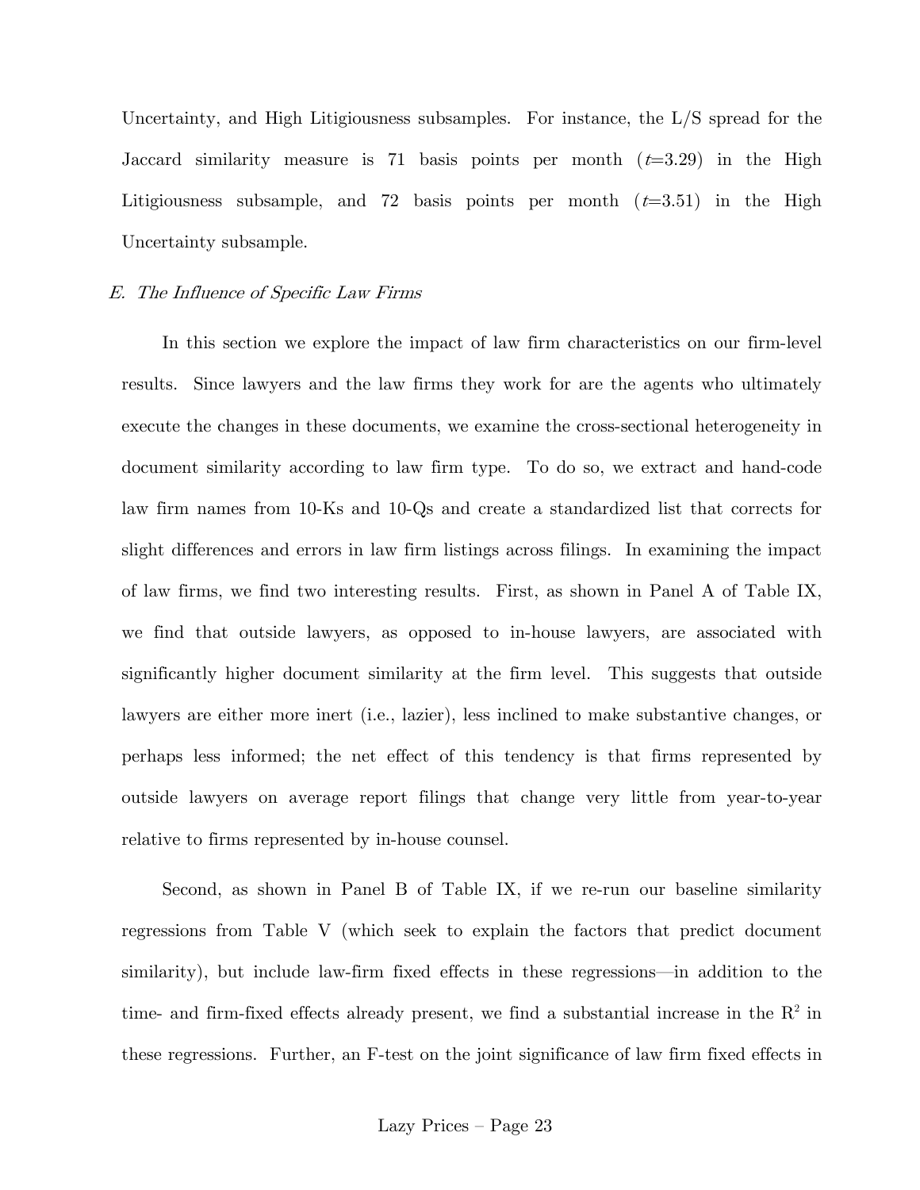Uncertainty, and High Litigiousness subsamples. For instance, the L/S spread for the Jaccard similarity measure is 71 basis points per month ($t$=3.29) in the High Litigiousness subsample, and 72 basis points per month ($t$=3.51) in the High Uncertainty subsample.

### *E. The Influence of Specific Law Firms*

In this section we explore the impact of law firm characteristics on our firm-level results. Since lawyers and the law firms they work for are the agents who ultimately execute the changes in these documents, we examine the cross-sectional heterogeneity in document similarity according to law firm type. To do so, we extract and hand-code law firm names from 10-Ks and 10-Qs and create a standardized list that corrects for slight differences and errors in law firm listings across filings. In examining the impact of law firms, we find two interesting results. First, as shown in Panel A of Table IX, we find that outside lawyers, as opposed to in-house lawyers, are associated with significantly higher document similarity at the firm level. This suggests that outside lawyers are either more inert (i.e., lazier), less inclined to make substantive changes, or perhaps less informed; the net effect of this tendency is that firms represented by outside lawyers on average report filings that change very little from year-to-year relative to firms represented by in-house counsel.

Second, as shown in Panel B of Table IX, if we re-run our baseline similarity regressions from Table V (which seek to explain the factors that predict document similarity), but include law-firm fixed effects in these regressions—in addition to the time- and firm-fixed effects already present, we find a substantial increase in the $R^2$ in these regressions. Further, an F-test on the joint significance of law firm fixed effects in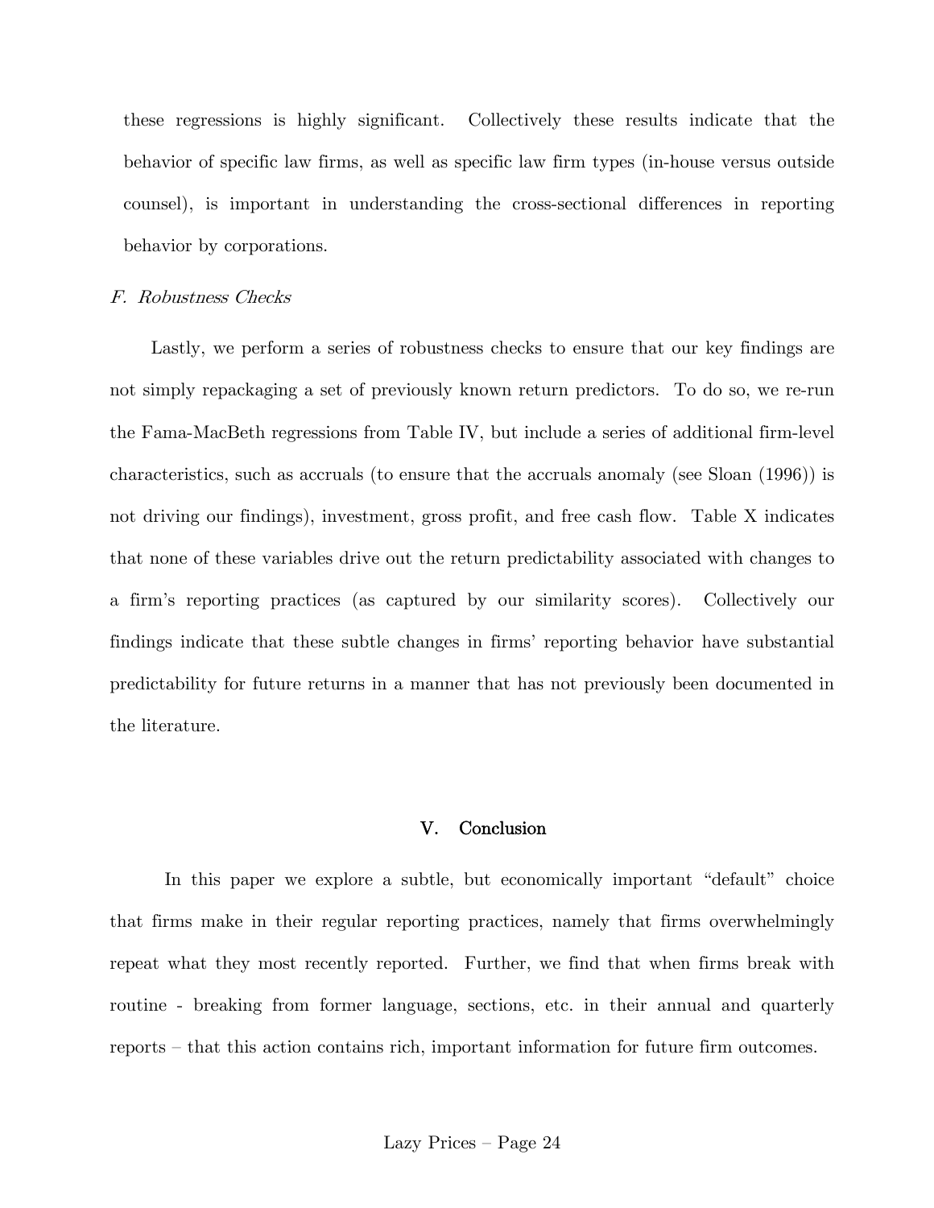these regressions is highly significant. Collectively these results indicate that the behavior of specific law firms, as well as specific law firm types (in-house versus outside counsel), is important in understanding the cross-sectional differences in reporting behavior by corporations.

### *F. Robustness Checks*

Lastly, we perform a series of robustness checks to ensure that our key findings are not simply repackaging a set of previously known return predictors. To do so, we re-run the Fama-MacBeth regressions from Table IV, but include a series of additional firm-level characteristics, such as accruals (to ensure that the accruals anomaly (see Sloan (1996)) is not driving our findings), investment, gross profit, and free cash flow. Table X indicates that none of these variables drive out the return predictability associated with changes to a firm's reporting practices (as captured by our similarity scores). Collectively our findings indicate that these subtle changes in firms' reporting behavior have substantial predictability for future returns in a manner that has not previously been documented in the literature.

## V. Conclusion

In this paper we explore a subtle, but economically important "default" choice that firms make in their regular reporting practices, namely that firms overwhelmingly repeat what they most recently reported. Further, we find that when firms break with routine - breaking from former language, sections, etc. in their annual and quarterly reports – that this action contains rich, important information for future firm outcomes.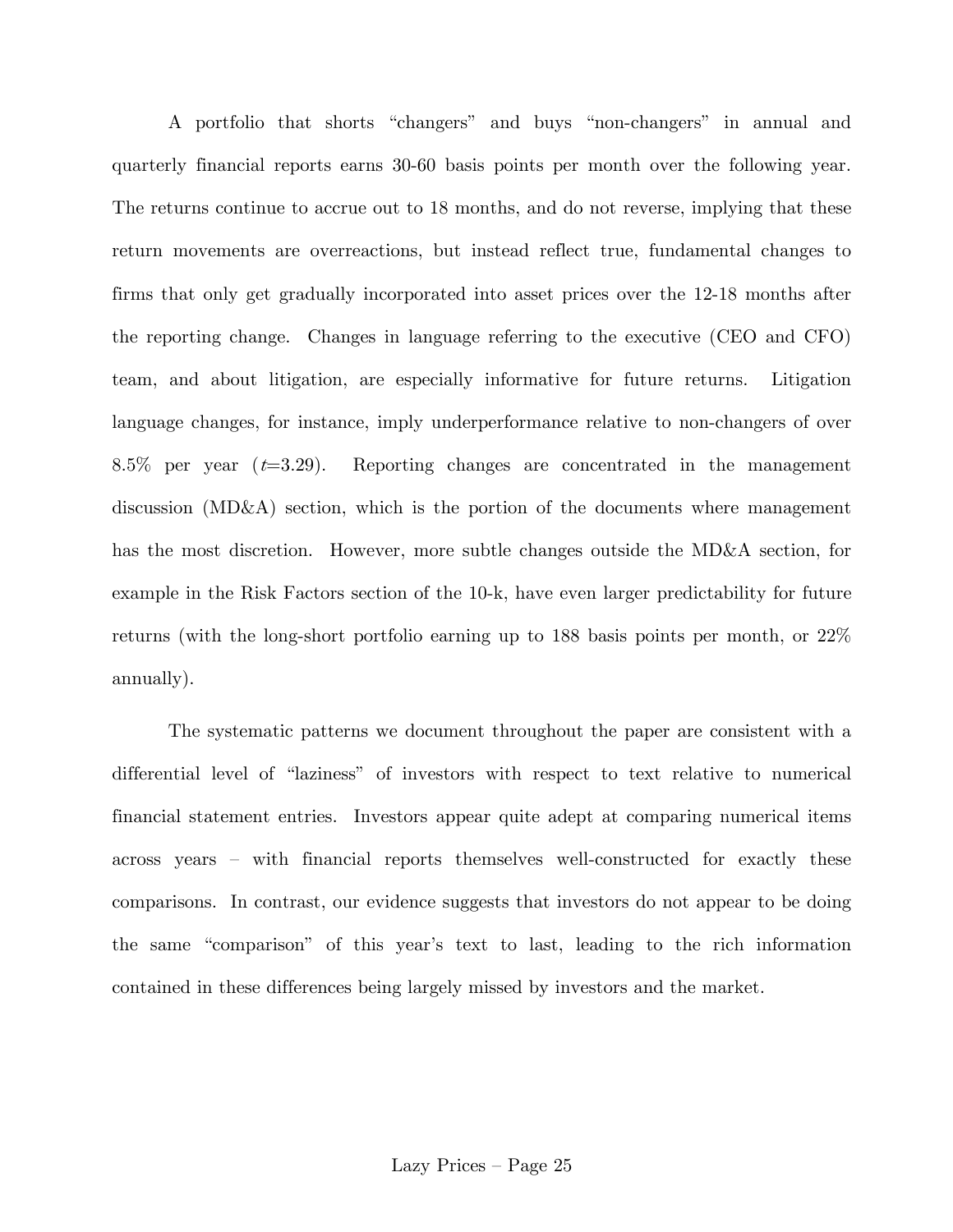A portfolio that shorts "changers" and buys "non-changers" in annual and quarterly financial reports earns 30-60 basis points per month over the following year. The returns continue to accrue out to 18 months, and do not reverse, implying that these return movements are overreactions, but instead reflect true, fundamental changes to firms that only get gradually incorporated into asset prices over the 12-18 months after the reporting change. Changes in language referring to the executive (CEO and CFO) team, and about litigation, are especially informative for future returns. Litigation language changes, for instance, imply underperformance relative to non-changers of over 8.5% per year ($t$=3.29). Reporting changes are concentrated in the management discussion (MD&A) section, which is the portion of the documents where management has the most discretion. However, more subtle changes outside the MD&A section, for example in the Risk Factors section of the 10-k, have even larger predictability for future returns (with the long-short portfolio earning up to 188 basis points per month, or 22% annually).

The systematic patterns we document throughout the paper are consistent with a differential level of "laziness" of investors with respect to text relative to numerical financial statement entries. Investors appear quite adept at comparing numerical items across years – with financial reports themselves well-constructed for exactly these comparisons. In contrast, our evidence suggests that investors do not appear to be doing the same "comparison" of this year's text to last, leading to the rich information contained in these differences being largely missed by investors and the market.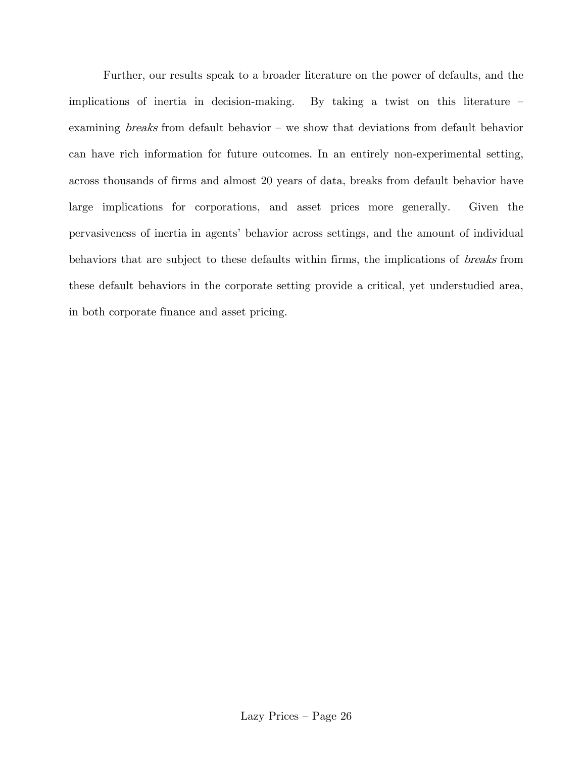Further, our results speak to a broader literature on the power of defaults, and the implications of inertia in decision-making. By taking a twist on this literature – examining *breaks* from default behavior – we show that deviations from default behavior can have rich information for future outcomes. In an entirely non-experimental setting, across thousands of firms and almost 20 years of data, breaks from default behavior have large implications for corporations, and asset prices more generally. Given the pervasiveness of inertia in agents' behavior across settings, and the amount of individual behaviors that are subject to these defaults within firms, the implications of *breaks* from these default behaviors in the corporate setting provide a critical, yet understudied area, in both corporate finance and asset pricing.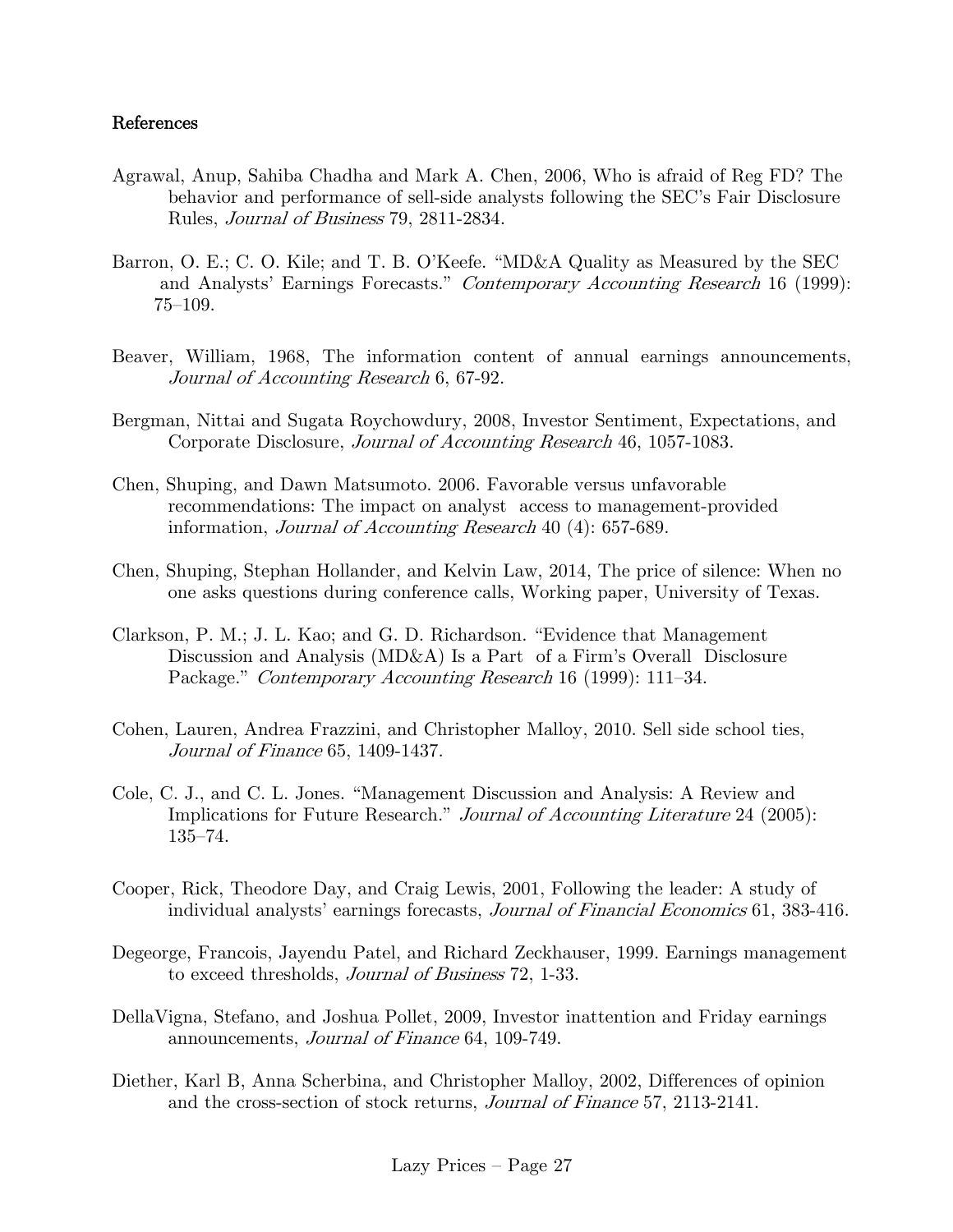## References

Agrawal, Anup, Sahiba Chadha and Mark A. Chen, 2006, Who is afraid of Reg FD? The behavior and performance of sell-side analysts following the SEC's Fair Disclosure Rules, *Journal of Business* 79, 2811-2834.

Barron, O. E.; C. O. Kile; and T. B. O'Keefe. "MD&A Quality as Measured by the SEC and Analysts' Earnings Forecasts." *Contemporary Accounting Research* 16 (1999): 75–109.

Beaver, William, 1968, The information content of annual earnings announcements, *Journal of Accounting Research* 6, 67-92.

Bergman, Nittai and Sugata Roychowdury, 2008, Investor Sentiment, Expectations, and Corporate Disclosure, *Journal of Accounting Research* 46, 1057-1083.

Chen, Shuping, and Dawn Matsumoto. 2006. Favorable versus unfavorable recommendations: The impact on analyst access to management-provided information, *Journal of Accounting Research* 40 (4): 657-689.

Chen, Shuping, Stephan Hollander, and Kelvin Law, 2014, The price of silence: When no one asks questions during conference calls, Working paper, University of Texas.

Clarkson, P. M.; J. L. Kao; and G. D. Richardson. "Evidence that Management Discussion and Analysis (MD&A) Is a Part of a Firm's Overall Disclosure Package." *Contemporary Accounting Research* 16 (1999): 111–34.

Cohen, Lauren, Andrea Frazzini, and Christopher Malloy, 2010. Sell side school ties, *Journal of Finance* 65, 1409-1437.

Cole, C. J., and C. L. Jones. "Management Discussion and Analysis: A Review and Implications for Future Research." *Journal of Accounting Literature* 24 (2005): 135–74.

Cooper, Rick, Theodore Day, and Craig Lewis, 2001, Following the leader: A study of individual analysts' earnings forecasts, *Journal of Financial Economics* 61, 383-416.

Degeorge, Francois, Jayendu Patel, and Richard Zeckhauser, 1999. Earnings management to exceed thresholds, *Journal of Business* 72, 1-33.

DellaVigna, Stefano, and Joshua Pollet, 2009, Investor inattention and Friday earnings announcements, *Journal of Finance* 64, 109-749.

Diether, Karl B, Anna Scherbina, and Christopher Malloy, 2002, Differences of opinion and the cross-section of stock returns, *Journal of Finance* 57, 2113-2141.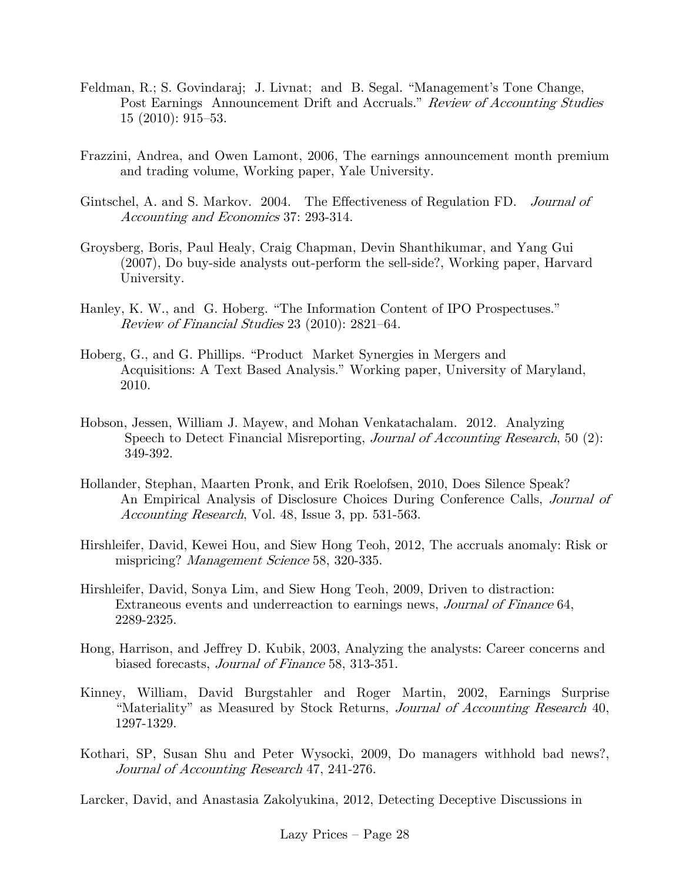Feldman, R.; S. Govindaraj; J. Livnat; and B. Segal. "Management's Tone Change, Post Earnings Announcement Drift and Accruals." *Review of Accounting Studies* 15 (2010): 915–53.

Frazzini, Andrea, and Owen Lamont, 2006, The earnings announcement month premium and trading volume, Working paper, Yale University.

Gintschel, A. and S. Markov. 2004. The Effectiveness of Regulation FD. *Journal of Accounting and Economics* 37: 293-314.

Groysberg, Boris, Paul Healy, Craig Chapman, Devin Shanthikumar, and Yang Gui (2007), Do buy-side analysts out-perform the sell-side?, Working paper, Harvard University.

Hanley, K. W., and G. Hoberg. "The Information Content of IPO Prospectuses." *Review of Financial Studies* 23 (2010): 2821–64.

Hoberg, G., and G. Phillips. "Product Market Synergies in Mergers and Acquisitions: A Text Based Analysis." Working paper, University of Maryland, 2010.

Hobson, Jessen, William J. Mayew, and Mohan Venkatachalam. 2012. Analyzing Speech to Detect Financial Misreporting, *Journal of Accounting Research*, 50 (2): 349-392.

Hollander, Stephan, Maarten Pronk, and Erik Roelofsen, 2010, Does Silence Speak? An Empirical Analysis of Disclosure Choices During Conference Calls, *Journal of Accounting Research*, Vol. 48, Issue 3, pp. 531-563.

Hirshleifer, David, Kewei Hou, and Siew Hong Teoh, 2012, The accruals anomaly: Risk or mispricing? *Management Science* 58, 320-335.

Hirshleifer, David, Sonya Lim, and Siew Hong Teoh, 2009, Driven to distraction: Extraneous events and underreaction to earnings news, *Journal of Finance* 64, 2289-2325.

Hong, Harrison, and Jeffrey D. Kubik, 2003, Analyzing the analysts: Career concerns and biased forecasts, *Journal of Finance* 58, 313-351.

Kinney, William, David Burgstahler and Roger Martin, 2002, Earnings Surprise "Materiality" as Measured by Stock Returns, *Journal of Accounting Research* 40, 1297-1329.

Kothari, SP, Susan Shu and Peter Wysocki, 2009, Do managers withhold bad news?, *Journal of Accounting Research* 47, 241-276.

Larcker, David, and Anastasia Zakolyukina, 2012, Detecting Deceptive Discussions in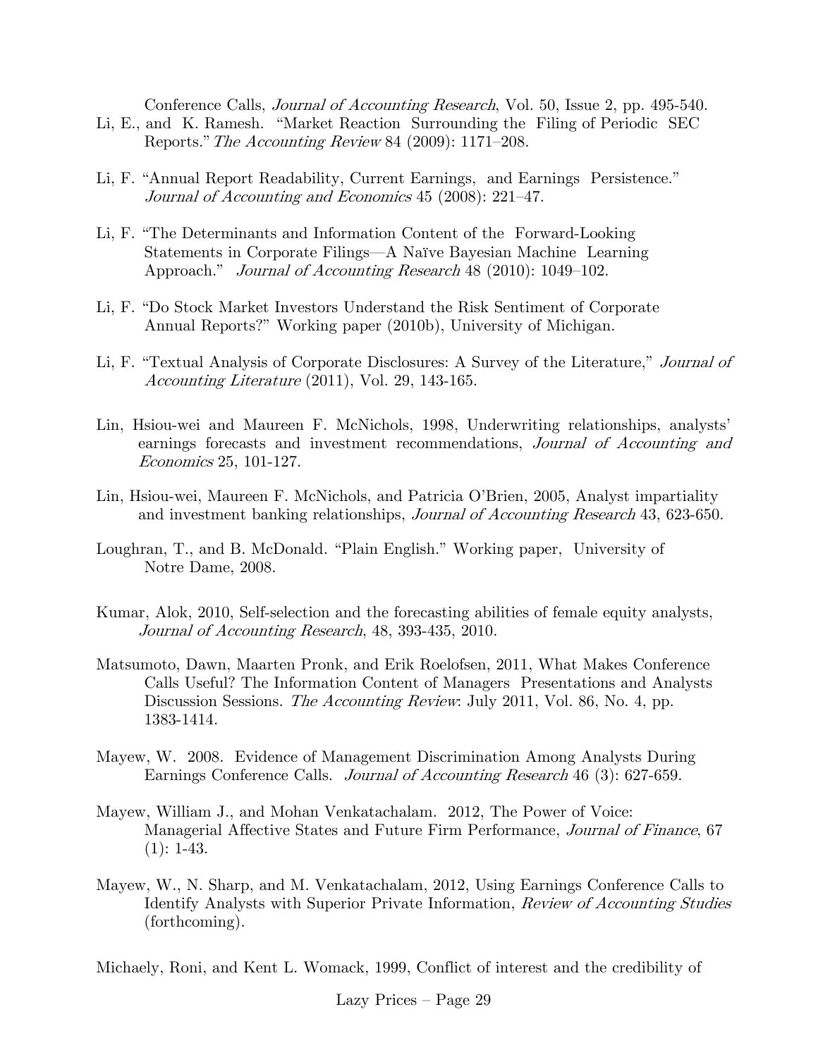Conference Calls, *Journal of Accounting Research*, Vol. 50, Issue 2, pp. 495-540.

Li, E., and K. Ramesh. "Market Reaction Surrounding the Filing of Periodic SEC Reports." *The Accounting Review* 84 (2009): 1171–208.

Li, F. "Annual Report Readability, Current Earnings, and Earnings Persistence." *Journal of Accounting and Economics* 45 (2008): 221–47.

Li, F. "The Determinants and Information Content of the Forward-Looking Statements in Corporate Filings—A Naïve Bayesian Machine Learning Approach." *Journal of Accounting Research* 48 (2010): 1049–102.

Li, F. "Do Stock Market Investors Understand the Risk Sentiment of Corporate Annual Reports?" Working paper (2010b), University of Michigan.

Li, F. "Textual Analysis of Corporate Disclosures: A Survey of the Literature," *Journal of Accounting Literature* (2011), Vol. 29, 143-165.

Lin, Hsiou-wei and Maureen F. McNichols, 1998, Underwriting relationships, analysts' earnings forecasts and investment recommendations, *Journal of Accounting and Economics* 25, 101-127.

Lin, Hsiou-wei, Maureen F. McNichols, and Patricia O'Brien, 2005, Analyst impartiality and investment banking relationships, *Journal of Accounting Research* 43, 623-650.

Loughran, T., and B. McDonald. "Plain English." Working paper, University of Notre Dame, 2008.

Kumar, Alok, 2010, Self-selection and the forecasting abilities of female equity analysts, *Journal of Accounting Research*, 48, 393-435, 2010.

Matsumoto, Dawn, Maarten Pronk, and Erik Roelofsen, 2011, What Makes Conference Calls Useful? The Information Content of Managers Presentations and Analysts Discussion Sessions. *The Accounting Review*: July 2011, Vol. 86, No. 4, pp. 1383-1414.

Mayew, W. 2008. Evidence of Management Discrimination Among Analysts During Earnings Conference Calls. *Journal of Accounting Research* 46 (3): 627-659.

Mayew, William J., and Mohan Venkatachalam. 2012, The Power of Voice: Managerial Affective States and Future Firm Performance, *Journal of Finance*, 67 (1): 1-43.

Mayew, W., N. Sharp, and M. Venkatachalam, 2012, Using Earnings Conference Calls to Identify Analysts with Superior Private Information, *Review of Accounting Studies* (forthcoming).

Michaely, Roni, and Kent L. Womack, 1999, Conflict of interest and the credibility of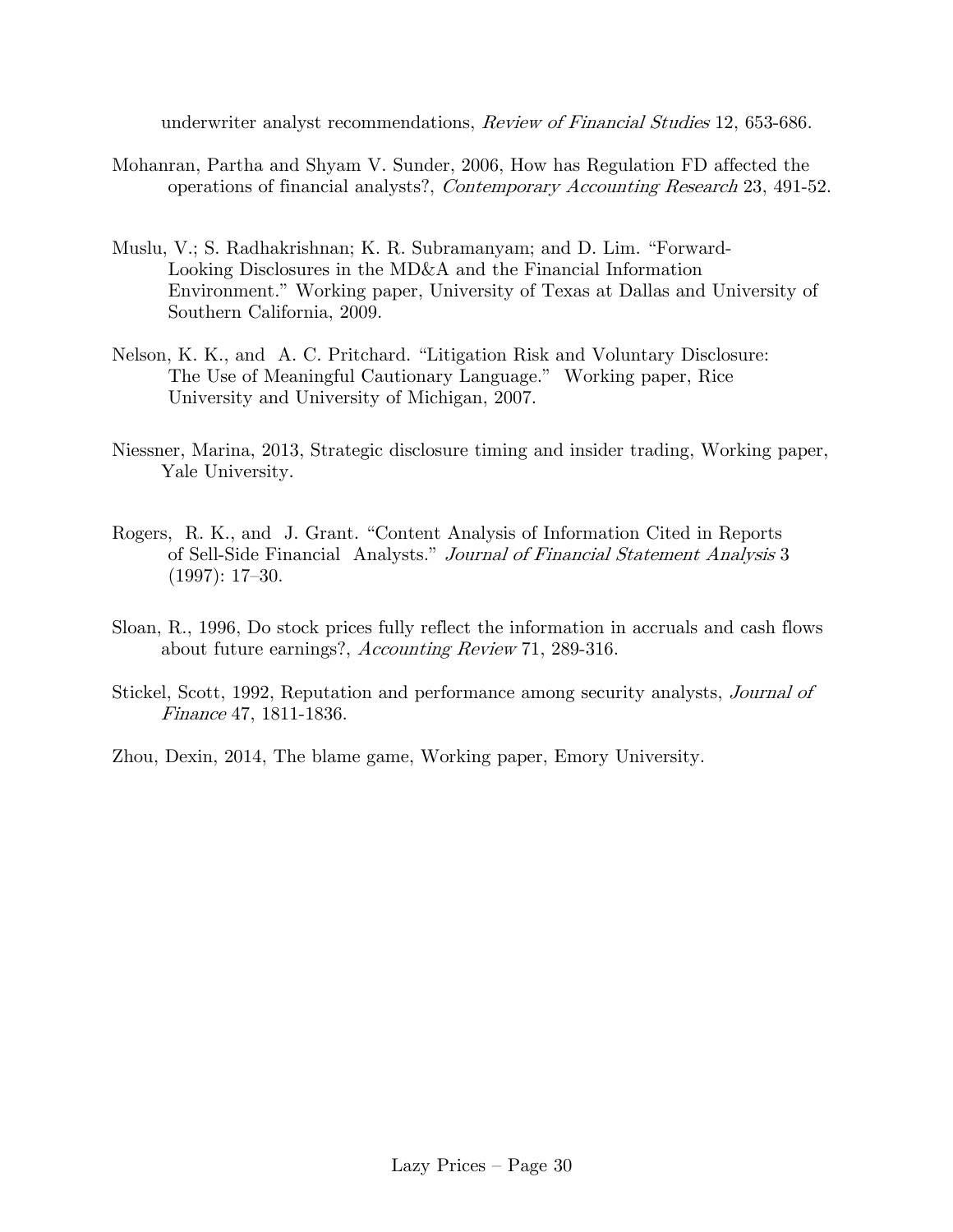underwriter analyst recommendations, *Review of Financial Studies* 12, 653-686.

Mohanran, Partha and Shyam V. Sunder, 2006, How has Regulation FD affected the operations of financial analysts?, *Contemporary Accounting Research* 23, 491-52.

Muslu, V.; S. Radhakrishnan; K. R. Subramanyam; and D. Lim. "Forward-Looking Disclosures in the MD&A and the Financial Information Environment." Working paper, University of Texas at Dallas and University of Southern California, 2009.

Nelson, K. K., and A. C. Pritchard. "Litigation Risk and Voluntary Disclosure: The Use of Meaningful Cautionary Language." Working paper, Rice University and University of Michigan, 2007.

Niessner, Marina, 2013, Strategic disclosure timing and insider trading, Working paper, Yale University.

Rogers, R. K., and J. Grant. "Content Analysis of Information Cited in Reports of Sell-Side Financial Analysts." *Journal of Financial Statement Analysis* 3 (1997): 17–30.

Sloan, R., 1996, Do stock prices fully reflect the information in accruals and cash flows about future earnings?, *Accounting Review* 71, 289-316.

Stickel, Scott, 1992, Reputation and performance among security analysts, *Journal of Finance* 47, 1811-1836.

Zhou, Dexin, 2014, The blame game, Working paper, Emory University.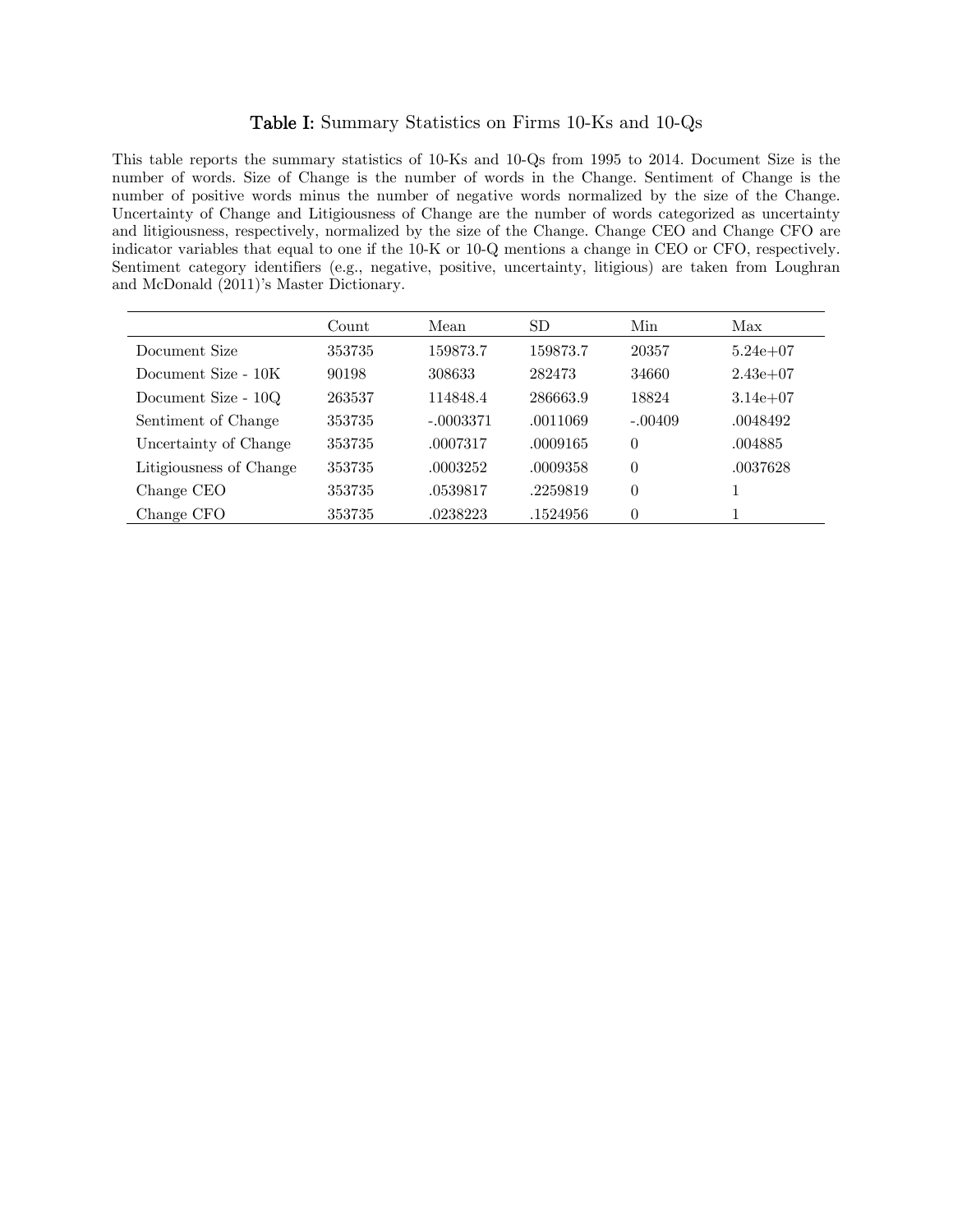**Table I:** Summary Statistics on Firms 10-Ks and 10-Qs

This table reports the summary statistics of 10-Ks and 10-Qs from 1995 to 2014. Document Size is the number of words. Size of Change is the number of words in the Change. Sentiment of Change is the number of positive words minus the number of negative words normalized by the size of the Change. Uncertainty of Change and Litigiousness of Change are the number of words categorized as uncertainty and litigiousness, respectively, normalized by the size of the Change. Change CEO and Change CFO are indicator variables that equal to one if the 10-K or 10-Q mentions a change in CEO or CFO, respectively. Sentiment category identifiers (e.g., negative, positive, uncertainty, litigious) are taken from Loughran and McDonald (2011)'s Master Dictionary.

| | Count | Mean | SD | Min | Max |
|---|---|---|---|---|---|
| Document Size | 353735 | 159873.7 | 159873.7 | 20357 | 5.24e+07 |
| Document Size - 10K | 90198 | 308633 | 282473 | 34660 | 2.43e+07 |
| Document Size - 10Q | 263537 | 114848.4 | 286663.9 | 18824 | 3.14e+07 |
| Sentiment of Change | 353735 | -.0003371 | .0011069 | -.00409 | .0048492 |
| Uncertainty of Change | 353735 | .0007317 | .0009165 | 0 | .004885 |
| Litigiousness of Change | 353735 | .0003252 | .0009358 | 0 | .0037628 |
| Change CEO | 353735 | .0539817 | .2259819 | 0 | 1 |
| Change CFO | 353735 | .0238223 | .1524956 | 0 | 1 |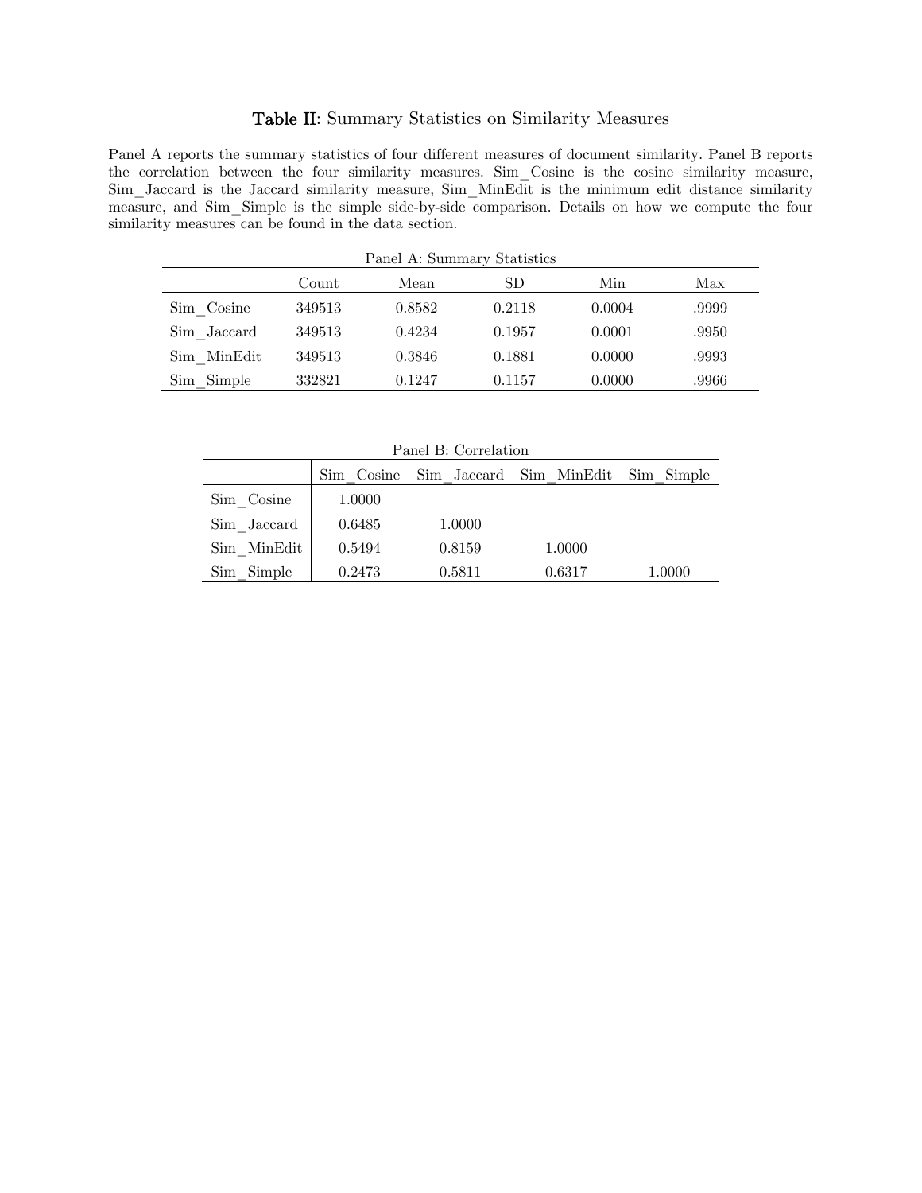# **Table II**: Summary Statistics on Similarity Measures

Panel A reports the summary statistics of four different measures of document similarity. Panel B reports the correlation between the four similarity measures. Sim_Cosine is the cosine similarity measure, Sim_Jaccard is the Jaccard similarity measure, Sim_MinEdit is the minimum edit distance similarity measure, and Sim_Simple is the simple side-by-side comparison. Details on how we compute the four similarity measures can be found in the data section.

Panel A: Summary Statistics

| | Count | Mean | SD | Min | Max |
|---|---|---|---|---|---|
| Sim_Cosine | 349513 | 0.8582 | 0.2118 | 0.0004 | .9999 |
| Sim_Jaccard | 349513 | 0.4234 | 0.1957 | 0.0001 | .9950 |
| Sim_MinEdit | 349513 | 0.3846 | 0.1881 | 0.0000 | .9993 |
| Sim_Simple | 332821 | 0.1247 | 0.1157 | 0.0000 | .9966 |

Panel B: Correlation

| | Sim_Cosine | Sim_Jaccard | Sim_MinEdit | Sim_Simple |
|---|---|---|---|---|
| Sim_Cosine | 1.0000 | | | |
| Sim_Jaccard | 0.6485 | 1.0000 | | |
| Sim_MinEdit | 0.5494 | 0.8159 | 1.0000 | |
| Sim_Simple | 0.2473 | 0.5811 | 0.6317 | 1.0000 |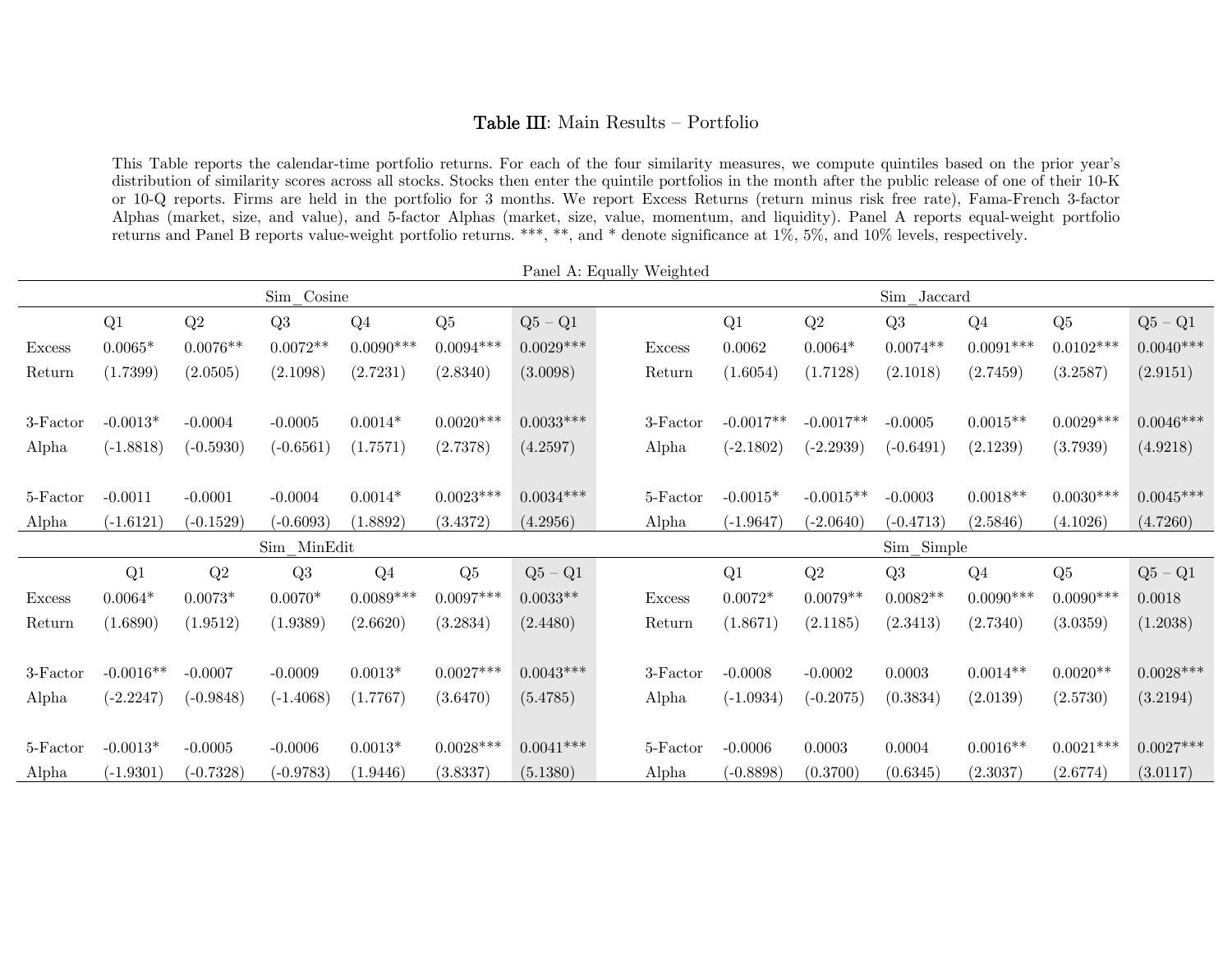# Table III: Main Results – Portfolio

This Table reports the calendar-time portfolio returns. For each of the four similarity measures, we compute quintiles based on the prior year's distribution of similarity scores across all stocks. Stocks then enter the quintile portfolios in the month after the public release of one of their 10-K or 10-Q reports. Firms are held in the portfolio for 3 months. We report Excess Returns (return minus risk free rate), Fama-French 3-factor Alphas (market, size, and value), and 5-factor Alphas (market, size, value, momentum, and liquidity). Panel A reports equal-weight portfolio returns and Panel B reports value-weight portfolio returns. ***, **, and * denote significance at 1%, 5%, and 10% levels, respectively.

Panel A: Equally Weighted

| | Sim_Cosine | | | | | | | Sim_Jaccard | | | | | |
|---|---|---|---|---|---|---|---|---|---|---|---|---|---|
| | Q1 | Q2 | Q3 | Q4 | Q5 | Q5 – Q1 | | Q1 | Q2 | Q3 | Q4 | Q5 | Q5 – Q1 |
| Excess | 0.0065* | 0.0076** | 0.0072** | 0.0090*** | 0.0094*** | 0.0029*** | Excess | 0.0062 | 0.0064* | 0.0074** | 0.0091*** | 0.0102*** | 0.0040*** |
| Return | (1.7399) | (2.0505) | (2.1098) | (2.7231) | (2.8340) | (3.0098) | Return | (1.6054) | (1.7128) | (2.1018) | (2.7459) | (3.2587) | (2.9151) |
| 3-Factor | -0.0013* | -0.0004 | -0.0005 | 0.0014* | 0.0020*** | 0.0033*** | 3-Factor | -0.0017** | -0.0017** | -0.0005 | 0.0015** | 0.0029*** | 0.0046*** |
| Alpha | (-1.8818) | (-0.5930) | (-0.6561) | (1.7571) | (2.7378) | (4.2597) | Alpha | (-2.1802) | (-2.2939) | (-0.6491) | (2.1239) | (3.7939) | (4.9218) |
| 5-Factor | -0.0011 | -0.0001 | -0.0004 | 0.0014* | 0.0023*** | 0.0034*** | 5-Factor | -0.0015* | -0.0015** | -0.0003 | 0.0018** | 0.0030*** | 0.0045*** |
| Alpha | (-1.6121) | (-0.1529) | (-0.6093) | (1.8892) | (3.4372) | (4.2956) | Alpha | (-1.9647) | (-2.0640) | (-0.4713) | (2.5846) | (4.1026) | (4.7260) |

| | Sim_MinEdit | | | | | | | Sim_Simple | | | | | |
|---|---|---|---|---|---|---|---|---|---|---|---|---|---|
| | Q1 | Q2 | Q3 | Q4 | Q5 | Q5 – Q1 | | Q1 | Q2 | Q3 | Q4 | Q5 | Q5 – Q1 |
| Excess | 0.0064* | 0.0073* | 0.0070* | 0.0089*** | 0.0097*** | 0.0033** | Excess | 0.0072* | 0.0079** | 0.0082** | 0.0090*** | 0.0090*** | 0.0018 |
| Return | (1.6890) | (1.9512) | (1.9389) | (2.6620) | (3.2834) | (2.4480) | Return | (1.8671) | (2.1185) | (2.3413) | (2.7340) | (3.0359) | (1.2038) |
| 3-Factor | -0.0016** | -0.0007 | -0.0009 | 0.0013* | 0.0027*** | 0.0043*** | 3-Factor | -0.0008 | -0.0002 | 0.0003 | 0.0014** | 0.0020** | 0.0028*** |
| Alpha | (-2.2247) | (-0.9848) | (-1.4068) | (1.7767) | (3.6470) | (5.4785) | Alpha | (-1.0934) | (-0.2075) | (0.3834) | (2.0139) | (2.5730) | (3.2194) |
| 5-Factor | -0.0013* | -0.0005 | -0.0006 | 0.0013* | 0.0028*** | 0.0041*** | 5-Factor | -0.0006 | 0.0003 | 0.0004 | 0.0016** | 0.0021*** | 0.0027*** |
| Alpha | (-1.9301) | (-0.7328) | (-0.9783) | (1.9446) | (3.8337) | (5.1380) | Alpha | (-0.8898) | (0.3700) | (0.6345) | (2.3037) | (2.6774) | (3.0117) |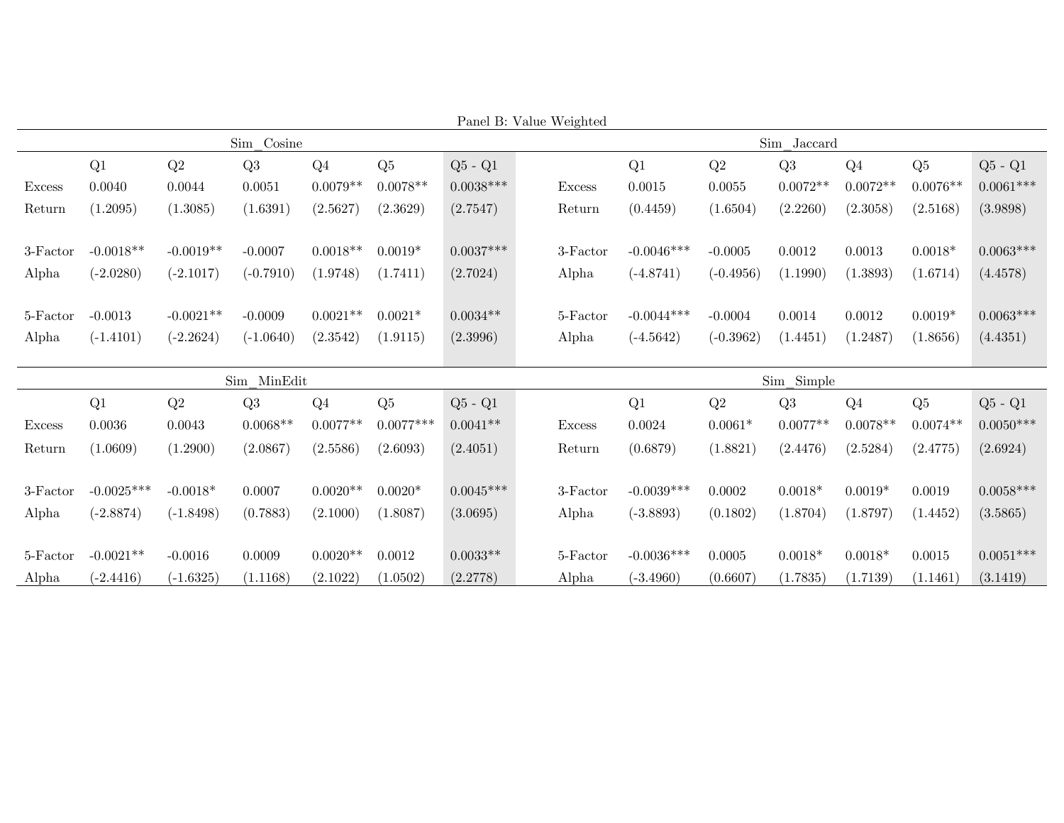Panel B: Value Weighted

| | Sim_Cosine | | | | | | | Sim_Jaccard | | | | | |
|---|---|---|---|---|---|---|---|---|---|---|---|---|---|
| | Q1 | Q2 | Q3 | Q4 | Q5 | Q5 - Q1 | | Q1 | Q2 | Q3 | Q4 | Q5 | Q5 - Q1 |
| Excess | 0.0040 | 0.0044 | 0.0051 | 0.0079** | 0.0078** | 0.0038*** | Excess | 0.0015 | 0.0055 | 0.0072** | 0.0072** | 0.0076** | 0.0061*** |
| Return | (1.2095) | (1.3085) | (1.6391) | (2.5627) | (2.3629) | (2.7547) | Return | (0.4459) | (1.6504) | (2.2260) | (2.3058) | (2.5168) | (3.9898) |
| 3-Factor | -0.0018** | -0.0019** | -0.0007 | 0.0018** | 0.0019* | 0.0037*** | 3-Factor | -0.0046*** | -0.0005 | 0.0012 | 0.0013 | 0.0018* | 0.0063*** |
| Alpha | (-2.0280) | (-2.1017) | (-0.7910) | (1.9748) | (1.7411) | (2.7024) | Alpha | (-4.8741) | (-0.4956) | (1.1990) | (1.3893) | (1.6714) | (4.4578) |
| 5-Factor | -0.0013 | -0.0021** | -0.0009 | 0.0021** | 0.0021* | 0.0034** | 5-Factor | -0.0044*** | -0.0004 | 0.0014 | 0.0012 | 0.0019* | 0.0063*** |
| Alpha | (-1.4101) | (-2.2624) | (-1.0640) | (2.3542) | (1.9115) | (2.3996) | Alpha | (-4.5642) | (-0.3962) | (1.4451) | (1.2487) | (1.8656) | (4.4351) |

| | Sim_MinEdit | | | | | | | Sim_Simple | | | | | |
|---|---|---|---|---|---|---|---|---|---|---|---|---|---|
| | Q1 | Q2 | Q3 | Q4 | Q5 | Q5 - Q1 | | Q1 | Q2 | Q3 | Q4 | Q5 | Q5 - Q1 |
| Excess | 0.0036 | 0.0043 | 0.0068** | 0.0077** | 0.0077*** | 0.0041** | Excess | 0.0024 | 0.0061* | 0.0077** | 0.0078** | 0.0074** | 0.0050*** |
| Return | (1.0609) | (1.2900) | (2.0867) | (2.5586) | (2.6093) | (2.4051) | Return | (0.6879) | (1.8821) | (2.4476) | (2.5284) | (2.4775) | (2.6924) |
| 3-Factor | -0.0025*** | -0.0018* | 0.0007 | 0.0020** | 0.0020* | 0.0045*** | 3-Factor | -0.0039*** | 0.0002 | 0.0018* | 0.0019* | 0.0019 | 0.0058*** |
| Alpha | (-2.8874) | (-1.8498) | (0.7883) | (2.1000) | (1.8087) | (3.0695) | Alpha | (-3.8893) | (0.1802) | (1.8704) | (1.8797) | (1.4452) | (3.5865) |
| 5-Factor | -0.0021** | -0.0016 | 0.0009 | 0.0020** | 0.0012 | 0.0033** | 5-Factor | -0.0036*** | 0.0005 | 0.0018* | 0.0018* | 0.0015 | 0.0051*** |
| Alpha | (-2.4416) | (-1.6325) | (1.1168) | (2.1022) | (1.0502) | (2.2778) | Alpha | (-3.4960) | (0.6607) | (1.7835) | (1.7139) | (1.1461) | (3.1419) |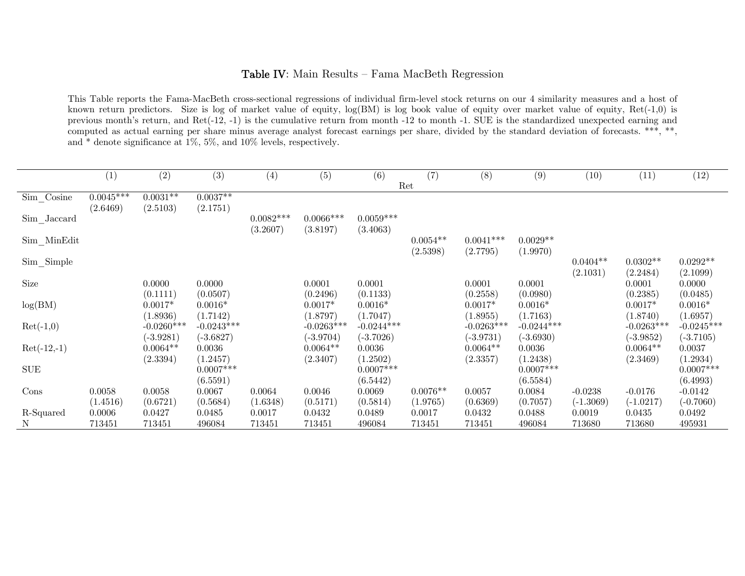**Table IV**: Main Results – Fama MacBeth Regression

This Table reports the Fama-MacBeth cross-sectional regressions of individual firm-level stock returns on our 4 similarity measures and a host of known return predictors. Size is log of market value of equity, log(BM) is log book value of equity over market value of equity, Ret(-1,0) is previous month's return, and Ret(-12, -1) is the cumulative return from month -12 to month -1. SUE is the standardized unexpected earning and computed as actual earning per share minus average analyst forecast earnings per share, divided by the standard deviation of forecasts. ***, **, and * denote significance at 1%, 5%, and 10% levels, respectively.

| | (1) | (2) | (3) | (4) | (5) | (6) | (7) | (8) | (9) | (10) | (11) | (12) |
|---|---|---|---|---|---|---|---|---|---|---|---|---|
| | Ret | | | | | | | | | | | |
| Sim_Cosine | 0.0045*** | 0.0031** | 0.0037** | | | | | | | | | |
| | (2.6469) | (2.5103) | (2.1751) | | | | | | | | | |
| Sim_Jaccard | | | | 0.0082*** | 0.0066*** | 0.0059*** | | | | | | |
| | | | | (3.2607) | (3.8197) | (3.4063) | | | | | | |
| Sim_MinEdit | | | | | | | 0.0054** | 0.0041*** | 0.0029** | | | |
| | | | | | | | (2.5398) | (2.7795) | (1.9970) | | | |
| Sim_Simple | | | | | | | | | | 0.0404** | 0.0302** | 0.0292** |
| | | | | | | | | | | (2.1031) | (2.2484) | (2.1099) |
| Size | | 0.0000 | 0.0000 | | 0.0001 | 0.0001 | | 0.0001 | 0.0001 | | 0.0001 | 0.0000 |
| | | (0.1111) | (0.0507) | | (0.2496) | (0.1133) | | (0.2558) | (0.0980) | | (0.2385) | (0.0485) |
| log(BM) | | 0.0017* | 0.0016* | | 0.0017* | 0.0016* | | 0.0017* | 0.0016* | | 0.0017* | 0.0016* |
| | | (1.8936) | (1.7142) | | (1.8797) | (1.7047) | | (1.8955) | (1.7163) | | (1.8740) | (1.6957) |
| Ret(-1,0) | | -0.0260*** | -0.0243*** | | -0.0263*** | -0.0244*** | | -0.0263*** | -0.0244*** | | -0.0263*** | -0.0245*** |
| | | (-3.9281) | (-3.6827) | | (-3.9704) | (-3.7026) | | (-3.9731) | (-3.6930) | | (-3.9852) | (-3.7105) |
| Ret(-12,-1) | | 0.0064** | 0.0036 | | 0.0064** | 0.0036 | | 0.0064** | 0.0036 | | 0.0064** | 0.0037 |
| | | (2.3394) | (1.2457) | | (2.3407) | (1.2502) | | (2.3357) | (1.2438) | | (2.3469) | (1.2934) |
| SUE | | | 0.0007*** | | | 0.0007*** | | | 0.0007*** | | | 0.0007*** |
| | | | (6.5591) | | | (6.5442) | | | (6.5584) | | | (6.4993) |
| Cons | 0.0058 | 0.0058 | 0.0067 | 0.0064 | 0.0046 | 0.0069 | 0.0076** | 0.0057 | 0.0084 | -0.0238 | -0.0176 | -0.0142 |
| | (1.4516) | (0.6721) | (0.5684) | (1.6348) | (0.5171) | (0.5814) | (1.9765) | (0.6369) | (0.7057) | (-1.3069) | (-1.0217) | (-0.7060) |
| R-Squared | 0.0006 | 0.0427 | 0.0485 | 0.0017 | 0.0432 | 0.0489 | 0.0017 | 0.0432 | 0.0488 | 0.0019 | 0.0435 | 0.0492 |
| N | 713451 | 713451 | 496084 | 713451 | 713451 | 496084 | 713451 | 713451 | 496084 | 713680 | 713680 | 495931 |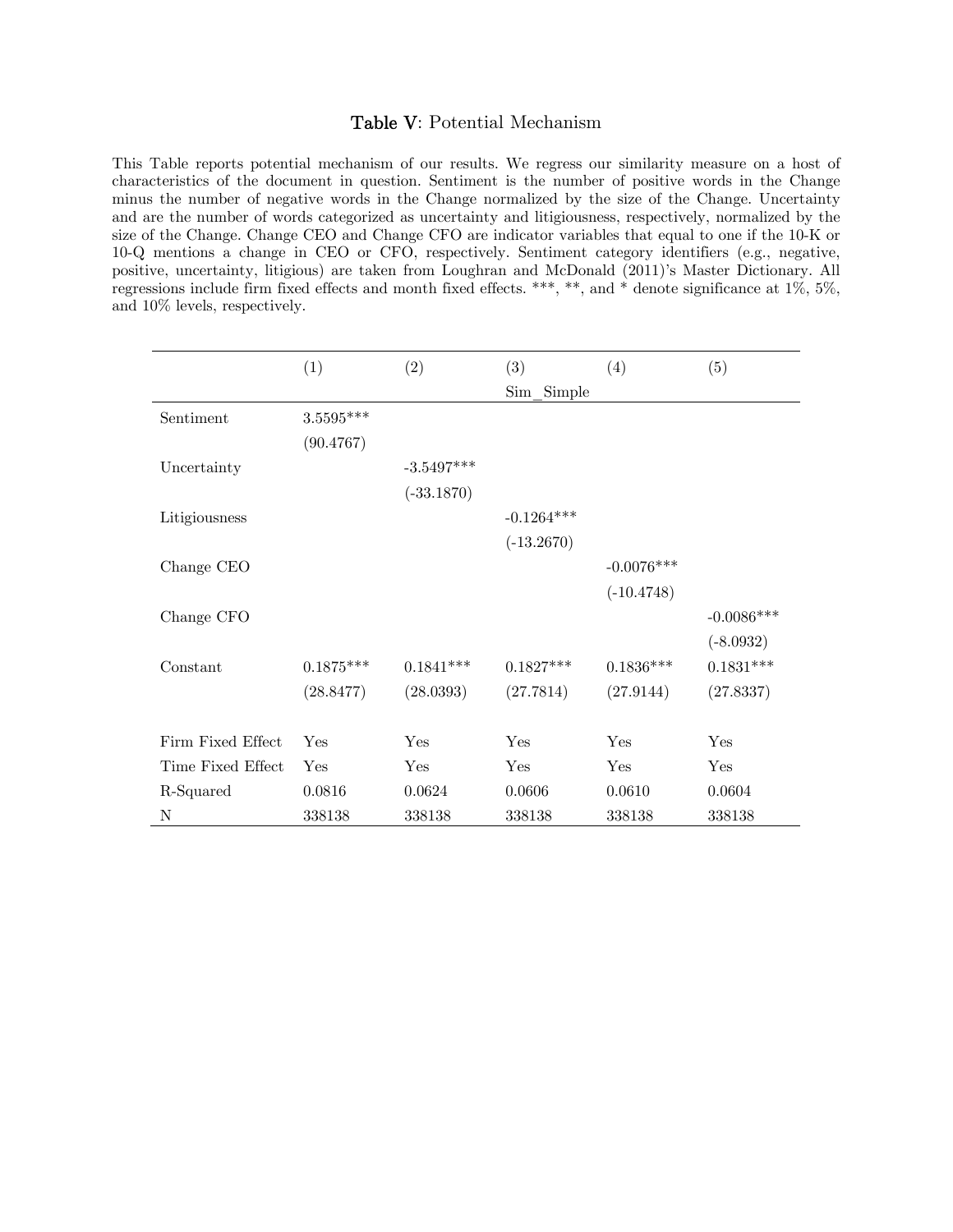## Table V: Potential Mechanism

This Table reports potential mechanism of our results. We regress our similarity measure on a host of characteristics of the document in question. Sentiment is the number of positive words in the Change minus the number of negative words in the Change normalized by the size of the Change. Uncertainty and are the number of words categorized as uncertainty and litigiousness, respectively, normalized by the size of the Change. Change CEO and Change CFO are indicator variables that equal to one if the 10-K or 10-Q mentions a change in CEO or CFO, respectively. Sentiment category identifiers (e.g., negative, positive, uncertainty, litigious) are taken from Loughran and McDonald (2011)'s Master Dictionary. All regressions include firm fixed effects and month fixed effects. ***, **, and * denote significance at 1%, 5%, and 10% levels, respectively.

| | (1) | (2) | (3) | (4) | (5) |
|---|---|---|---|---|---|
| | | | Sim_Simple | | |
| Sentiment | 3.5595*** | | | | |
| | (90.4767) | | | | |
| Uncertainty | | -3.5497*** | | | |
| | | (-33.1870) | | | |
| Litigiousness | | | -0.1264*** | | |
| | | | (-13.2670) | | |
| Change CEO | | | | -0.0076*** | |
| | | | | (-10.4748) | |
| Change CFO | | | | | -0.0086*** |
| | | | | | (-8.0932) |
| Constant | 0.1875*** | 0.1841*** | 0.1827*** | 0.1836*** | 0.1831*** |
| | (28.8477) | (28.0393) | (27.7814) | (27.9144) | (27.8337) |
| | | | | | |
| Firm Fixed Effect | Yes | Yes | Yes | Yes | Yes |
| Time Fixed Effect | Yes | Yes | Yes | Yes | Yes |
| R-Squared | 0.0816 | 0.0624 | 0.0606 | 0.0610 | 0.0604 |
| N | 338138 | 338138 | 338138 | 338138 | 338138 |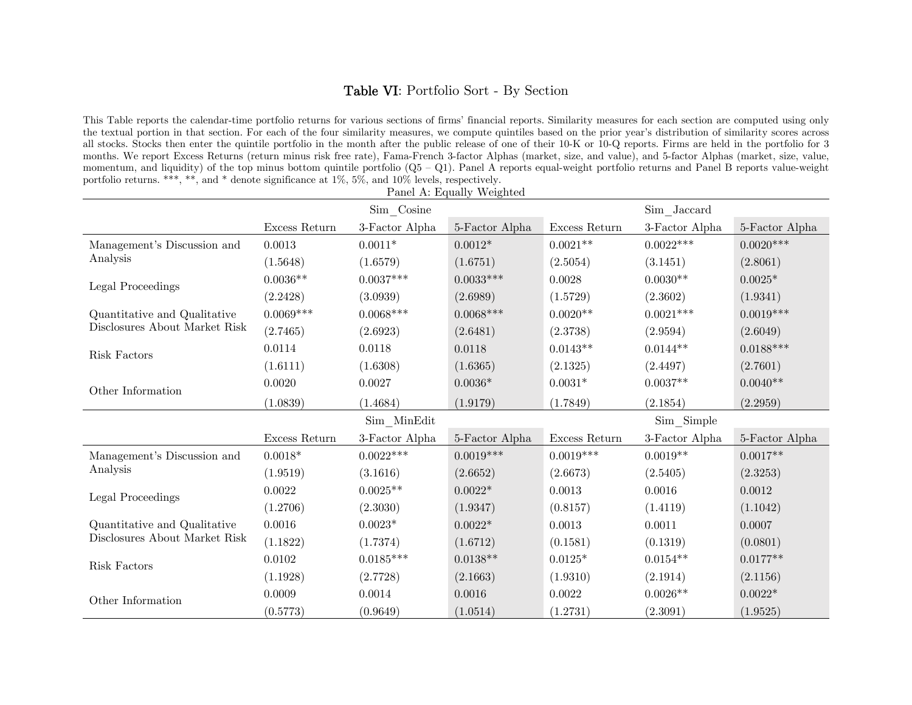# Table VI: Portfolio Sort - By Section

This Table reports the calendar-time portfolio returns for various sections of firms' financial reports. Similarity measures for each section are computed using only the textual portion in that section. For each of the four similarity measures, we compute quintiles based on the prior year's distribution of similarity scores across all stocks. Stocks then enter the quintile portfolio in the month after the public release of one of their 10-K or 10-Q reports. Firms are held in the portfolio for 3 months. We report Excess Returns (return minus risk free rate), Fama-French 3-factor Alphas (market, size, and value), and 5-factor Alphas (market, size, value, momentum, and liquidity) of the top minus bottom quintile portfolio (Q5 – Q1). Panel A reports equal-weight portfolio returns and Panel B reports value-weight portfolio returns. ***, **, and * denote significance at 1%, 5%, and 10% levels, respectively.

Panel A: Equally Weighted

| | Sim_Cosine | | | Sim_Jaccard | | |
|---|---|---|---|---|---|---|
| | Excess Return | 3-Factor Alpha | 5-Factor Alpha | Excess Return | 3-Factor Alpha | 5-Factor Alpha |
| Management's Discussion and Analysis | 0.0013 | 0.0011* | 0.0012* | 0.0021** | 0.0022*** | 0.0020*** |
| | (1.5648) | (1.6579) | (1.6751) | (2.5054) | (3.1451) | (2.8061) |
| Legal Proceedings | 0.0036** | 0.0037*** | 0.0033*** | 0.0028 | 0.0030** | 0.0025* |
| | (2.2428) | (3.0939) | (2.6989) | (1.5729) | (2.3602) | (1.9341) |
| Quantitative and Qualitative Disclosures About Market Risk | 0.0069*** | 0.0068*** | 0.0068*** | 0.0020** | 0.0021*** | 0.0019*** |
| | (2.7465) | (2.6923) | (2.6481) | (2.3738) | (2.9594) | (2.6049) |
| Risk Factors | 0.0114 | 0.0118 | 0.0118 | 0.0143** | 0.0144** | 0.0188*** |
| | (1.6111) | (1.6308) | (1.6365) | (2.1325) | (2.4497) | (2.7601) |
| Other Information | 0.0020 | 0.0027 | 0.0036* | 0.0031* | 0.0037** | 0.0040** |
| | (1.0839) | (1.4684) | (1.9179) | (1.7849) | (2.1854) | (2.2959) |
| | **Sim_MinEdit** | | | **Sim_Simple** | | |
| | Excess Return | 3-Factor Alpha | 5-Factor Alpha | Excess Return | 3-Factor Alpha | 5-Factor Alpha |
| Management's Discussion and Analysis | 0.0018* | 0.0022*** | 0.0019*** | 0.0019*** | 0.0019** | 0.0017** |
| | (1.9519) | (3.1616) | (2.6652) | (2.6673) | (2.5405) | (2.3253) |
| Legal Proceedings | 0.0022 | 0.0025** | 0.0022* | 0.0013 | 0.0016 | 0.0012 |
| | (1.2706) | (2.3030) | (1.9347) | (0.8157) | (1.4119) | (1.1042) |
| Quantitative and Qualitative Disclosures About Market Risk | 0.0016 | 0.0023* | 0.0022* | 0.0013 | 0.0011 | 0.0007 |
| | (1.1822) | (1.7374) | (1.6712) | (0.1581) | (0.1319) | (0.0801) |
| Risk Factors | 0.0102 | 0.0185*** | 0.0138** | 0.0125* | 0.0154** | 0.0177** |
| | (1.1928) | (2.7728) | (2.1663) | (1.9310) | (2.1914) | (2.1156) |
| Other Information | 0.0009 | 0.0014 | 0.0016 | 0.0022 | 0.0026** | 0.0022* |
| | (0.5773) | (0.9649) | (1.0514) | (1.2731) | (2.3091) | (1.9525) |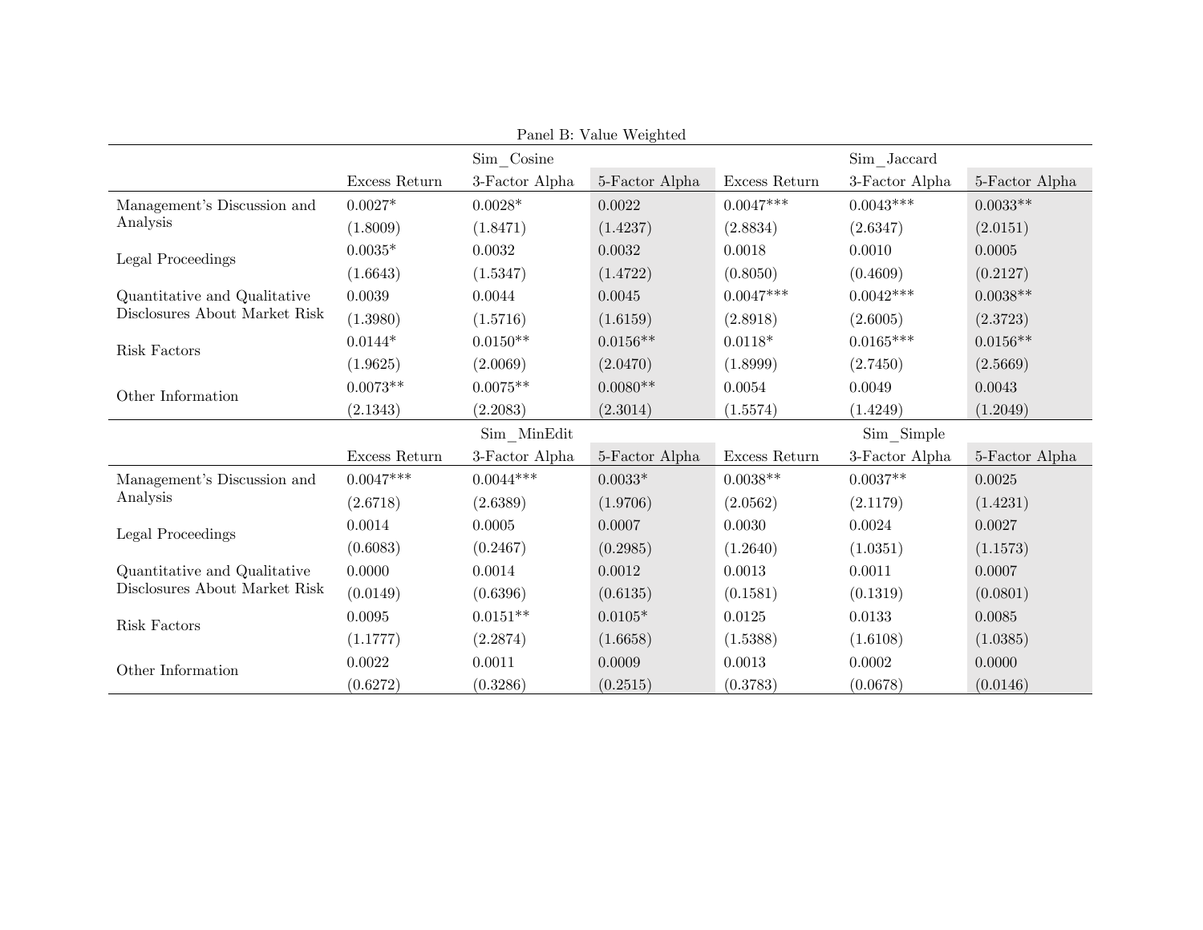Panel B: Value Weighted

| | Sim_Cosine | | | Sim_Jaccard | | |
|---|---|---|---|---|---|---|
| | Excess Return | 3-Factor Alpha | 5-Factor Alpha | Excess Return | 3-Factor Alpha | 5-Factor Alpha |
| Management's Discussion and Analysis | 0.0027* | 0.0028* | 0.0022 | 0.0047*** | 0.0043*** | 0.0033** |
| | (1.8009) | (1.8471) | (1.4237) | (2.8834) | (2.6347) | (2.0151) |
| Legal Proceedings | 0.0035* | 0.0032 | 0.0032 | 0.0018 | 0.0010 | 0.0005 |
| | (1.6643) | (1.5347) | (1.4722) | (0.8050) | (0.4609) | (0.2127) |
| Quantitative and Qualitative Disclosures About Market Risk | 0.0039 | 0.0044 | 0.0045 | 0.0047*** | 0.0042*** | 0.0038** |
| | (1.3980) | (1.5716) | (1.6159) | (2.8918) | (2.6005) | (2.3723) |
| Risk Factors | 0.0144* | 0.0150** | 0.0156** | 0.0118* | 0.0165*** | 0.0156** |
| | (1.9625) | (2.0069) | (2.0470) | (1.8999) | (2.7450) | (2.5669) |
| Other Information | 0.0073** | 0.0075** | 0.0080** | 0.0054 | 0.0049 | 0.0043 |
| | (2.1343) | (2.2083) | (2.3014) | (1.5574) | (1.4249) | (1.2049) |

| | Sim_MinEdit | | | Sim_Simple | | |
|---|---|---|---|---|---|---|
| | Excess Return | 3-Factor Alpha | 5-Factor Alpha | Excess Return | 3-Factor Alpha | 5-Factor Alpha |
| Management's Discussion and Analysis | 0.0047*** | 0.0044*** | 0.0033* | 0.0038** | 0.0037** | 0.0025 |
| | (2.6718) | (2.6389) | (1.9706) | (2.0562) | (2.1179) | (1.4231) |
| Legal Proceedings | 0.0014 | 0.0005 | 0.0007 | 0.0030 | 0.0024 | 0.0027 |
| | (0.6083) | (0.2467) | (0.2985) | (1.2640) | (1.0351) | (1.1573) |
| Quantitative and Qualitative Disclosures About Market Risk | 0.0000 | 0.0014 | 0.0012 | 0.0013 | 0.0011 | 0.0007 |
| | (0.0149) | (0.6396) | (0.6135) | (0.1581) | (0.1319) | (0.0801) |
| Risk Factors | 0.0095 | 0.0151** | 0.0105* | 0.0125 | 0.0133 | 0.0085 |
| | (1.1777) | (2.2874) | (1.6658) | (1.5388) | (1.6108) | (1.0385) |
| Other Information | 0.0022 | 0.0011 | 0.0009 | 0.0013 | 0.0002 | 0.0000 |
| | (0.6272) | (0.3286) | (0.2515) | (0.3783) | (0.0678) | (0.0146) |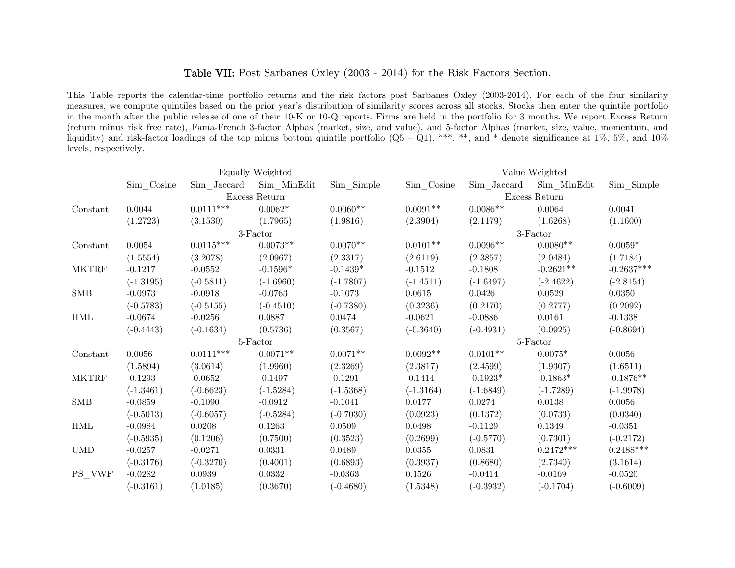**Table VII:** Post Sarbanes Oxley (2003 - 2014) for the Risk Factors Section.

This Table reports the calendar-time portfolio returns and the risk factors post Sarbanes Oxley (2003-2014). For each of the four similarity measures, we compute quintiles based on the prior year's distribution of similarity scores across all stocks. Stocks then enter the quintile portfolio in the month after the public release of one of their 10-K or 10-Q reports. Firms are held in the portfolio for 3 months. We report Excess Return (return minus risk free rate), Fama-French 3-factor Alphas (market, size, and value), and 5-factor Alphas (market, size, value, momentum, and liquidity) and risk-factor loadings of the top minus bottom quintile portfolio (Q5 – Q1). ***, **, and * denote significance at 1%, 5%, and 10% levels, respectively.

| | Equally Weighted | | | | Value Weighted | | | |
|---|---|---|---|---|---|---|---|---|
| | Sim_Cosine | Sim_Jaccard | Sim_MinEdit | Sim_Simple | Sim_Cosine | Sim_Jaccard | Sim_MinEdit | Sim_Simple |
| | Excess Return | | | | Excess Return | | | |
| Constant | 0.0044 | 0.0111*** | 0.0062* | 0.0060** | 0.0091** | 0.0086** | 0.0064 | 0.0041 |
| | (1.2723) | (3.1530) | (1.7965) | (1.9816) | (2.3904) | (2.1179) | (1.6268) | (1.1600) |
| | 3-Factor | | | | 3-Factor | | | |
| Constant | 0.0054 | 0.0115*** | 0.0073** | 0.0070** | 0.0101** | 0.0096** | 0.0080** | 0.0059* |
| | (1.5554) | (3.2078) | (2.0967) | (2.3317) | (2.6119) | (2.3857) | (2.0484) | (1.7184) |
| MKTRF | -0.1217 | -0.0552 | -0.1596* | -0.1439* | -0.1512 | -0.1808 | -0.2621** | -0.2637*** |
| | (-1.3195) | (-0.5811) | (-1.6960) | (-1.7807) | (-1.4511) | (-1.6497) | (-2.4622) | (-2.8154) |
| SMB | -0.0973 | -0.0918 | -0.0763 | -0.1073 | 0.0615 | 0.0426 | 0.0529 | 0.0350 |
| | (-0.5783) | (-0.5155) | (-0.4510) | (-0.7380) | (0.3236) | (0.2170) | (0.2777) | (0.2092) |
| HML | -0.0674 | -0.0256 | 0.0887 | 0.0474 | -0.0621 | -0.0886 | 0.0161 | -0.1338 |
| | (-0.4443) | (-0.1634) | (0.5736) | (0.3567) | (-0.3640) | (-0.4931) | (0.0925) | (-0.8694) |
| | 5-Factor | | | | 5-Factor | | | |
| Constant | 0.0056 | 0.0111*** | 0.0071** | 0.0071** | 0.0092** | 0.0101** | 0.0075* | 0.0056 |
| | (1.5894) | (3.0614) | (1.9960) | (2.3269) | (2.3817) | (2.4599) | (1.9307) | (1.6511) |
| MKTRF | -0.1293 | -0.0652 | -0.1497 | -0.1291 | -0.1414 | -0.1923* | -0.1863* | -0.1876** |
| | (-1.3461) | (-0.6623) | (-1.5284) | (-1.5368) | (-1.3164) | (-1.6849) | (-1.7289) | (-1.9978) |
| SMB | -0.0859 | -0.1090 | -0.0912 | -0.1041 | 0.0177 | 0.0274 | 0.0138 | 0.0056 |
| | (-0.5013) | (-0.6057) | (-0.5284) | (-0.7030) | (0.0923) | (0.1372) | (0.0733) | (0.0340) |
| HML | -0.0984 | 0.0208 | 0.1263 | 0.0509 | 0.0498 | -0.1129 | 0.1349 | -0.0351 |
| | (-0.5935) | (0.1206) | (0.7500) | (0.3523) | (0.2699) | (-0.5770) | (0.7301) | (-0.2172) |
| UMD | -0.0257 | -0.0271 | 0.0331 | 0.0489 | 0.0355 | 0.0831 | 0.2472*** | 0.2488*** |
| | (-0.3176) | (-0.3270) | (0.4001) | (0.6893) | (0.3937) | (0.8680) | (2.7340) | (3.1614) |
| PS_VWF | -0.0282 | 0.0939 | 0.0332 | -0.0363 | 0.1526 | -0.0414 | -0.0169 | -0.0520 |
| | (-0.3161) | (1.0185) | (0.3670) | (-0.4680) | (1.5348) | (-0.3932) | (-0.1704) | (-0.6009) |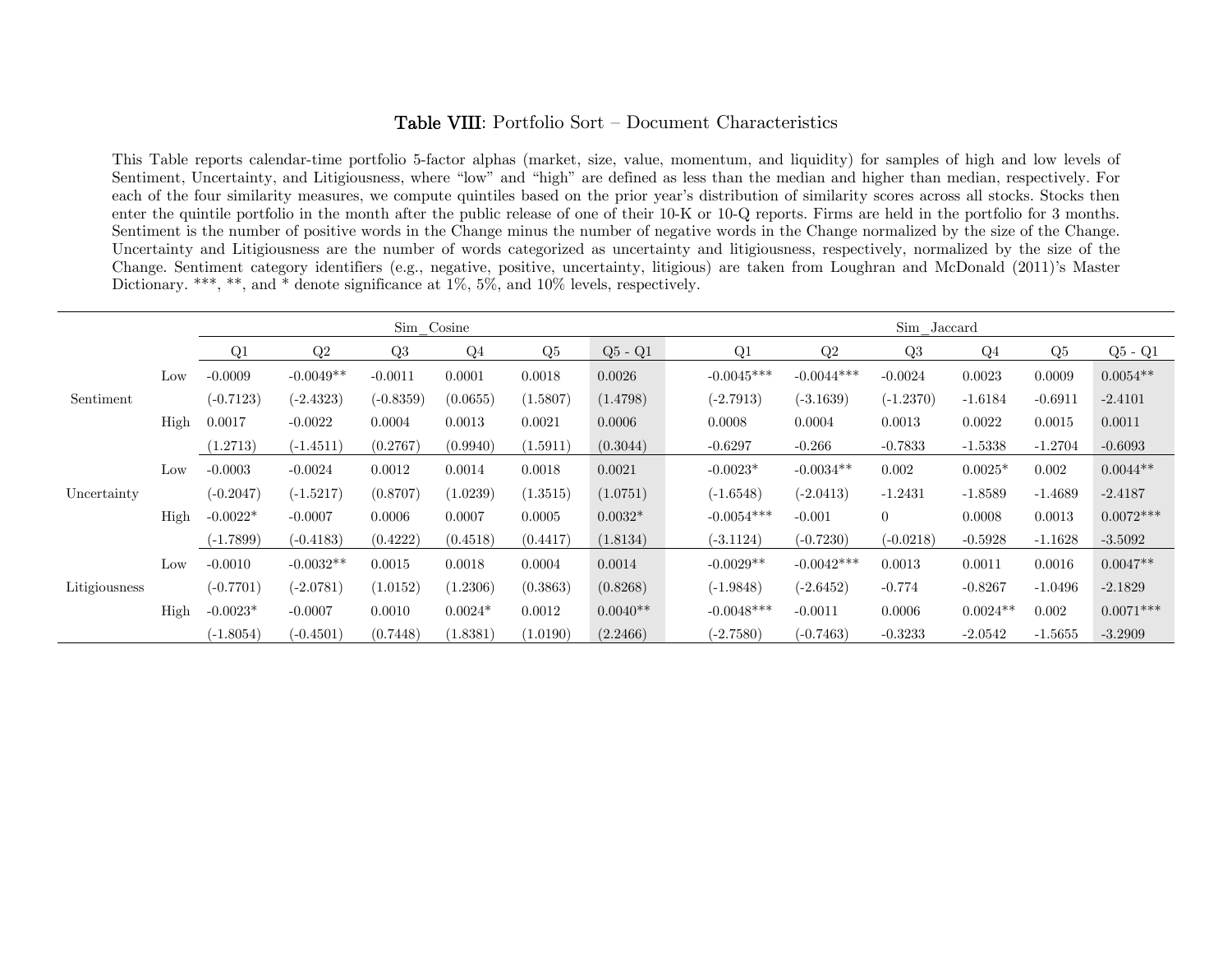**Table VIII**: Portfolio Sort – Document Characteristics

This Table reports calendar-time portfolio 5-factor alphas (market, size, value, momentum, and liquidity) for samples of high and low levels of Sentiment, Uncertainty, and Litigiousness, where "low" and "high" are defined as less than the median and higher than median, respectively. For each of the four similarity measures, we compute quintiles based on the prior year's distribution of similarity scores across all stocks. Stocks then enter the quintile portfolio in the month after the public release of one of their 10-K or 10-Q reports. Firms are held in the portfolio for 3 months. Sentiment is the number of positive words in the Change minus the number of negative words in the Change normalized by the size of the Change. Uncertainty and Litigiousness are the number of words categorized as uncertainty and litigiousness, respectively, normalized by the size of the Change. Sentiment category identifiers (e.g., negative, positive, uncertainty, litigious) are taken from Loughran and McDonald (2011)'s Master Dictionary. ***, **, and * denote significance at 1%, 5%, and 10% levels, respectively.

| | | Sim_Cosine | | | | | | Sim_Jaccard | | | | | |
|---|---|---|---|---|---|---|---|---|---|---|---|---|---|
| | | Q1 | Q2 | Q3 | Q4 | Q5 | Q5 - Q1 | Q1 | Q2 | Q3 | Q4 | Q5 | Q5 - Q1 |
| Sentiment | Low | -0.0009 | -0.0049** | -0.0011 | 0.0001 | 0.0018 | 0.0026 | -0.0045*** | -0.0044*** | -0.0024 | 0.0023 | 0.0009 | 0.0054** |
| | | (-0.7123) | (-2.4323) | (-0.8359) | (0.0655) | (1.5807) | (1.4798) | (-2.7913) | (-3.1639) | (-1.2370) | -1.6184 | -0.6911 | -2.4101 |
| | High | 0.0017 | -0.0022 | 0.0004 | 0.0013 | 0.0021 | 0.0006 | 0.0008 | 0.0004 | 0.0013 | 0.0022 | 0.0015 | 0.0011 |
| | | (1.2713) | (-1.4511) | (0.2767) | (0.9940) | (1.5911) | (0.3044) | -0.6297 | -0.266 | -0.7833 | -1.5338 | -1.2704 | -0.6093 |
| Uncertainty | Low | -0.0003 | -0.0024 | 0.0012 | 0.0014 | 0.0018 | 0.0021 | -0.0023* | -0.0034** | 0.002 | 0.0025* | 0.002 | 0.0044** |
| | | (-0.2047) | (-1.5217) | (0.8707) | (1.0239) | (1.3515) | (1.0751) | (-1.6548) | (-2.0413) | -1.2431 | -1.8589 | -1.4689 | -2.4187 |
| | High | -0.0022* | -0.0007 | 0.0006 | 0.0007 | 0.0005 | 0.0032* | -0.0054*** | -0.001 | 0 | 0.0008 | 0.0013 | 0.0072*** |
| | | (-1.7899) | (-0.4183) | (0.4222) | (0.4518) | (0.4417) | (1.8134) | (-3.1124) | (-0.7230) | (-0.0218) | -0.5928 | -1.1628 | -3.5092 |
| Litigiousness | Low | -0.0010 | -0.0032** | 0.0015 | 0.0018 | 0.0004 | 0.0014 | -0.0029** | -0.0042*** | 0.0013 | 0.0011 | 0.0016 | 0.0047** |
| | | (-0.7701) | (-2.0781) | (1.0152) | (1.2306) | (0.3863) | (0.8268) | (-1.9848) | (-2.6452) | -0.774 | -0.8267 | -1.0496 | -2.1829 |
| | High | -0.0023* | -0.0007 | 0.0010 | 0.0024* | 0.0012 | 0.0040** | -0.0048*** | -0.0011 | 0.0006 | 0.0024** | 0.002 | 0.0071*** |
| | | (-1.8054) | (-0.4501) | (0.7448) | (1.8381) | (1.0190) | (2.2466) | (-2.7580) | (-0.7463) | -0.3233 | -2.0542 | -1.5655 | -3.2909 |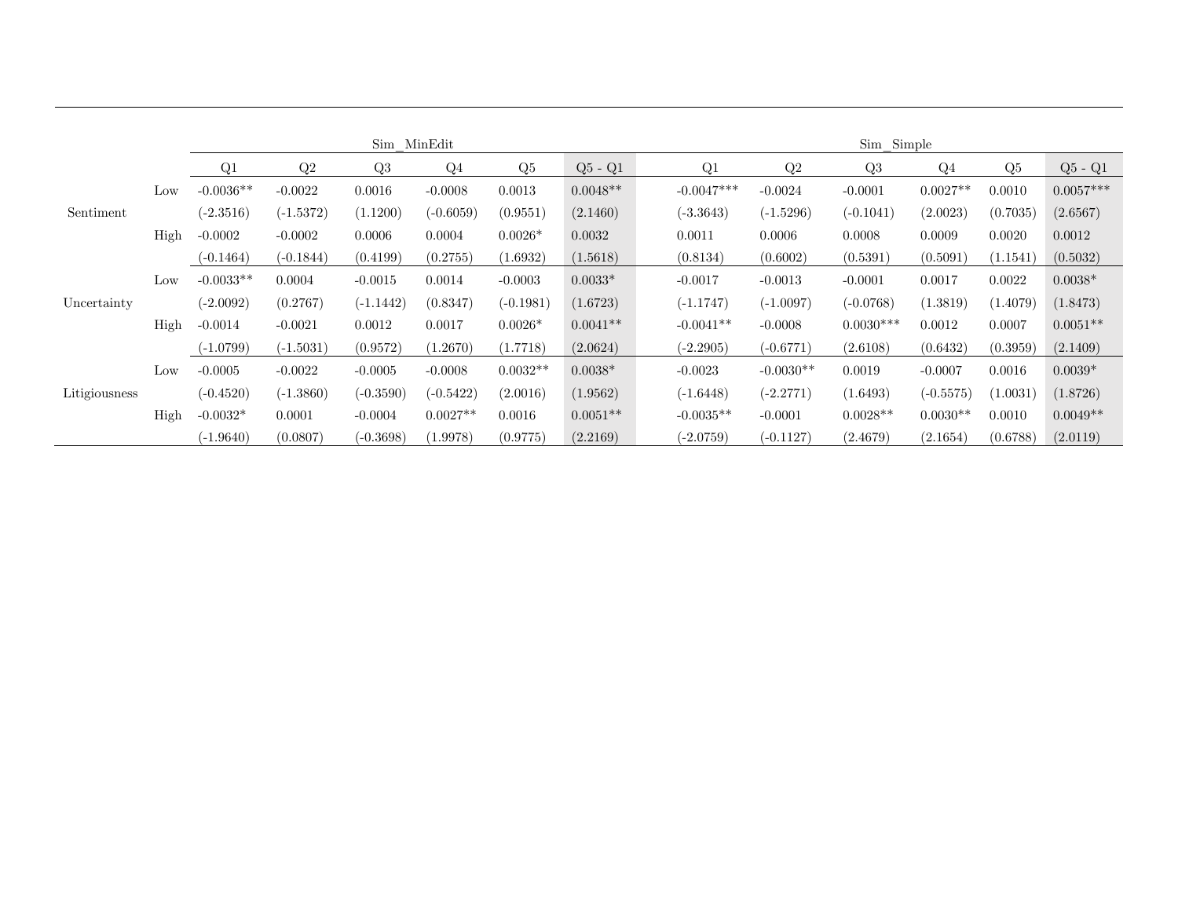| | | Sim_MinEdit | | | | | | Sim_Simple | | | | | |
|---|---|---|---|---|---|---|---|---|---|---|---|---|---|
| | | Q1 | Q2 | Q3 | Q4 | Q5 | Q5 - Q1 | Q1 | Q2 | Q3 | Q4 | Q5 | Q5 - Q1 |
| Sentiment | Low | -0.0036** | -0.0022 | 0.0016 | -0.0008 | 0.0013 | 0.0048** | -0.0047*** | -0.0024 | -0.0001 | 0.0027** | 0.0010 | 0.0057*** |
| | | (-2.3516) | (-1.5372) | (1.1200) | (-0.6059) | (0.9551) | (2.1460) | (-3.3643) | (-1.5296) | (-0.1041) | (2.0023) | (0.7035) | (2.6567) |
| | High | -0.0002 | -0.0002 | 0.0006 | 0.0004 | 0.0026* | 0.0032 | 0.0011 | 0.0006 | 0.0008 | 0.0009 | 0.0020 | 0.0012 |
| | | (-0.1464) | (-0.1844) | (0.4199) | (0.2755) | (1.6932) | (1.5618) | (0.8134) | (0.6002) | (0.5391) | (0.5091) | (1.1541) | (0.5032) |
| Uncertainty | Low | -0.0033** | 0.0004 | -0.0015 | 0.0014 | -0.0003 | 0.0033* | -0.0017 | -0.0013 | -0.0001 | 0.0017 | 0.0022 | 0.0038* |
| | | (-2.0092) | (0.2767) | (-1.1442) | (0.8347) | (-0.1981) | (1.6723) | (-1.1747) | (-1.0097) | (-0.0768) | (1.3819) | (1.4079) | (1.8473) |
| | High | -0.0014 | -0.0021 | 0.0012 | 0.0017 | 0.0026* | 0.0041** | -0.0041** | -0.0008 | 0.0030*** | 0.0012 | 0.0007 | 0.0051** |
| | | (-1.0799) | (-1.5031) | (0.9572) | (1.2670) | (1.7718) | (2.0624) | (-2.2905) | (-0.6771) | (2.6108) | (0.6432) | (0.3959) | (2.1409) |
| Litigiousness | Low | -0.0005 | -0.0022 | -0.0005 | -0.0008 | 0.0032** | 0.0038* | -0.0023 | -0.0030** | 0.0019 | -0.0007 | 0.0016 | 0.0039* |
| | | (-0.4520) | (-1.3860) | (-0.3590) | (-0.5422) | (2.0016) | (1.9562) | (-1.6448) | (-2.2771) | (1.6493) | (-0.5575) | (1.0031) | (1.8726) |
| | High | -0.0032* | 0.0001 | -0.0004 | 0.0027** | 0.0016 | 0.0051** | -0.0035** | -0.0001 | 0.0028** | 0.0030** | 0.0010 | 0.0049** |
| | | (-1.9640) | (0.0807) | (-0.3698) | (1.9978) | (0.9775) | (2.2169) | (-2.0759) | (-0.1127) | (2.4679) | (2.1654) | (0.6788) | (2.0119) |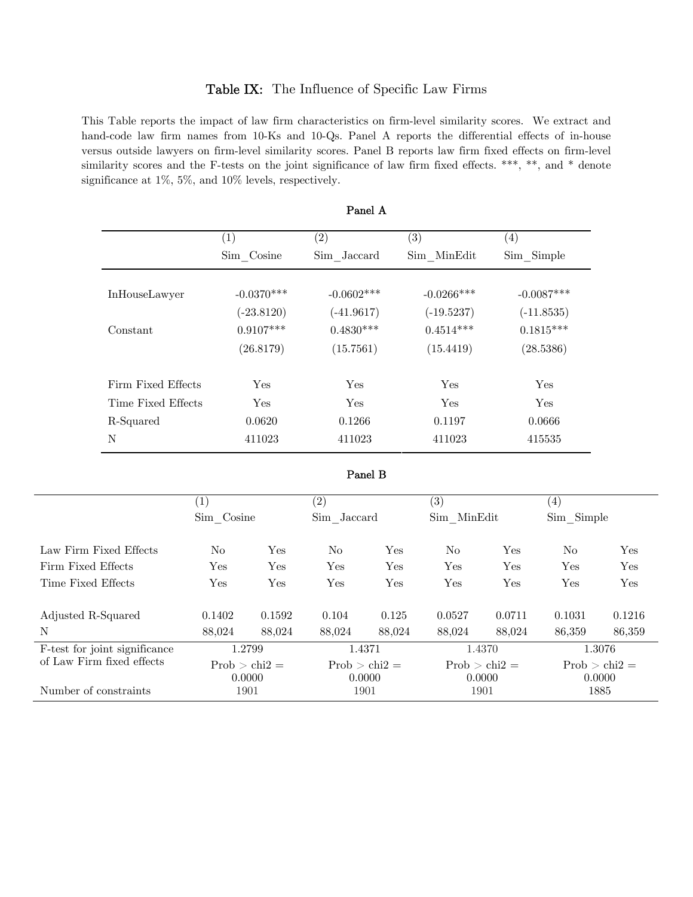## Table IX: The Influence of Specific Law Firms

This Table reports the impact of law firm characteristics on firm-level similarity scores. We extract and hand-code law firm names from 10-Ks and 10-Qs. Panel A reports the differential effects of in-house versus outside lawyers on firm-level similarity scores. Panel B reports law firm fixed effects on firm-level similarity scores and the F-tests on the joint significance of law firm fixed effects. ***, **, and * denote significance at 1%, 5%, and 10% levels, respectively.

### Panel A

| | (1) Sim_Cosine | (2) Sim_Jaccard | (3) Sim_MinEdit | (4) Sim_Simple |
|---|---|---|---|---|
| InHouseLawyer | -0.0370*** | -0.0602*** | -0.0266*** | -0.0087*** |
| | (-23.8120) | (-41.9617) | (-19.5237) | (-11.8535) |
| Constant | 0.9107*** | 0.4830*** | 0.4514*** | 0.1815*** |
| | (26.8179) | (15.7561) | (15.4419) | (28.5386) |
| Firm Fixed Effects | Yes | Yes | Yes | Yes |
| Time Fixed Effects | Yes | Yes | Yes | Yes |
| R-Squared | 0.0620 | 0.1266 | 0.1197 | 0.0666 |
| N | 411023 | 411023 | 411023 | 415535 |

### Panel B

| | (1) Sim_Cosine | | (2) Sim_Jaccard | | (3) Sim_MinEdit | | (4) Sim_Simple | |
|---|---|---|---|---|---|---|---|---|
| Law Firm Fixed Effects | No | Yes | No | Yes | No | Yes | No | Yes |
| Firm Fixed Effects | Yes | Yes | Yes | Yes | Yes | Yes | Yes | Yes |
| Time Fixed Effects | Yes | Yes | Yes | Yes | Yes | Yes | Yes | Yes |
| Adjusted R-Squared | 0.1402 | 0.1592 | 0.104 | 0.125 | 0.0527 | 0.0711 | 0.1031 | 0.1216 |
| N | 88,024 | 88,024 | 88,024 | 88,024 | 88,024 | 88,024 | 86,359 | 86,359 |
| F-test for joint significance of Law Firm fixed effects | 1.2799 Prob > chi2 = 0.0000 | | 1.4371 Prob > chi2 = 0.0000 | | 1.4370 Prob > chi2 = 0.0000 | | 1.3076 Prob > chi2 = 0.0000 | |
| Number of constraints | 1901 | | 1901 | | 1901 | | 1885 | |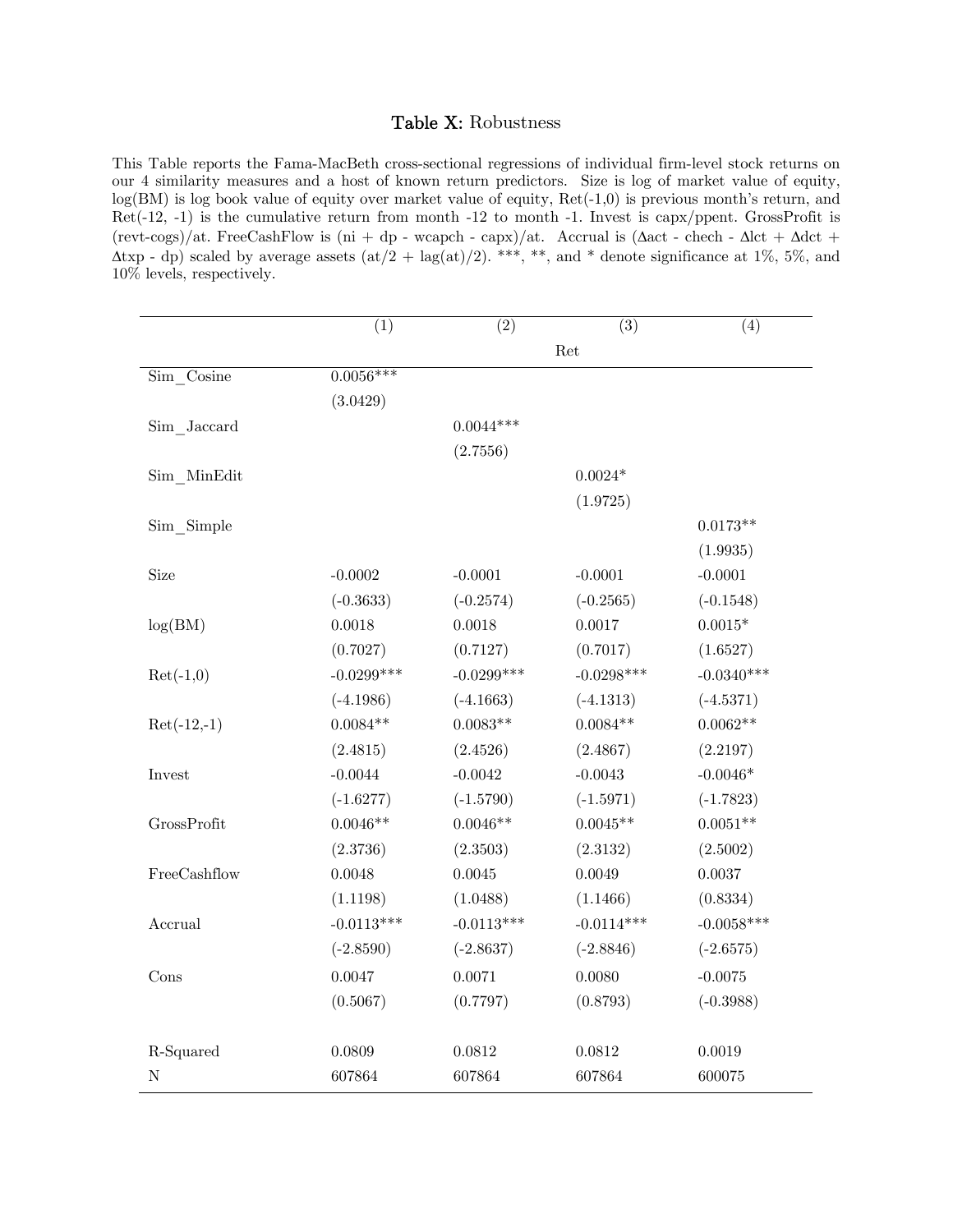# **Table X:** Robustness

This Table reports the Fama-MacBeth cross-sectional regressions of individual firm-level stock returns on our 4 similarity measures and a host of known return predictors. Size is log of market value of equity, log(BM) is log book value of equity over market value of equity, Ret(-1,0) is previous month's return, and Ret(-12, -1) is the cumulative return from month -12 to month -1. Invest is capx/ppent. GrossProfit is (revt-cogs)/at. FreeCashFlow is (ni + dp - wcapch - capx)/at. Accrual is ($\Delta$act - chech - $\Delta$lct + $\Delta$dct + $\Delta$txp - dp) scaled by average assets (at/2 + lag(at)/2). ***, **, and * denote significance at 1%, 5%, and 10% levels, respectively.

| | (1) | (2) | (3) | (4) |
|---|---|---|---|---|
| | Ret | | | |
| Sim_Cosine | 0.0056*** | | | |
| | (3.0429) | | | |
| Sim_Jaccard | | 0.0044*** | | |
| | | (2.7556) | | |
| Sim_MinEdit | | | 0.0024* | |
| | | | (1.9725) | |
| Sim_Simple | | | | 0.0173** |
| | | | | (1.9935) |
| Size | -0.0002 | -0.0001 | -0.0001 | -0.0001 |
| | (-0.3633) | (-0.2574) | (-0.2565) | (-0.1548) |
| log(BM) | 0.0018 | 0.0018 | 0.0017 | 0.0015* |
| | (0.7027) | (0.7127) | (0.7017) | (1.6527) |
| Ret(-1,0) | -0.0299*** | -0.0299*** | -0.0298*** | -0.0340*** |
| | (-4.1986) | (-4.1663) | (-4.1313) | (-4.5371) |
| Ret(-12,-1) | 0.0084** | 0.0083** | 0.0084** | 0.0062** |
| | (2.4815) | (2.4526) | (2.4867) | (2.2197) |
| Invest | -0.0044 | -0.0042 | -0.0043 | -0.0046* |
| | (-1.6277) | (-1.5790) | (-1.5971) | (-1.7823) |
| GrossProfit | 0.0046** | 0.0046** | 0.0045** | 0.0051** |
| | (2.3736) | (2.3503) | (2.3132) | (2.5002) |
| FreeCashflow | 0.0048 | 0.0045 | 0.0049 | 0.0037 |
| | (1.1198) | (1.0488) | (1.1466) | (0.8334) |
| Accrual | -0.0113*** | -0.0113*** | -0.0114*** | -0.0058*** |
| | (-2.8590) | (-2.8637) | (-2.8846) | (-2.6575) |
| Cons | 0.0047 | 0.0071 | 0.0080 | -0.0075 |
| | (0.5067) | (0.7797) | (0.8793) | (-0.3988) |
| R-Squared | 0.0809 | 0.0812 | 0.0812 | 0.0019 |
| N | 607864 | 607864 | 607864 | 600075 |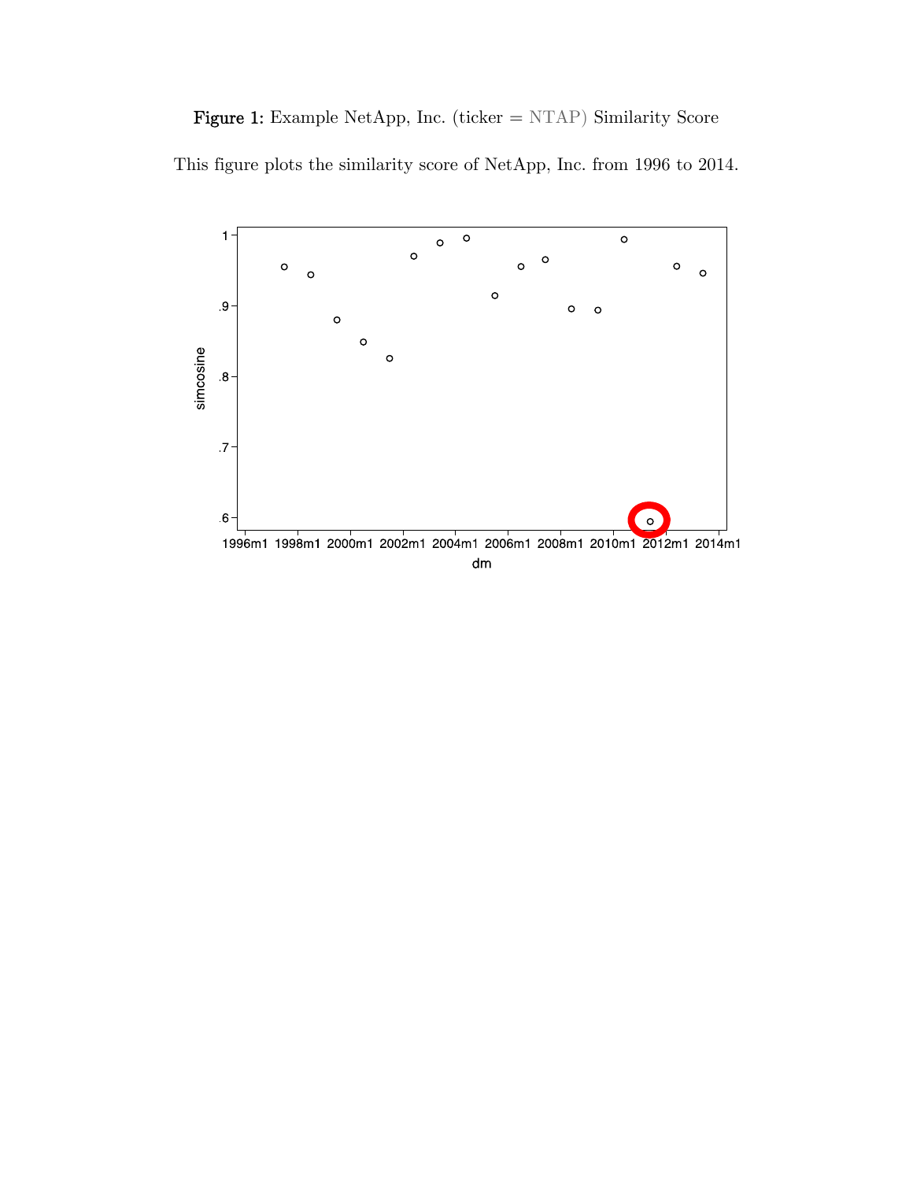**Figure 1:** Example NetApp, Inc. (ticker = NTAP) Similarity Score

This figure plots the similarity score of NetApp, Inc. from 1996 to 2014.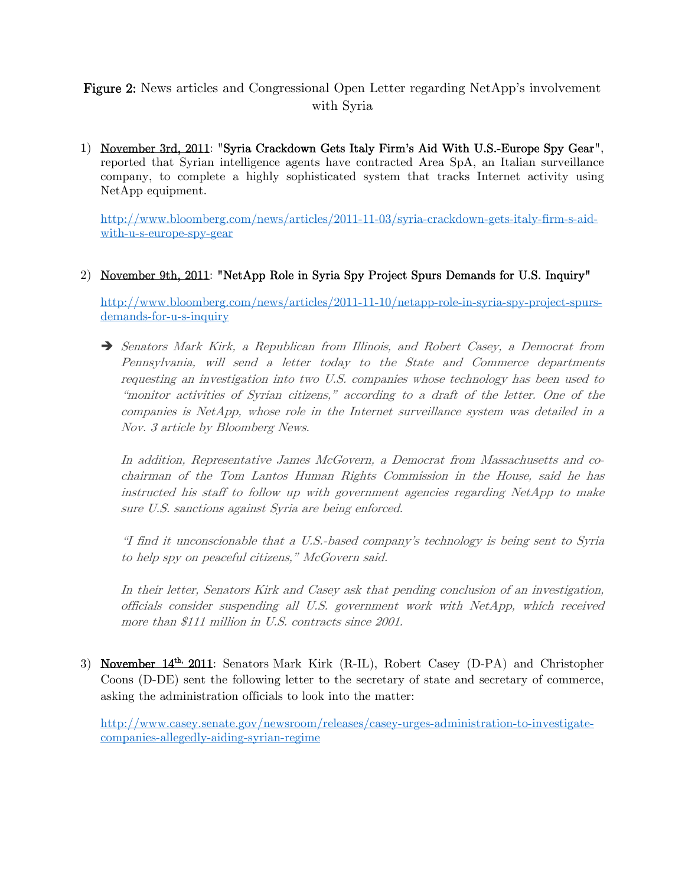**Figure 2:** News articles and Congressional Open Letter regarding NetApp's involvement with Syria

1) **November 3rd, 2011**: "**Syria Crackdown Gets Italy Firm's Aid With U.S.-Europe Spy Gear**", reported that Syrian intelligence agents have contracted Area SpA, an Italian surveillance company, to complete a highly sophisticated system that tracks Internet activity using NetApp equipment.

   http://www.bloomberg.com/news/articles/2011-11-03/syria-crackdown-gets-italy-firm-s-aid-with-u-s-europe-spy-gear

2) **November 9th, 2011**: "**NetApp Role in Syria Spy Project Spurs Demands for U.S. Inquiry**"

   http://www.bloomberg.com/news/articles/2011-11-10/netapp-role-in-syria-spy-project-spurs-demands-for-u-s-inquiry

   ➔ *Senators Mark Kirk, a Republican from Illinois, and Robert Casey, a Democrat from Pennsylvania, will send a letter today to the State and Commerce departments requesting an investigation into two U.S. companies whose technology has been used to "monitor activities of Syrian citizens," according to a draft of the letter. One of the companies is NetApp, whose role in the Internet surveillance system was detailed in a Nov. 3 article by Bloomberg News.*

   *In addition, Representative James McGovern, a Democrat from Massachusetts and co-chairman of the Tom Lantos Human Rights Commission in the House, said he has instructed his staff to follow up with government agencies regarding NetApp to make sure U.S. sanctions against Syria are being enforced.*

   *"I find it unconscionable that a U.S.-based company's technology is being sent to Syria to help spy on peaceful citizens," McGovern said.*

   *In their letter, Senators Kirk and Casey ask that pending conclusion of an investigation, officials consider suspending all U.S. government work with NetApp, which received more than $111 million in U.S. contracts since 2001.*

3) **November 14th, 2011**: Senators Mark Kirk (R-IL), Robert Casey (D-PA) and Christopher Coons (D-DE) sent the following letter to the secretary of state and secretary of commerce, asking the administration officials to look into the matter:

   http://www.casey.senate.gov/newsroom/releases/casey-urges-administration-to-investigate-companies-allegedly-aiding-syrian-regime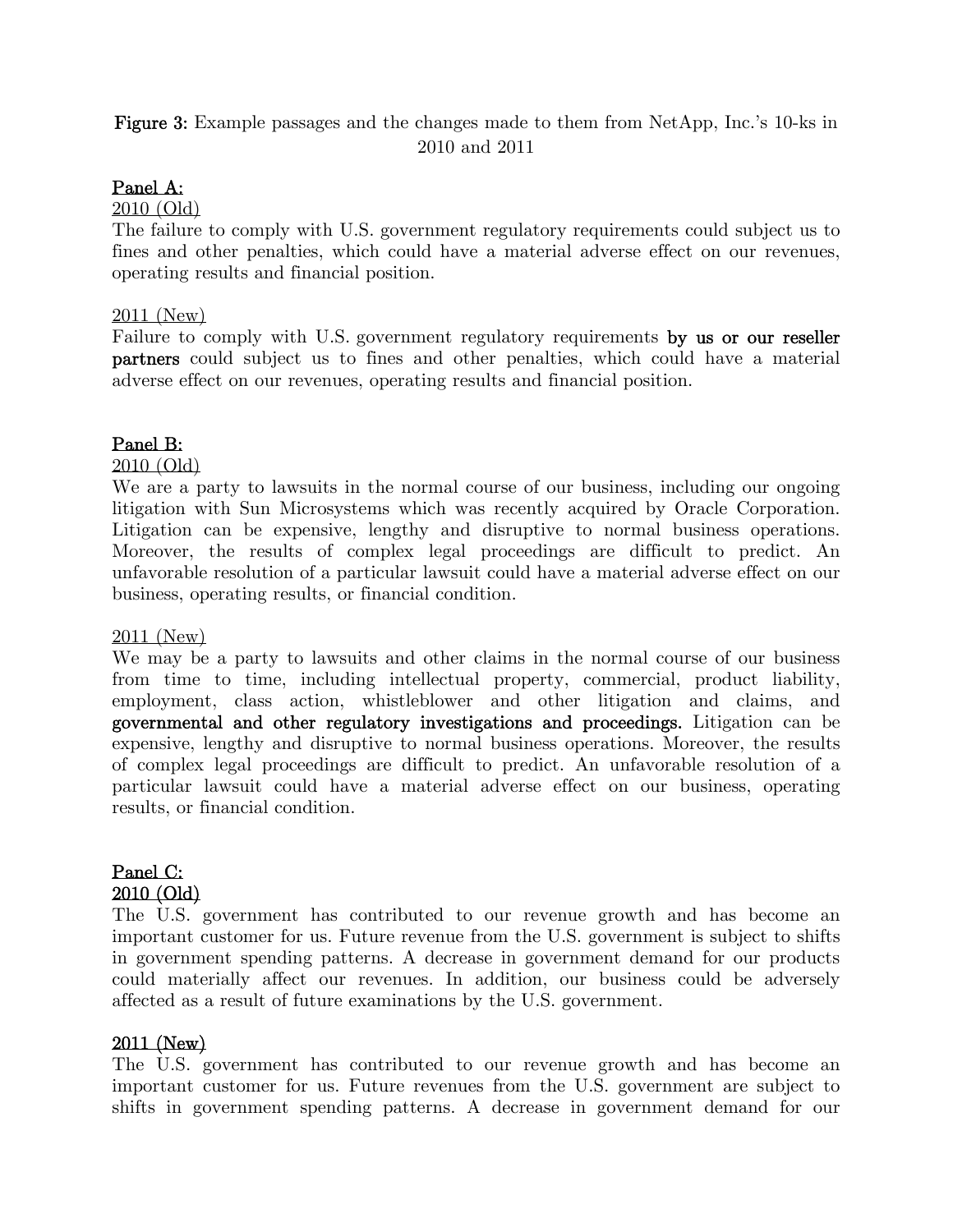**Figure 3:** Example passages and the changes made to them from NetApp, Inc.'s 10-ks in 2010 and 2011

**Panel A:**

2010 (Old)

The failure to comply with U.S. government regulatory requirements could subject us to fines and other penalties, which could have a material adverse effect on our revenues, operating results and financial position.

2011 (New)

Failure to comply with U.S. government regulatory requirements **by us or our reseller partners** could subject us to fines and other penalties, which could have a material adverse effect on our revenues, operating results and financial position.

**Panel B:**

2010 (Old)

We are a party to lawsuits in the normal course of our business, including our ongoing litigation with Sun Microsystems which was recently acquired by Oracle Corporation. Litigation can be expensive, lengthy and disruptive to normal business operations. Moreover, the results of complex legal proceedings are difficult to predict. An unfavorable resolution of a particular lawsuit could have a material adverse effect on our business, operating results, or financial condition.

2011 (New)

We may be a party to lawsuits and other claims in the normal course of our business from time to time, including intellectual property, commercial, product liability, employment, class action, whistleblower and other litigation and claims, and **governmental and other regulatory investigations and proceedings.** Litigation can be expensive, lengthy and disruptive to normal business operations. Moreover, the results of complex legal proceedings are difficult to predict. An unfavorable resolution of a particular lawsuit could have a material adverse effect on our business, operating results, or financial condition.

**Panel C:**

**2010 (Old)**

The U.S. government has contributed to our revenue growth and has become an important customer for us. Future revenue from the U.S. government is subject to shifts in government spending patterns. A decrease in government demand for our products could materially affect our revenues. In addition, our business could be adversely affected as a result of future examinations by the U.S. government.

**2011 (New)**

The U.S. government has contributed to our revenue growth and has become an important customer for us. Future revenues from the U.S. government are subject to shifts in government spending patterns. A decrease in government demand for our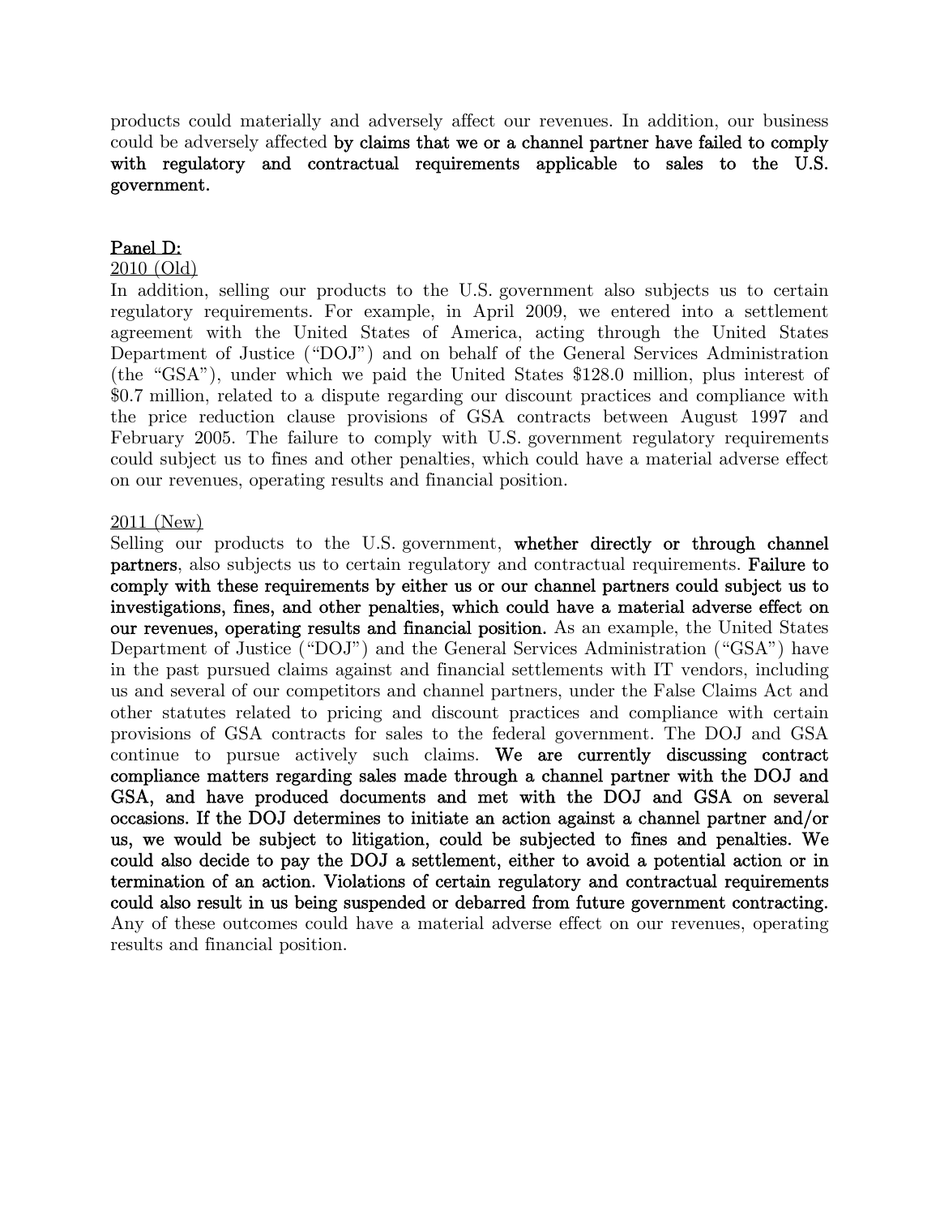products could materially and adversely affect our revenues. In addition, our business could be adversely affected **by claims that we or a channel partner have failed to comply with regulatory and contractual requirements applicable to sales to the U.S. government.**

<u>Panel D:</u>

<u>2010 (Old)</u>

In addition, selling our products to the U.S. government also subjects us to certain regulatory requirements. For example, in April 2009, we entered into a settlement agreement with the United States of America, acting through the United States Department of Justice ("DOJ") and on behalf of the General Services Administration (the "GSA"), under which we paid the United States $128.0 million, plus interest of $0.7 million, related to a dispute regarding our discount practices and compliance with the price reduction clause provisions of GSA contracts between August 1997 and February 2005. The failure to comply with U.S. government regulatory requirements could subject us to fines and other penalties, which could have a material adverse effect on our revenues, operating results and financial position.

<u>2011 (New)</u>

Selling our products to the U.S. government, **whether directly or through channel partners**, also subjects us to certain regulatory and contractual requirements. **Failure to comply with these requirements by either us or our channel partners could subject us to investigations, fines, and other penalties, which could have a material adverse effect on our revenues, operating results and financial position.** As an example, the United States Department of Justice ("DOJ") and the General Services Administration ("GSA") have in the past pursued claims against and financial settlements with IT vendors, including us and several of our competitors and channel partners, under the False Claims Act and other statutes related to pricing and discount practices and compliance with certain provisions of GSA contracts for sales to the federal government. The DOJ and GSA continue to pursue actively such claims. **We are currently discussing contract compliance matters regarding sales made through a channel partner with the DOJ and GSA, and have produced documents and met with the DOJ and GSA on several occasions. If the DOJ determines to initiate an action against a channel partner and/or us, we would be subject to litigation, could be subjected to fines and penalties. We could also decide to pay the DOJ a settlement, either to avoid a potential action or in termination of an action. Violations of certain regulatory and contractual requirements could also result in us being suspended or debarred from future government contracting.** Any of these outcomes could have a material adverse effect on our revenues, operating results and financial position.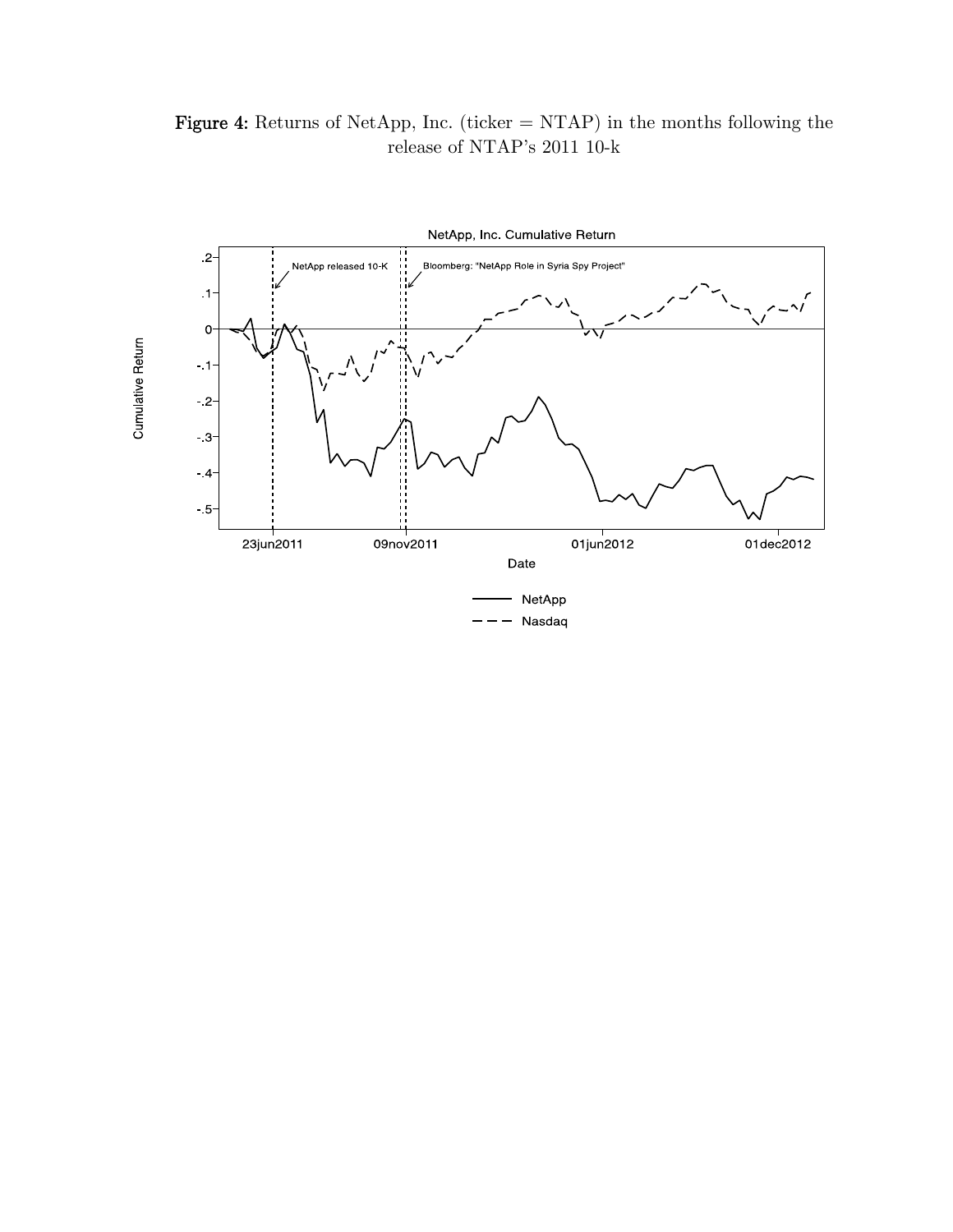**Figure 4:** Returns of NetApp, Inc. (ticker = NTAP) in the months following the release of NTAP's 2011 10-k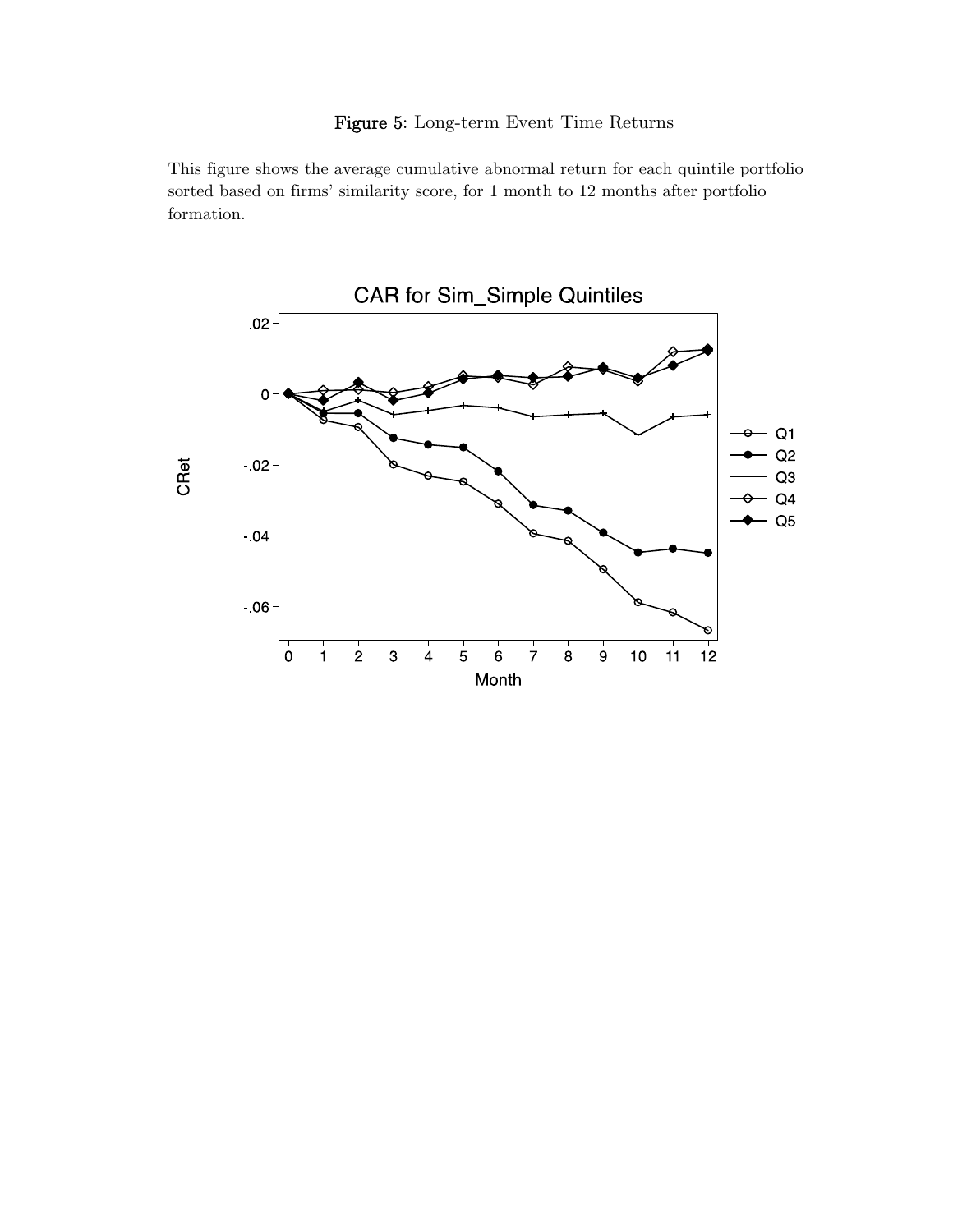**Figure 5**: Long-term Event Time Returns

This figure shows the average cumulative abnormal return for each quintile portfolio sorted based on firms' similarity score, for 1 month to 12 months after portfolio formation.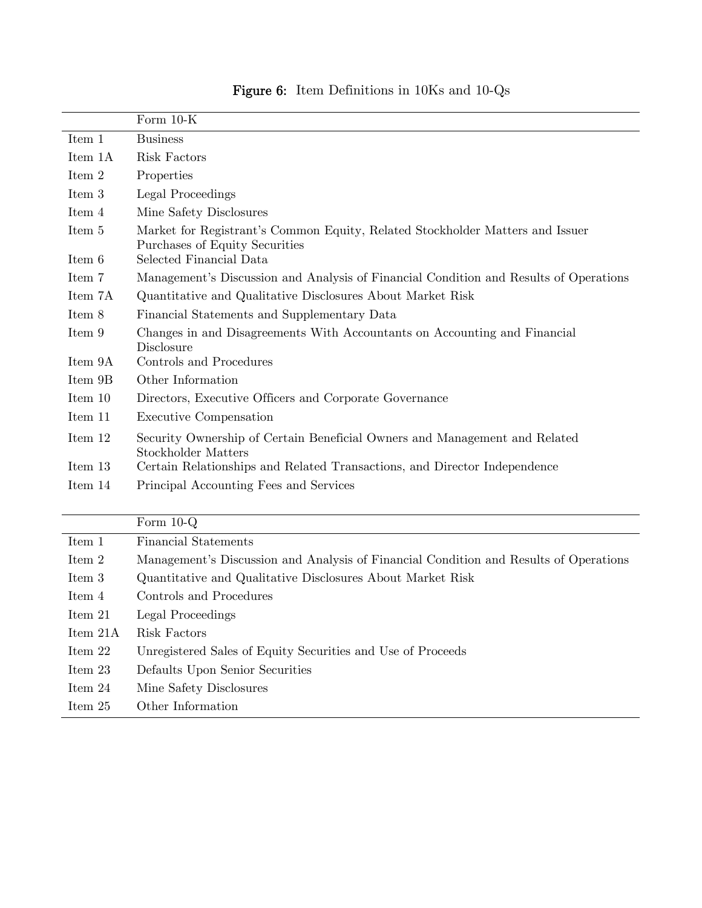**Figure 6:** Item Definitions in 10Ks and 10-Qs

| | Form 10-K |
|---|---|
| Item 1 | Business |
| Item 1A | Risk Factors |
| Item 2 | Properties |
| Item 3 | Legal Proceedings |
| Item 4 | Mine Safety Disclosures |
| Item 5 | Market for Registrant's Common Equity, Related Stockholder Matters and Issuer Purchases of Equity Securities |
| Item 6 | Selected Financial Data |
| Item 7 | Management's Discussion and Analysis of Financial Condition and Results of Operations |
| Item 7A | Quantitative and Qualitative Disclosures About Market Risk |
| Item 8 | Financial Statements and Supplementary Data |
| Item 9 | Changes in and Disagreements With Accountants on Accounting and Financial Disclosure |
| Item 9A | Controls and Procedures |
| Item 9B | Other Information |
| Item 10 | Directors, Executive Officers and Corporate Governance |
| Item 11 | Executive Compensation |
| Item 12 | Security Ownership of Certain Beneficial Owners and Management and Related Stockholder Matters |
| Item 13 | Certain Relationships and Related Transactions, and Director Independence |
| Item 14 | Principal Accounting Fees and Services |

| | Form 10-Q |
|---|---|
| Item 1 | Financial Statements |
| Item 2 | Management's Discussion and Analysis of Financial Condition and Results of Operations |
| Item 3 | Quantitative and Qualitative Disclosures About Market Risk |
| Item 4 | Controls and Procedures |
| Item 21 | Legal Proceedings |
| Item 21A | Risk Factors |
| Item 22 | Unregistered Sales of Equity Securities and Use of Proceeds |
| Item 23 | Defaults Upon Senior Securities |
| Item 24 | Mine Safety Disclosures |
| Item 25 | Other Information |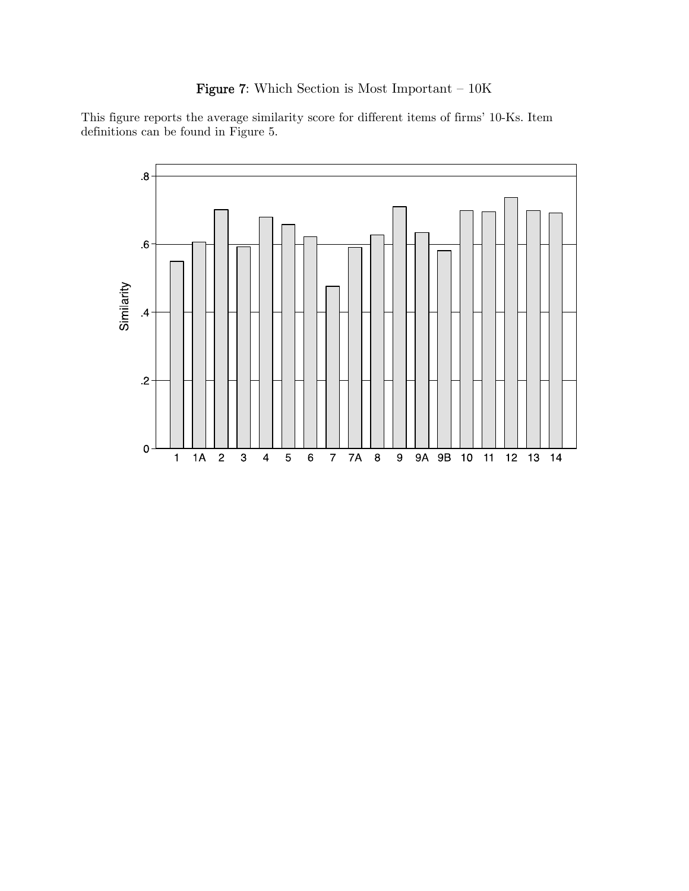**Figure 7**: Which Section is Most Important – 10K

This figure reports the average similarity score for different items of firms' 10-Ks. Item definitions can be found in Figure 5.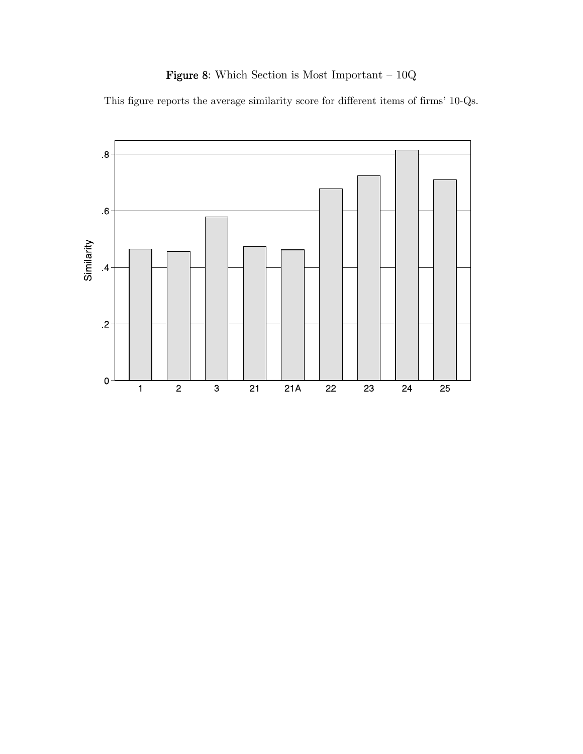**Figure 8**: Which Section is Most Important – 10Q

This figure reports the average similarity score for different items of firms' 10-Qs.

Similarity

0
.2
.4
.6
.8

1
2
3
21
21A
22
23
24
25